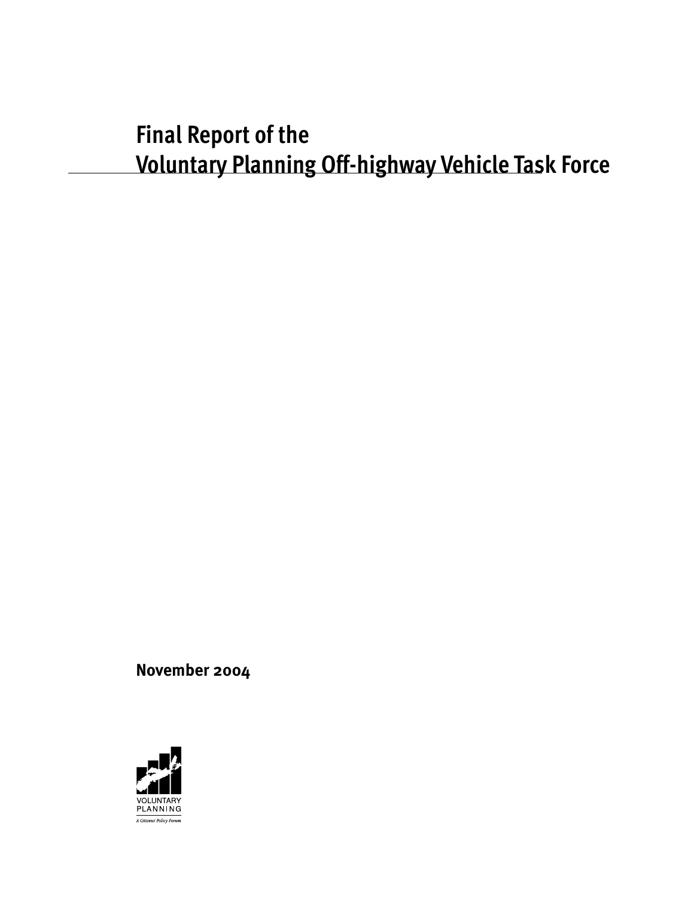# Final Report of the Voluntary Planning Off-highway Vehicle Task Force

**November 2004**

VOLUNTARY PLANNING

*A Citizens' Policy Forum*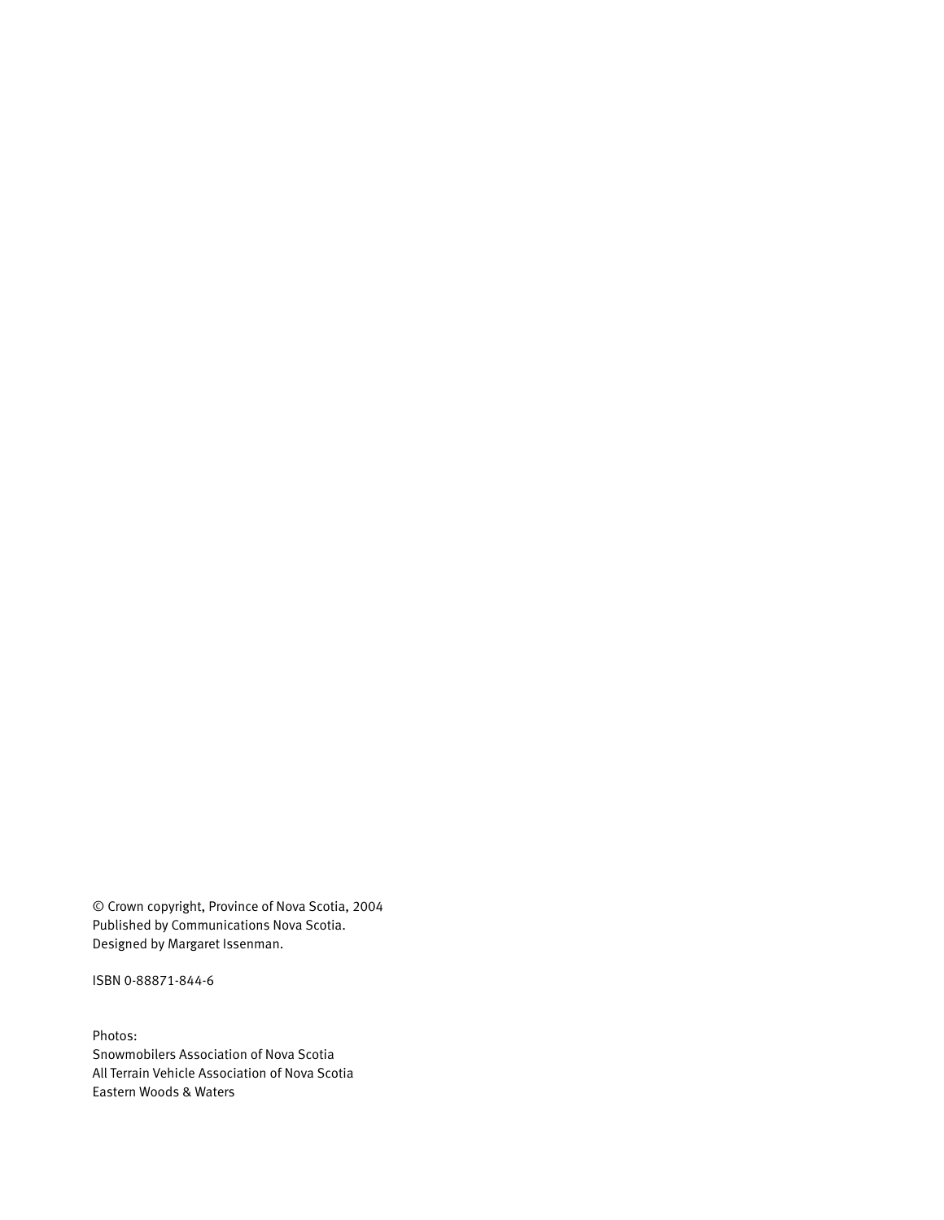© Crown copyright, Province of Nova Scotia, 2004
Published by Communications Nova Scotia.
Designed by Margaret Issenman.

ISBN 0-88871-844-6

Photos:
Snowmobilers Association of Nova Scotia
All Terrain Vehicle Association of Nova Scotia
Eastern Woods & Waters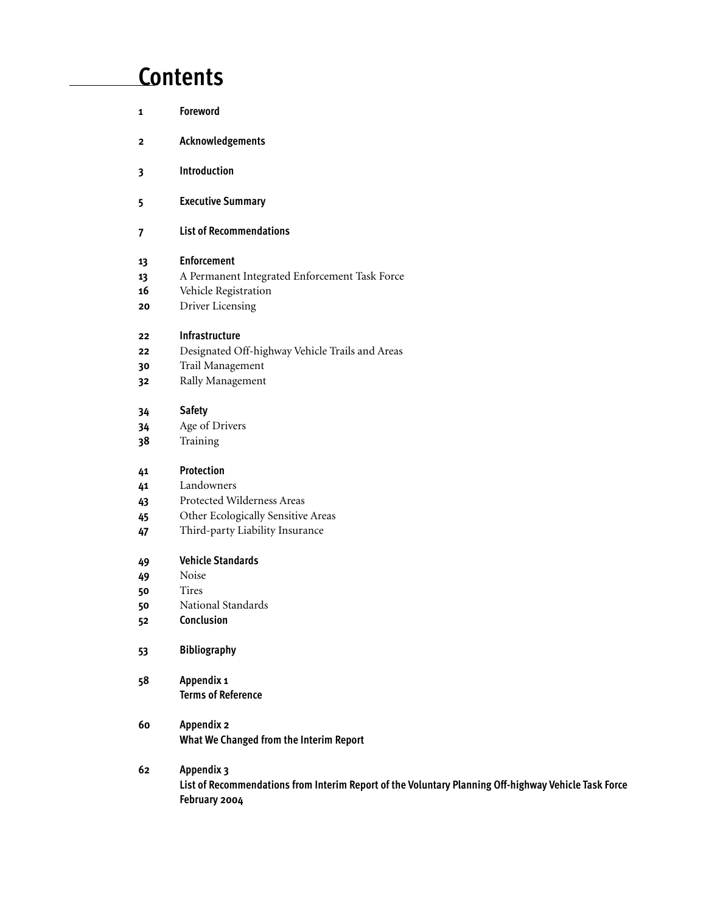# Contents

1 **Foreword**

2 **Acknowledgements**

3 **Introduction**

5 **Executive Summary**

7 **List of Recommendations**

13 **Enforcement**
13 A Permanent Integrated Enforcement Task Force
16 Vehicle Registration
20 Driver Licensing

22 **Infrastructure**
22 Designated Off-highway Vehicle Trails and Areas
30 Trail Management
32 Rally Management

34 **Safety**
34 Age of Drivers
38 Training

41 **Protection**
41 Landowners
43 Protected Wilderness Areas
45 Other Ecologically Sensitive Areas
47 Third-party Liability Insurance

49 **Vehicle Standards**
49 Noise
50 Tires
50 National Standards
52 **Conclusion**

53 **Bibliography**

58 **Appendix 1**
**Terms of Reference**

60 **Appendix 2**
**What We Changed from the Interim Report**

62 **Appendix 3**
**List of Recommendations from Interim Report of the Voluntary Planning Off-highway Vehicle Task Force February 2004**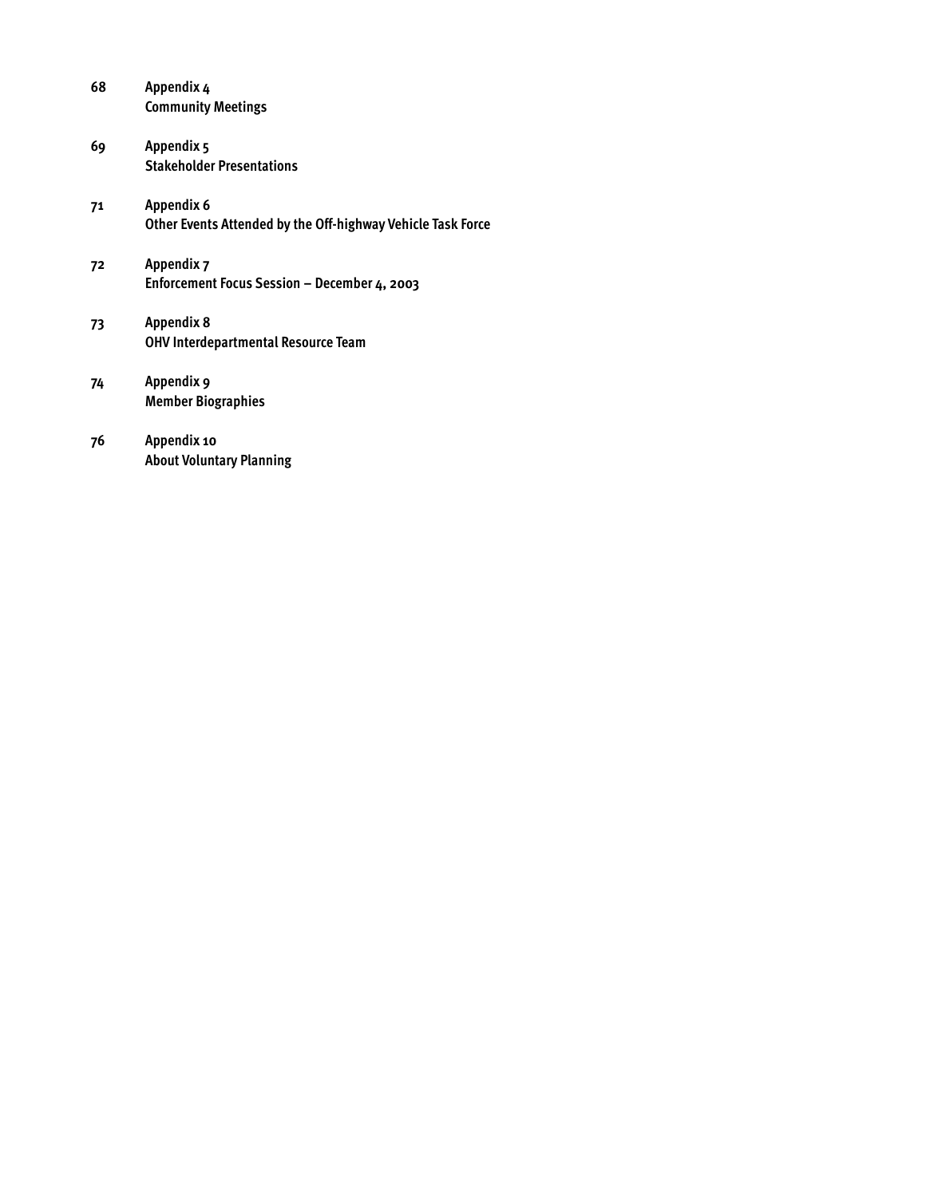68 **Appendix 4**
**Community Meetings**

69 **Appendix 5**
**Stakeholder Presentations**

71 **Appendix 6**
**Other Events Attended by the Off-highway Vehicle Task Force**

72 **Appendix 7**
**Enforcement Focus Session – December 4, 2003**

73 **Appendix 8**
**OHV Interdepartmental Resource Team**

74 **Appendix 9**
**Member Biographies**

76 **Appendix 10**
**About Voluntary Planning**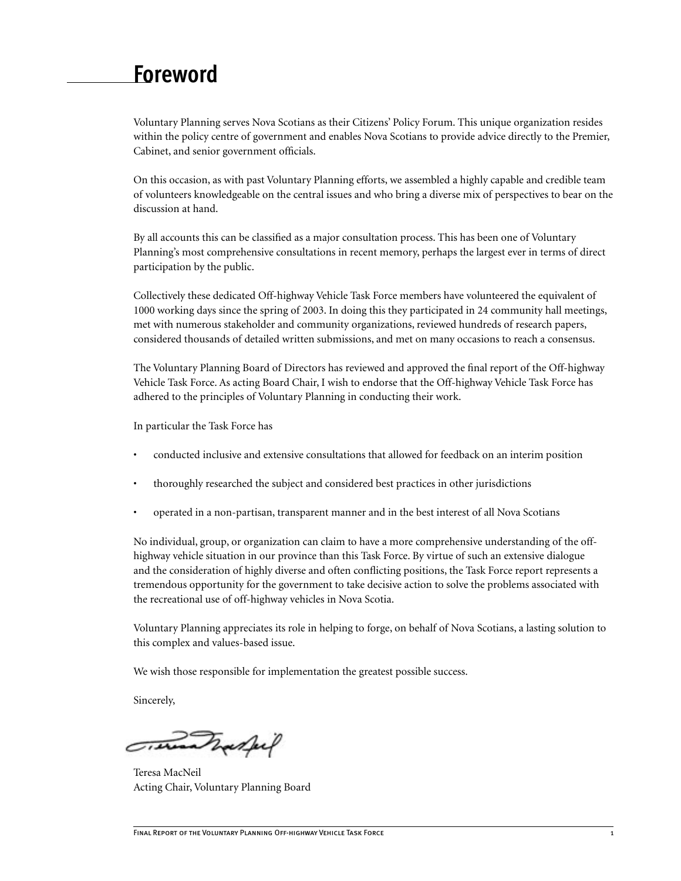# Foreword

Voluntary Planning serves Nova Scotians as their Citizens' Policy Forum. This unique organization resides within the policy centre of government and enables Nova Scotians to provide advice directly to the Premier, Cabinet, and senior government officials.

On this occasion, as with past Voluntary Planning efforts, we assembled a highly capable and credible team of volunteers knowledgeable on the central issues and who bring a diverse mix of perspectives to bear on the discussion at hand.

By all accounts this can be classified as a major consultation process. This has been one of Voluntary Planning's most comprehensive consultations in recent memory, perhaps the largest ever in terms of direct participation by the public.

Collectively these dedicated Off-highway Vehicle Task Force members have volunteered the equivalent of 1000 working days since the spring of 2003. In doing this they participated in 24 community hall meetings, met with numerous stakeholder and community organizations, reviewed hundreds of research papers, considered thousands of detailed written submissions, and met on many occasions to reach a consensus.

The Voluntary Planning Board of Directors has reviewed and approved the final report of the Off-highway Vehicle Task Force. As acting Board Chair, I wish to endorse that the Off-highway Vehicle Task Force has adhered to the principles of Voluntary Planning in conducting their work.

In particular the Task Force has

- conducted inclusive and extensive consultations that allowed for feedback on an interim position
- thoroughly researched the subject and considered best practices in other jurisdictions
- operated in a non-partisan, transparent manner and in the best interest of all Nova Scotians

No individual, group, or organization can claim to have a more comprehensive understanding of the off-highway vehicle situation in our province than this Task Force. By virtue of such an extensive dialogue and the consideration of highly diverse and often conflicting positions, the Task Force report represents a tremendous opportunity for the government to take decisive action to solve the problems associated with the recreational use of off-highway vehicles in Nova Scotia.

Voluntary Planning appreciates its role in helping to forge, on behalf of Nova Scotians, a lasting solution to this complex and values-based issue.

We wish those responsible for implementation the greatest possible success.

Sincerely,

Teresa MacNeil
Acting Chair, Voluntary Planning Board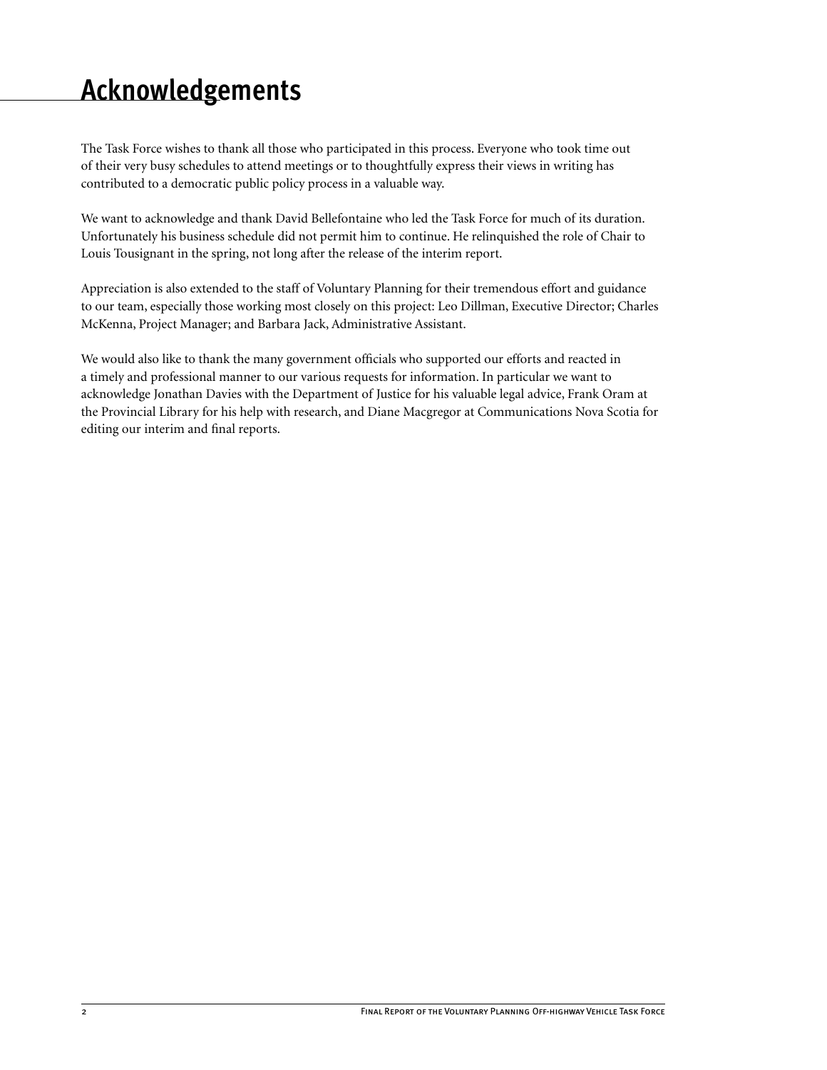# Acknowledgements

The Task Force wishes to thank all those who participated in this process. Everyone who took time out of their very busy schedules to attend meetings or to thoughtfully express their views in writing has contributed to a democratic public policy process in a valuable way.

We want to acknowledge and thank David Bellefontaine who led the Task Force for much of its duration. Unfortunately his business schedule did not permit him to continue. He relinquished the role of Chair to Louis Tousignant in the spring, not long after the release of the interim report.

Appreciation is also extended to the staff of Voluntary Planning for their tremendous effort and guidance to our team, especially those working most closely on this project: Leo Dillman, Executive Director; Charles McKenna, Project Manager; and Barbara Jack, Administrative Assistant.

We would also like to thank the many government officials who supported our efforts and reacted in a timely and professional manner to our various requests for information. In particular we want to acknowledge Jonathan Davies with the Department of Justice for his valuable legal advice, Frank Oram at the Provincial Library for his help with research, and Diane Macgregor at Communications Nova Scotia for editing our interim and final reports.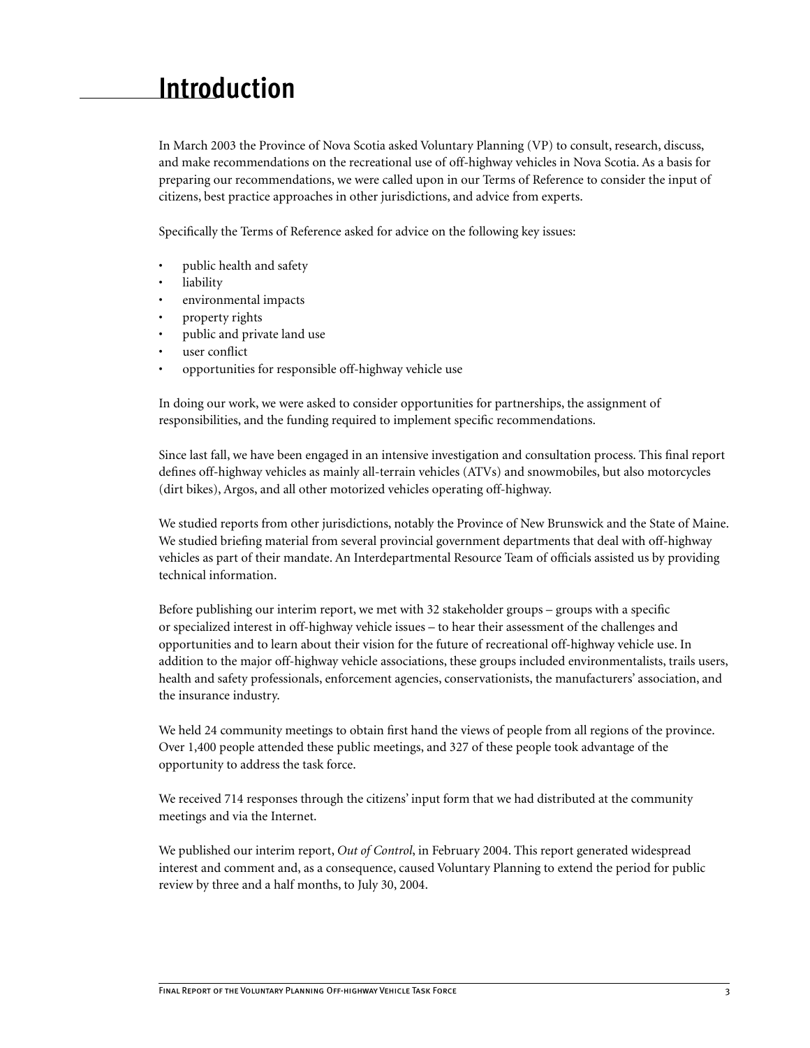# Introduction

In March 2003 the Province of Nova Scotia asked Voluntary Planning (VP) to consult, research, discuss, and make recommendations on the recreational use of off-highway vehicles in Nova Scotia. As a basis for preparing our recommendations, we were called upon in our Terms of Reference to consider the input of citizens, best practice approaches in other jurisdictions, and advice from experts.

Specifically the Terms of Reference asked for advice on the following key issues:

- public health and safety
- liability
- environmental impacts
- property rights
- public and private land use
- user conflict
- opportunities for responsible off-highway vehicle use

In doing our work, we were asked to consider opportunities for partnerships, the assignment of responsibilities, and the funding required to implement specific recommendations.

Since last fall, we have been engaged in an intensive investigation and consultation process. This final report defines off-highway vehicles as mainly all-terrain vehicles (ATVs) and snowmobiles, but also motorcycles (dirt bikes), Argos, and all other motorized vehicles operating off-highway.

We studied reports from other jurisdictions, notably the Province of New Brunswick and the State of Maine. We studied briefing material from several provincial government departments that deal with off-highway vehicles as part of their mandate. An Interdepartmental Resource Team of officials assisted us by providing technical information.

Before publishing our interim report, we met with 32 stakeholder groups – groups with a specific or specialized interest in off-highway vehicle issues – to hear their assessment of the challenges and opportunities and to learn about their vision for the future of recreational off-highway vehicle use. In addition to the major off-highway vehicle associations, these groups included environmentalists, trails users, health and safety professionals, enforcement agencies, conservationists, the manufacturers' association, and the insurance industry.

We held 24 community meetings to obtain first hand the views of people from all regions of the province. Over 1,400 people attended these public meetings, and 327 of these people took advantage of the opportunity to address the task force.

We received 714 responses through the citizens' input form that we had distributed at the community meetings and via the Internet.

We published our interim report, *Out of Control*, in February 2004. This report generated widespread interest and comment and, as a consequence, caused Voluntary Planning to extend the period for public review by three and a half months, to July 30, 2004.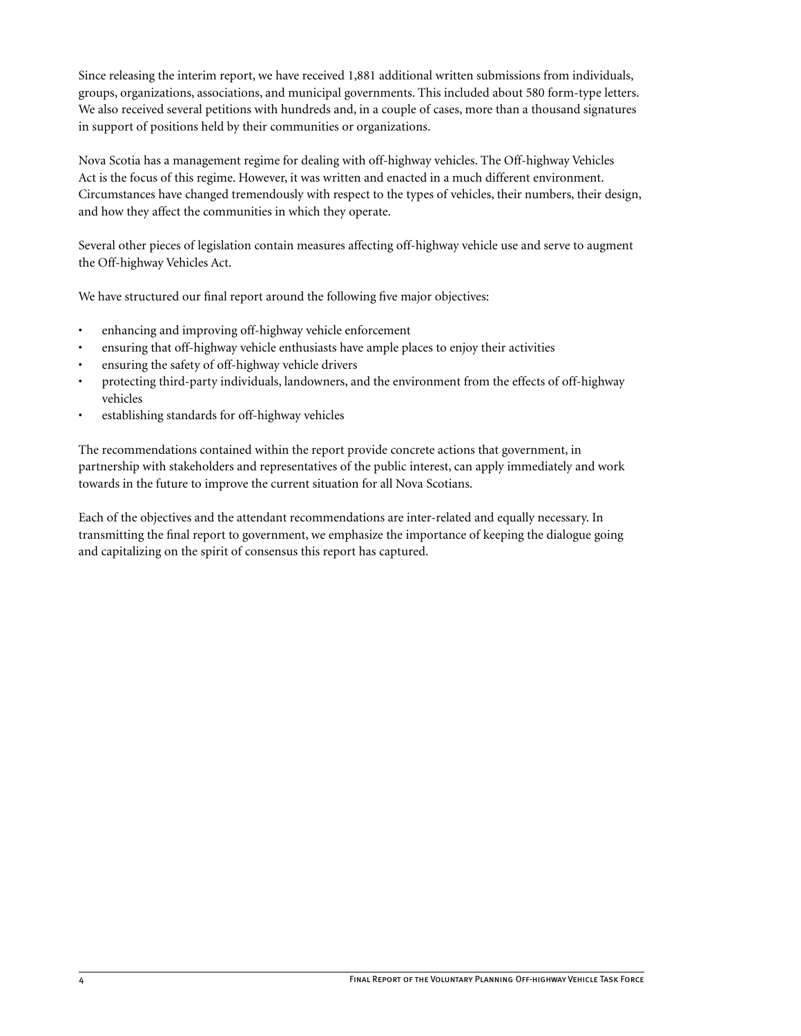Since releasing the interim report, we have received 1,881 additional written submissions from individuals, groups, organizations, associations, and municipal governments. This included about 580 form-type letters. We also received several petitions with hundreds and, in a couple of cases, more than a thousand signatures in support of positions held by their communities or organizations.

Nova Scotia has a management regime for dealing with off-highway vehicles. The Off-highway Vehicles Act is the focus of this regime. However, it was written and enacted in a much different environment. Circumstances have changed tremendously with respect to the types of vehicles, their numbers, their design, and how they affect the communities in which they operate.

Several other pieces of legislation contain measures affecting off-highway vehicle use and serve to augment the Off-highway Vehicles Act.

We have structured our final report around the following five major objectives:

- enhancing and improving off-highway vehicle enforcement
- ensuring that off-highway vehicle enthusiasts have ample places to enjoy their activities
- ensuring the safety of off-highway vehicle drivers
- protecting third-party individuals, landowners, and the environment from the effects of off-highway vehicles
- establishing standards for off-highway vehicles

The recommendations contained within the report provide concrete actions that government, in partnership with stakeholders and representatives of the public interest, can apply immediately and work towards in the future to improve the current situation for all Nova Scotians.

Each of the objectives and the attendant recommendations are inter-related and equally necessary. In transmitting the final report to government, we emphasize the importance of keeping the dialogue going and capitalizing on the spirit of consensus this report has captured.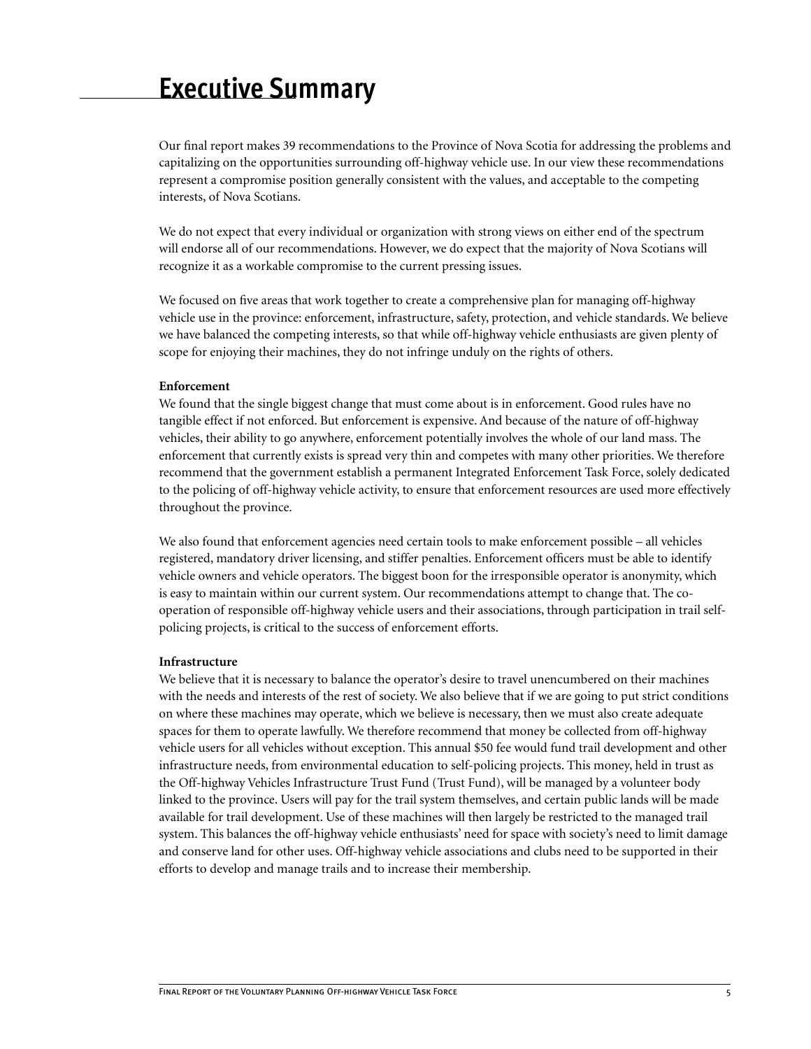# Executive Summary

Our final report makes 39 recommendations to the Province of Nova Scotia for addressing the problems and capitalizing on the opportunities surrounding off-highway vehicle use. In our view these recommendations represent a compromise position generally consistent with the values, and acceptable to the competing interests, of Nova Scotians.

We do not expect that every individual or organization with strong views on either end of the spectrum will endorse all of our recommendations. However, we do expect that the majority of Nova Scotians will recognize it as a workable compromise to the current pressing issues.

We focused on five areas that work together to create a comprehensive plan for managing off-highway vehicle use in the province: enforcement, infrastructure, safety, protection, and vehicle standards. We believe we have balanced the competing interests, so that while off-highway vehicle enthusiasts are given plenty of scope for enjoying their machines, they do not infringe unduly on the rights of others.

**Enforcement**

We found that the single biggest change that must come about is in enforcement. Good rules have no tangible effect if not enforced. But enforcement is expensive. And because of the nature of off-highway vehicles, their ability to go anywhere, enforcement potentially involves the whole of our land mass. The enforcement that currently exists is spread very thin and competes with many other priorities. We therefore recommend that the government establish a permanent Integrated Enforcement Task Force, solely dedicated to the policing of off-highway vehicle activity, to ensure that enforcement resources are used more effectively throughout the province.

We also found that enforcement agencies need certain tools to make enforcement possible – all vehicles registered, mandatory driver licensing, and stiffer penalties. Enforcement officers must be able to identify vehicle owners and vehicle operators. The biggest boon for the irresponsible operator is anonymity, which is easy to maintain within our current system. Our recommendations attempt to change that. The co-operation of responsible off-highway vehicle users and their associations, through participation in trail self-policing projects, is critical to the success of enforcement efforts.

**Infrastructure**

We believe that it is necessary to balance the operator's desire to travel unencumbered on their machines with the needs and interests of the rest of society. We also believe that if we are going to put strict conditions on where these machines may operate, which we believe is necessary, then we must also create adequate spaces for them to operate lawfully. We therefore recommend that money be collected from off-highway vehicle users for all vehicles without exception. This annual $50 fee would fund trail development and other infrastructure needs, from environmental education to self-policing projects. This money, held in trust as the Off-highway Vehicles Infrastructure Trust Fund (Trust Fund), will be managed by a volunteer body linked to the province. Users will pay for the trail system themselves, and certain public lands will be made available for trail development. Use of these machines will then largely be restricted to the managed trail system. This balances the off-highway vehicle enthusiasts' need for space with society's need to limit damage and conserve land for other uses. Off-highway vehicle associations and clubs need to be supported in their efforts to develop and manage trails and to increase their membership.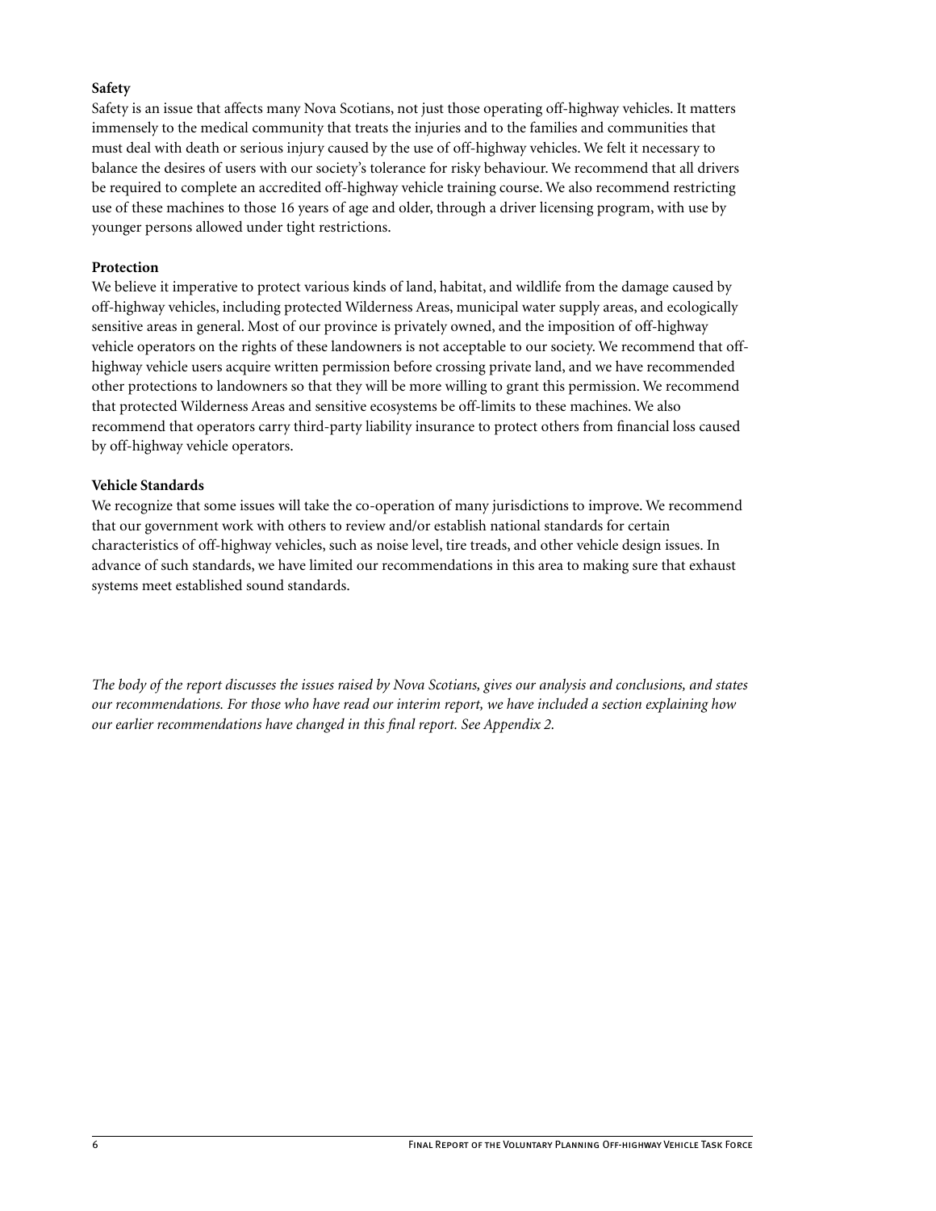**Safety**

Safety is an issue that affects many Nova Scotians, not just those operating off-highway vehicles. It matters immensely to the medical community that treats the injuries and to the families and communities that must deal with death or serious injury caused by the use of off-highway vehicles. We felt it necessary to balance the desires of users with our society's tolerance for risky behaviour. We recommend that all drivers be required to complete an accredited off-highway vehicle training course. We also recommend restricting use of these machines to those 16 years of age and older, through a driver licensing program, with use by younger persons allowed under tight restrictions.

**Protection**

We believe it imperative to protect various kinds of land, habitat, and wildlife from the damage caused by off-highway vehicles, including protected Wilderness Areas, municipal water supply areas, and ecologically sensitive areas in general. Most of our province is privately owned, and the imposition of off-highway vehicle operators on the rights of these landowners is not acceptable to our society. We recommend that off-highway vehicle users acquire written permission before crossing private land, and we have recommended other protections to landowners so that they will be more willing to grant this permission. We recommend that protected Wilderness Areas and sensitive ecosystems be off-limits to these machines. We also recommend that operators carry third-party liability insurance to protect others from financial loss caused by off-highway vehicle operators.

**Vehicle Standards**

We recognize that some issues will take the co-operation of many jurisdictions to improve. We recommend that our government work with others to review and/or establish national standards for certain characteristics of off-highway vehicles, such as noise level, tire treads, and other vehicle design issues. In advance of such standards, we have limited our recommendations in this area to making sure that exhaust systems meet established sound standards.

*The body of the report discusses the issues raised by Nova Scotians, gives our analysis and conclusions, and states our recommendations. For those who have read our interim report, we have included a section explaining how our earlier recommendations have changed in this final report. See Appendix 2.*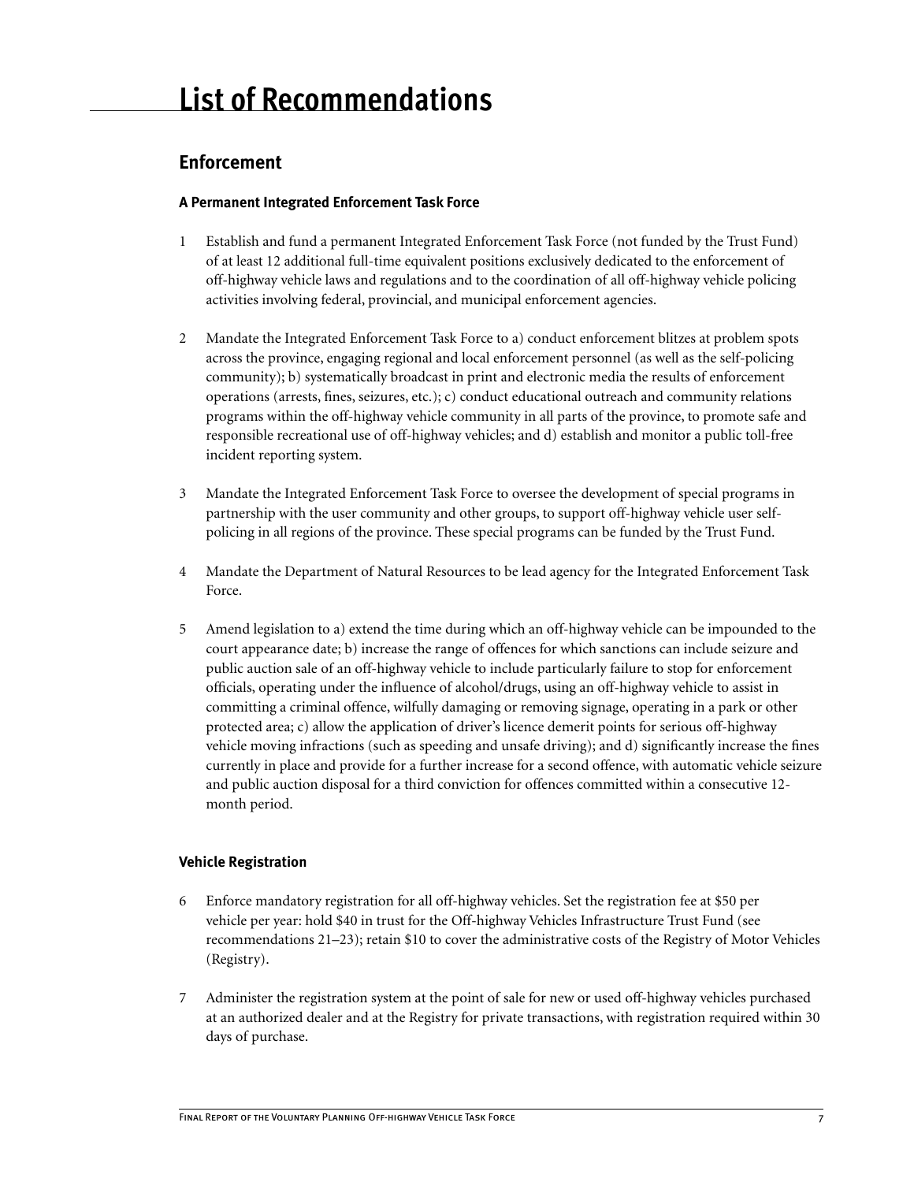# List of Recommendations

## Enforcement

### A Permanent Integrated Enforcement Task Force

1 Establish and fund a permanent Integrated Enforcement Task Force (not funded by the Trust Fund) of at least 12 additional full-time equivalent positions exclusively dedicated to the enforcement of off-highway vehicle laws and regulations and to the coordination of all off-highway vehicle policing activities involving federal, provincial, and municipal enforcement agencies.

2 Mandate the Integrated Enforcement Task Force to a) conduct enforcement blitzes at problem spots across the province, engaging regional and local enforcement personnel (as well as the self-policing community); b) systematically broadcast in print and electronic media the results of enforcement operations (arrests, fines, seizures, etc.); c) conduct educational outreach and community relations programs within the off-highway vehicle community in all parts of the province, to promote safe and responsible recreational use of off-highway vehicles; and d) establish and monitor a public toll-free incident reporting system.

3 Mandate the Integrated Enforcement Task Force to oversee the development of special programs in partnership with the user community and other groups, to support off-highway vehicle user self-policing in all regions of the province. These special programs can be funded by the Trust Fund.

4 Mandate the Department of Natural Resources to be lead agency for the Integrated Enforcement Task Force.

5 Amend legislation to a) extend the time during which an off-highway vehicle can be impounded to the court appearance date; b) increase the range of offences for which sanctions can include seizure and public auction sale of an off-highway vehicle to include particularly failure to stop for enforcement officials, operating under the influence of alcohol/drugs, using an off-highway vehicle to assist in committing a criminal offence, wilfully damaging or removing signage, operating in a park or other protected area; c) allow the application of driver's licence demerit points for serious off-highway vehicle moving infractions (such as speeding and unsafe driving); and d) significantly increase the fines currently in place and provide for a further increase for a second offence, with automatic vehicle seizure and public auction disposal for a third conviction for offences committed within a consecutive 12-month period.

### Vehicle Registration

6 Enforce mandatory registration for all off-highway vehicles. Set the registration fee at $50 per vehicle per year: hold $40 in trust for the Off-highway Vehicles Infrastructure Trust Fund (see recommendations 21–23); retain $10 to cover the administrative costs of the Registry of Motor Vehicles (Registry).

7 Administer the registration system at the point of sale for new or used off-highway vehicles purchased at an authorized dealer and at the Registry for private transactions, with registration required within 30 days of purchase.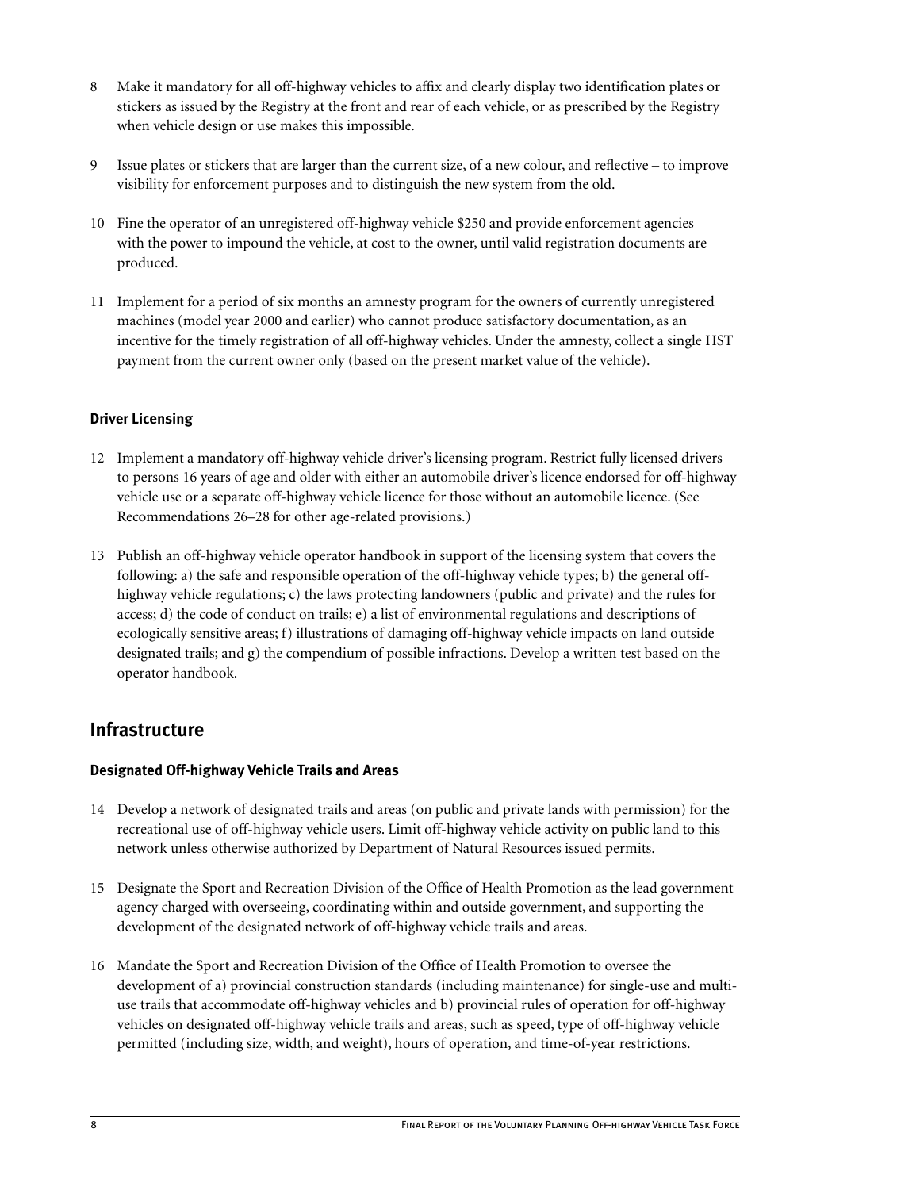8 Make it mandatory for all off-highway vehicles to affix and clearly display two identification plates or stickers as issued by the Registry at the front and rear of each vehicle, or as prescribed by the Registry when vehicle design or use makes this impossible.

9 Issue plates or stickers that are larger than the current size, of a new colour, and reflective – to improve visibility for enforcement purposes and to distinguish the new system from the old.

10 Fine the operator of an unregistered off-highway vehicle $250 and provide enforcement agencies with the power to impound the vehicle, at cost to the owner, until valid registration documents are produced.

11 Implement for a period of six months an amnesty program for the owners of currently unregistered machines (model year 2000 and earlier) who cannot produce satisfactory documentation, as an incentive for the timely registration of all off-highway vehicles. Under the amnesty, collect a single HST payment from the current owner only (based on the present market value of the vehicle).

### Driver Licensing

12 Implement a mandatory off-highway vehicle driver's licensing program. Restrict fully licensed drivers to persons 16 years of age and older with either an automobile driver's licence endorsed for off-highway vehicle use or a separate off-highway vehicle licence for those without an automobile licence. (See Recommendations 26–28 for other age-related provisions.)

13 Publish an off-highway vehicle operator handbook in support of the licensing system that covers the following: a) the safe and responsible operation of the off-highway vehicle types; b) the general off-highway vehicle regulations; c) the laws protecting landowners (public and private) and the rules for access; d) the code of conduct on trails; e) a list of environmental regulations and descriptions of ecologically sensitive areas; f) illustrations of damaging off-highway vehicle impacts on land outside designated trails; and g) the compendium of possible infractions. Develop a written test based on the operator handbook.

## Infrastructure

### Designated Off-highway Vehicle Trails and Areas

14 Develop a network of designated trails and areas (on public and private lands with permission) for the recreational use of off-highway vehicle users. Limit off-highway vehicle activity on public land to this network unless otherwise authorized by Department of Natural Resources issued permits.

15 Designate the Sport and Recreation Division of the Office of Health Promotion as the lead government agency charged with overseeing, coordinating within and outside government, and supporting the development of the designated network of off-highway vehicle trails and areas.

16 Mandate the Sport and Recreation Division of the Office of Health Promotion to oversee the development of a) provincial construction standards (including maintenance) for single-use and multi-use trails that accommodate off-highway vehicles and b) provincial rules of operation for off-highway vehicles on designated off-highway vehicle trails and areas, such as speed, type of off-highway vehicle permitted (including size, width, and weight), hours of operation, and time-of-year restrictions.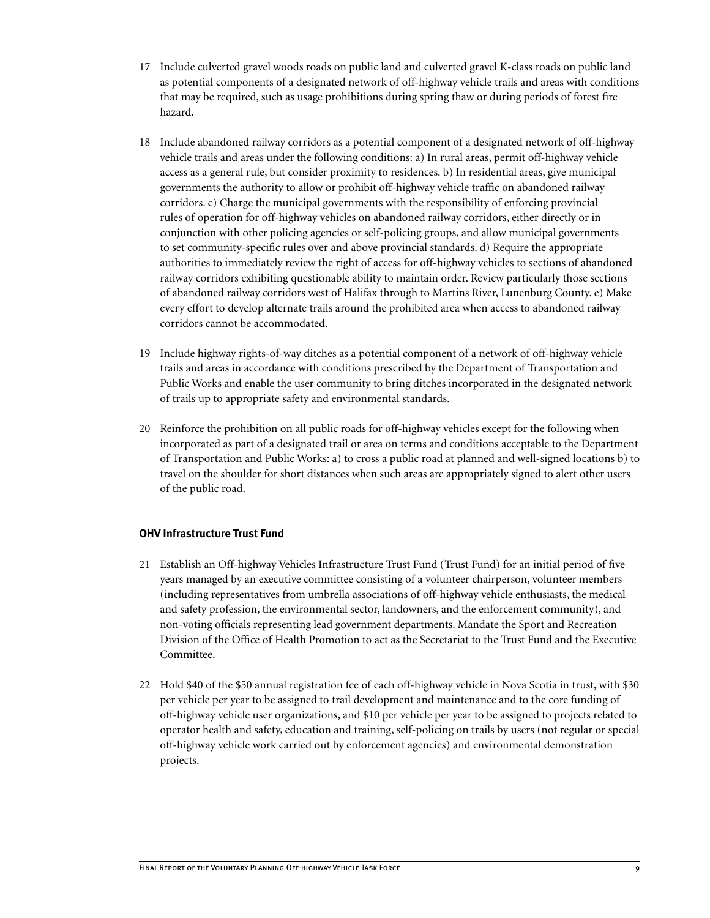17 Include culverted gravel woods roads on public land and culverted gravel K-class roads on public land as potential components of a designated network of off-highway vehicle trails and areas with conditions that may be required, such as usage prohibitions during spring thaw or during periods of forest fire hazard.

18 Include abandoned railway corridors as a potential component of a designated network of off-highway vehicle trails and areas under the following conditions: a) In rural areas, permit off-highway vehicle access as a general rule, but consider proximity to residences. b) In residential areas, give municipal governments the authority to allow or prohibit off-highway vehicle traffic on abandoned railway corridors. c) Charge the municipal governments with the responsibility of enforcing provincial rules of operation for off-highway vehicles on abandoned railway corridors, either directly or in conjunction with other policing agencies or self-policing groups, and allow municipal governments to set community-specific rules over and above provincial standards. d) Require the appropriate authorities to immediately review the right of access for off-highway vehicles to sections of abandoned railway corridors exhibiting questionable ability to maintain order. Review particularly those sections of abandoned railway corridors west of Halifax through to Martins River, Lunenburg County. e) Make every effort to develop alternate trails around the prohibited area when access to abandoned railway corridors cannot be accommodated.

19 Include highway rights-of-way ditches as a potential component of a network of off-highway vehicle trails and areas in accordance with conditions prescribed by the Department of Transportation and Public Works and enable the user community to bring ditches incorporated in the designated network of trails up to appropriate safety and environmental standards.

20 Reinforce the prohibition on all public roads for off-highway vehicles except for the following when incorporated as part of a designated trail or area on terms and conditions acceptable to the Department of Transportation and Public Works: a) to cross a public road at planned and well-signed locations b) to travel on the shoulder for short distances when such areas are appropriately signed to alert other users of the public road.

### OHV Infrastructure Trust Fund

21 Establish an Off-highway Vehicles Infrastructure Trust Fund (Trust Fund) for an initial period of five years managed by an executive committee consisting of a volunteer chairperson, volunteer members (including representatives from umbrella associations of off-highway vehicle enthusiasts, the medical and safety profession, the environmental sector, landowners, and the enforcement community), and non-voting officials representing lead government departments. Mandate the Sport and Recreation Division of the Office of Health Promotion to act as the Secretariat to the Trust Fund and the Executive Committee.

22 Hold $40 of the $50 annual registration fee of each off-highway vehicle in Nova Scotia in trust, with $30 per vehicle per year to be assigned to trail development and maintenance and to the core funding of off-highway vehicle user organizations, and $10 per vehicle per year to be assigned to projects related to operator health and safety, education and training, self-policing on trails by users (not regular or special off-highway vehicle work carried out by enforcement agencies) and environmental demonstration projects.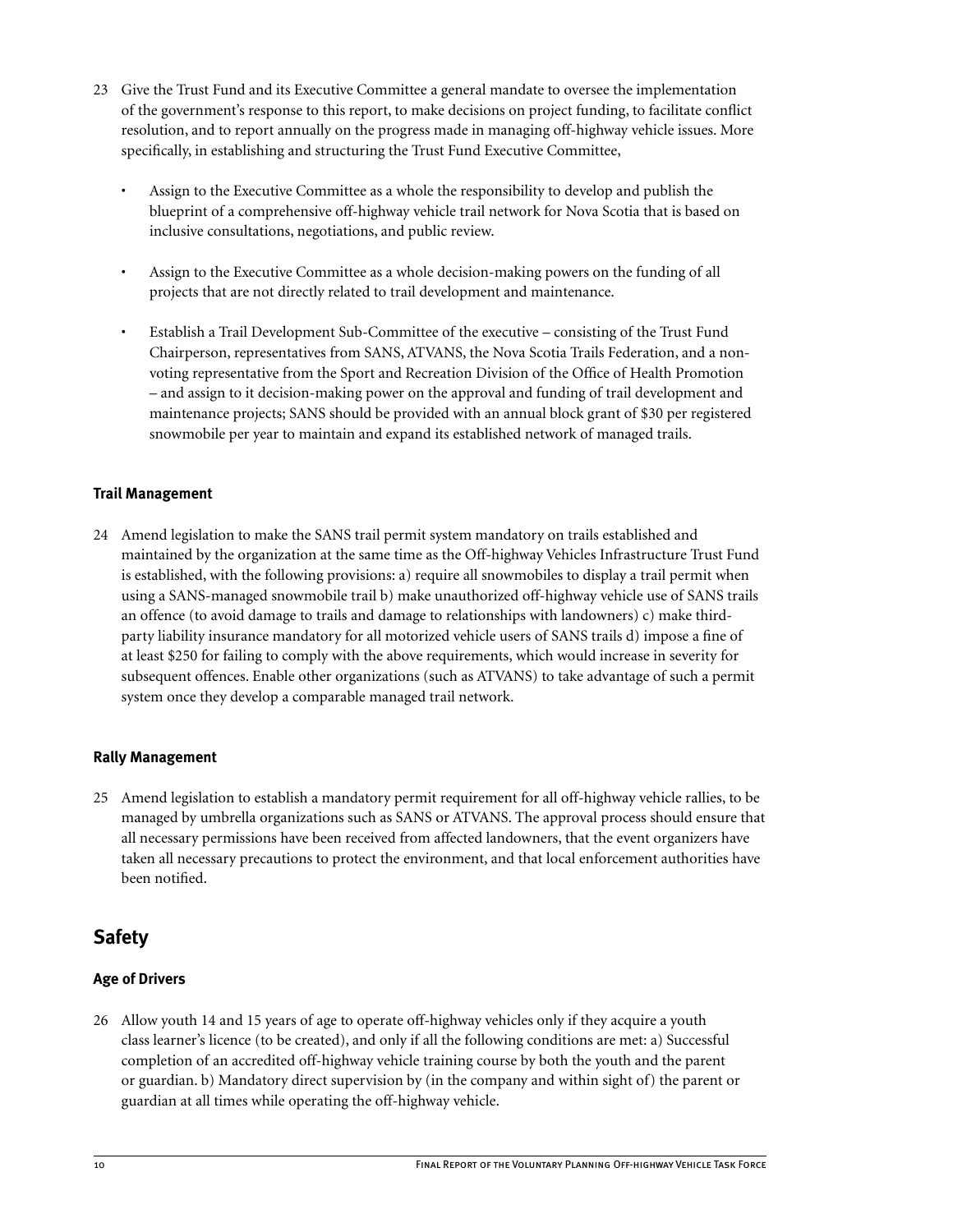23 Give the Trust Fund and its Executive Committee a general mandate to oversee the implementation of the government's response to this report, to make decisions on project funding, to facilitate conflict resolution, and to report annually on the progress made in managing off-highway vehicle issues. More specifically, in establishing and structuring the Trust Fund Executive Committee,

- Assign to the Executive Committee as a whole the responsibility to develop and publish the blueprint of a comprehensive off-highway vehicle trail network for Nova Scotia that is based on inclusive consultations, negotiations, and public review.
- Assign to the Executive Committee as a whole decision-making powers on the funding of all projects that are not directly related to trail development and maintenance.
- Establish a Trail Development Sub-Committee of the executive – consisting of the Trust Fund Chairperson, representatives from SANS, ATVANS, the Nova Scotia Trails Federation, and a non-voting representative from the Sport and Recreation Division of the Office of Health Promotion – and assign to it decision-making power on the approval and funding of trail development and maintenance projects; SANS should be provided with an annual block grant of $30 per registered snowmobile per year to maintain and expand its established network of managed trails.

### Trail Management

24 Amend legislation to make the SANS trail permit system mandatory on trails established and maintained by the organization at the same time as the Off-highway Vehicles Infrastructure Trust Fund is established, with the following provisions: a) require all snowmobiles to display a trail permit when using a SANS-managed snowmobile trail b) make unauthorized off-highway vehicle use of SANS trails an offence (to avoid damage to trails and damage to relationships with landowners) c) make third-party liability insurance mandatory for all motorized vehicle users of SANS trails d) impose a fine of at least $250 for failing to comply with the above requirements, which would increase in severity for subsequent offences. Enable other organizations (such as ATVANS) to take advantage of such a permit system once they develop a comparable managed trail network.

### Rally Management

25 Amend legislation to establish a mandatory permit requirement for all off-highway vehicle rallies, to be managed by umbrella organizations such as SANS or ATVANS. The approval process should ensure that all necessary permissions have been received from affected landowners, that the event organizers have taken all necessary precautions to protect the environment, and that local enforcement authorities have been notified.

## Safety

### Age of Drivers

26 Allow youth 14 and 15 years of age to operate off-highway vehicles only if they acquire a youth class learner's licence (to be created), and only if all the following conditions are met: a) Successful completion of an accredited off-highway vehicle training course by both the youth and the parent or guardian. b) Mandatory direct supervision by (in the company and within sight of) the parent or guardian at all times while operating the off-highway vehicle.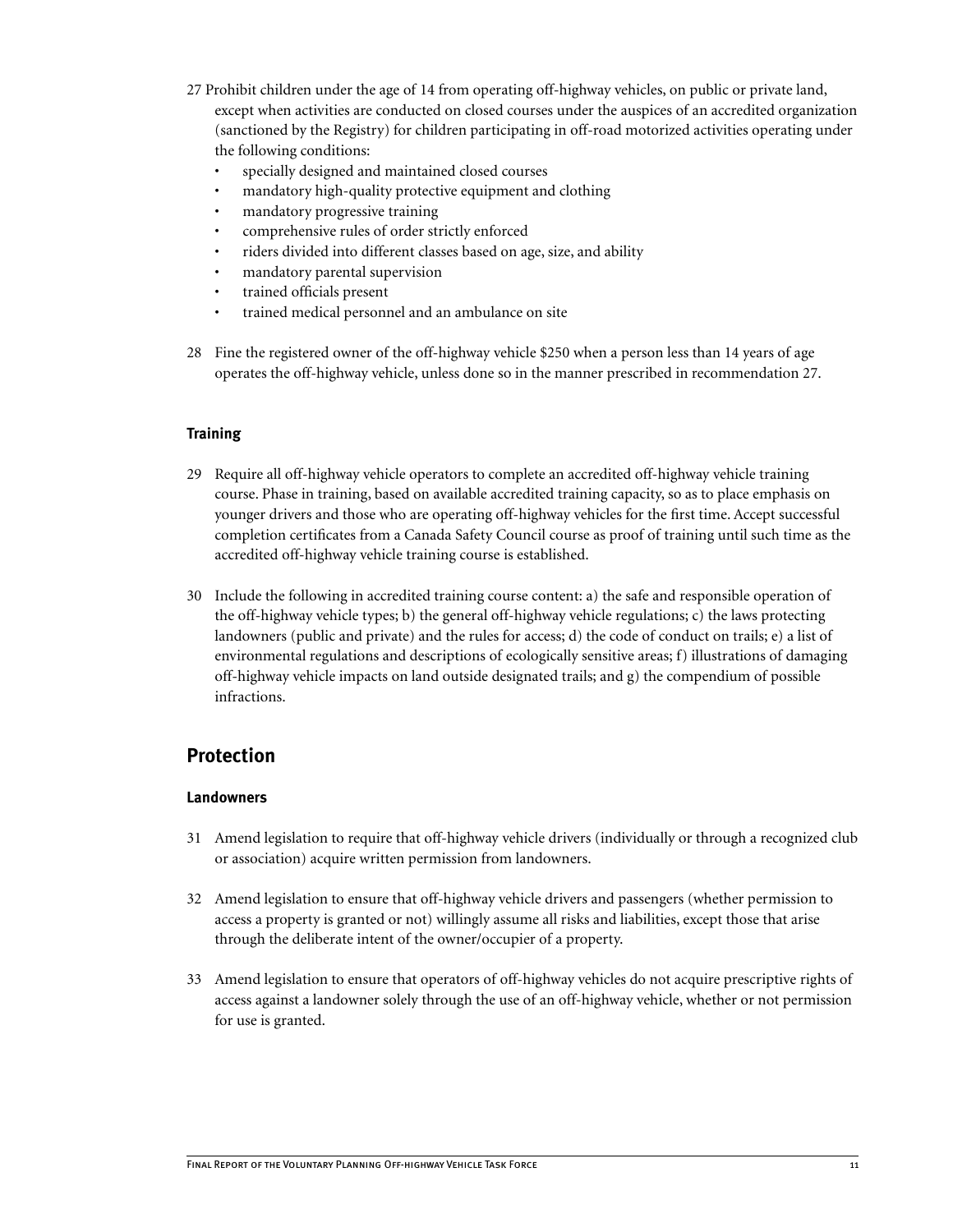27 Prohibit children under the age of 14 from operating off-highway vehicles, on public or private land, except when activities are conducted on closed courses under the auspices of an accredited organization (sanctioned by the Registry) for children participating in off-road motorized activities operating under the following conditions:

- specially designed and maintained closed courses
- mandatory high-quality protective equipment and clothing
- mandatory progressive training
- comprehensive rules of order strictly enforced
- riders divided into different classes based on age, size, and ability
- mandatory parental supervision
- trained officials present
- trained medical personnel and an ambulance on site

28 Fine the registered owner of the off-highway vehicle $250 when a person less than 14 years of age operates the off-highway vehicle, unless done so in the manner prescribed in recommendation 27.

### Training

29 Require all off-highway vehicle operators to complete an accredited off-highway vehicle training course. Phase in training, based on available accredited training capacity, so as to place emphasis on younger drivers and those who are operating off-highway vehicles for the first time. Accept successful completion certificates from a Canada Safety Council course as proof of training until such time as the accredited off-highway vehicle training course is established.

30 Include the following in accredited training course content: a) the safe and responsible operation of the off-highway vehicle types; b) the general off-highway vehicle regulations; c) the laws protecting landowners (public and private) and the rules for access; d) the code of conduct on trails; e) a list of environmental regulations and descriptions of ecologically sensitive areas; f) illustrations of damaging off-highway vehicle impacts on land outside designated trails; and g) the compendium of possible infractions.

## Protection

### Landowners

31 Amend legislation to require that off-highway vehicle drivers (individually or through a recognized club or association) acquire written permission from landowners.

32 Amend legislation to ensure that off-highway vehicle drivers and passengers (whether permission to access a property is granted or not) willingly assume all risks and liabilities, except those that arise through the deliberate intent of the owner/occupier of a property.

33 Amend legislation to ensure that operators of off-highway vehicles do not acquire prescriptive rights of access against a landowner solely through the use of an off-highway vehicle, whether or not permission for use is granted.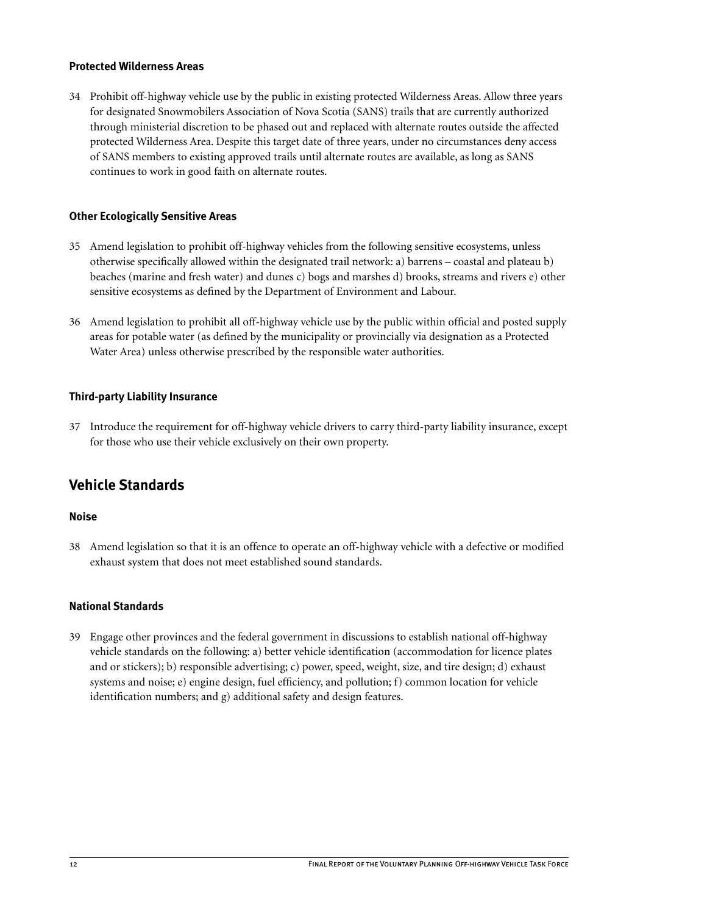### Protected Wilderness Areas

34 Prohibit off-highway vehicle use by the public in existing protected Wilderness Areas. Allow three years for designated Snowmobilers Association of Nova Scotia (SANS) trails that are currently authorized through ministerial discretion to be phased out and replaced with alternate routes outside the affected protected Wilderness Area. Despite this target date of three years, under no circumstances deny access of SANS members to existing approved trails until alternate routes are available, as long as SANS continues to work in good faith on alternate routes.

### Other Ecologically Sensitive Areas

35 Amend legislation to prohibit off-highway vehicles from the following sensitive ecosystems, unless otherwise specifically allowed within the designated trail network: a) barrens – coastal and plateau b) beaches (marine and fresh water) and dunes c) bogs and marshes d) brooks, streams and rivers e) other sensitive ecosystems as defined by the Department of Environment and Labour.

36 Amend legislation to prohibit all off-highway vehicle use by the public within official and posted supply areas for potable water (as defined by the municipality or provincially via designation as a Protected Water Area) unless otherwise prescribed by the responsible water authorities.

### Third-party Liability Insurance

37 Introduce the requirement for off-highway vehicle drivers to carry third-party liability insurance, except for those who use their vehicle exclusively on their own property.

## Vehicle Standards

### Noise

38 Amend legislation so that it is an offence to operate an off-highway vehicle with a defective or modified exhaust system that does not meet established sound standards.

### National Standards

39 Engage other provinces and the federal government in discussions to establish national off-highway vehicle standards on the following: a) better vehicle identification (accommodation for licence plates and or stickers); b) responsible advertising; c) power, speed, weight, size, and tire design; d) exhaust systems and noise; e) engine design, fuel efficiency, and pollution; f) common location for vehicle identification numbers; and g) additional safety and design features.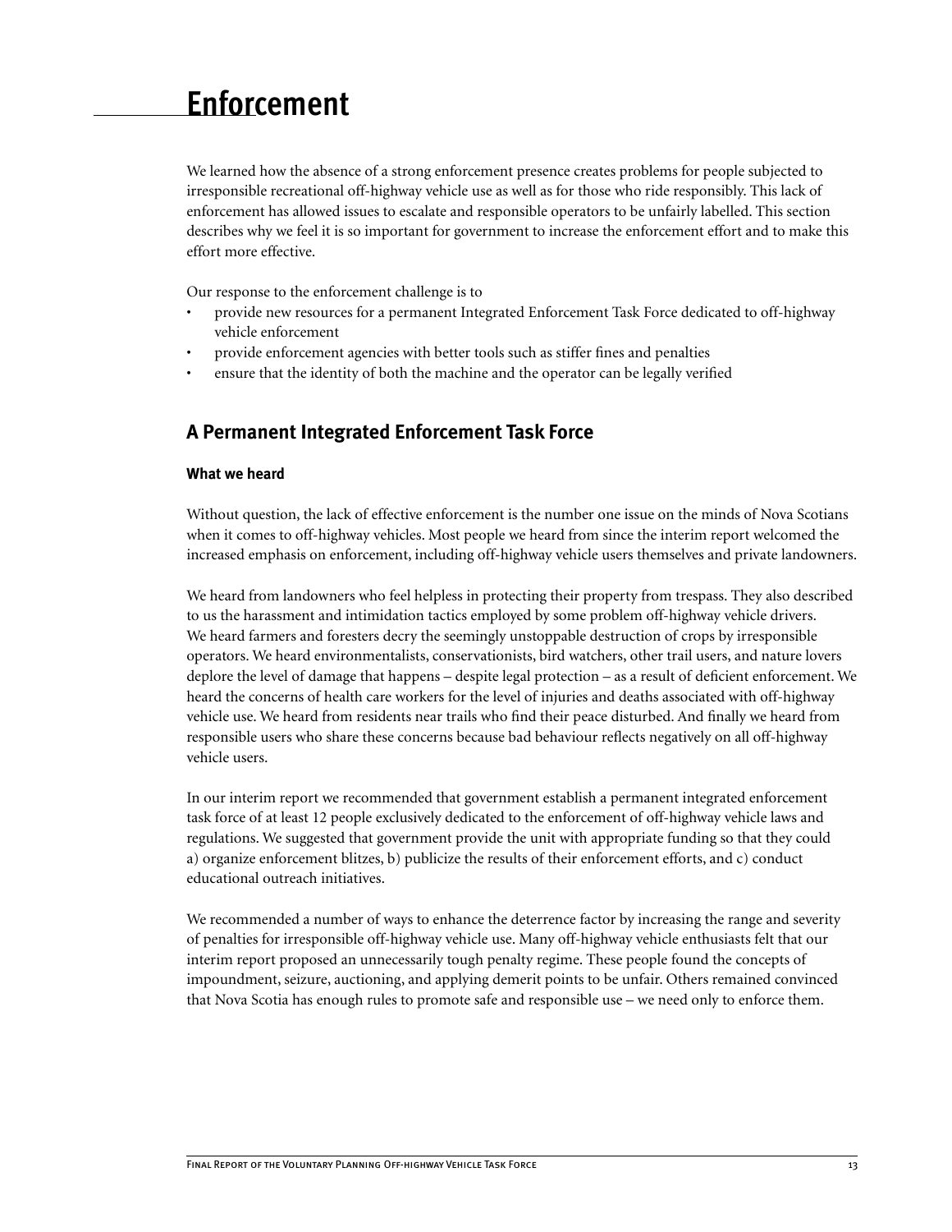# Enforcement

We learned how the absence of a strong enforcement presence creates problems for people subjected to irresponsible recreational off-highway vehicle use as well as for those who ride responsibly. This lack of enforcement has allowed issues to escalate and responsible operators to be unfairly labelled. This section describes why we feel it is so important for government to increase the enforcement effort and to make this effort more effective.

Our response to the enforcement challenge is to

- provide new resources for a permanent Integrated Enforcement Task Force dedicated to off-highway vehicle enforcement
- provide enforcement agencies with better tools such as stiffer fines and penalties
- ensure that the identity of both the machine and the operator can be legally verified

## A Permanent Integrated Enforcement Task Force

### What we heard

Without question, the lack of effective enforcement is the number one issue on the minds of Nova Scotians when it comes to off-highway vehicles. Most people we heard from since the interim report welcomed the increased emphasis on enforcement, including off-highway vehicle users themselves and private landowners.

We heard from landowners who feel helpless in protecting their property from trespass. They also described to us the harassment and intimidation tactics employed by some problem off-highway vehicle drivers. We heard farmers and foresters decry the seemingly unstoppable destruction of crops by irresponsible operators. We heard environmentalists, conservationists, bird watchers, other trail users, and nature lovers deplore the level of damage that happens – despite legal protection – as a result of deficient enforcement. We heard the concerns of health care workers for the level of injuries and deaths associated with off-highway vehicle use. We heard from residents near trails who find their peace disturbed. And finally we heard from responsible users who share these concerns because bad behaviour reflects negatively on all off-highway vehicle users.

In our interim report we recommended that government establish a permanent integrated enforcement task force of at least 12 people exclusively dedicated to the enforcement of off-highway vehicle laws and regulations. We suggested that government provide the unit with appropriate funding so that they could a) organize enforcement blitzes, b) publicize the results of their enforcement efforts, and c) conduct educational outreach initiatives.

We recommended a number of ways to enhance the deterrence factor by increasing the range and severity of penalties for irresponsible off-highway vehicle use. Many off-highway vehicle enthusiasts felt that our interim report proposed an unnecessarily tough penalty regime. These people found the concepts of impoundment, seizure, auctioning, and applying demerit points to be unfair. Others remained convinced that Nova Scotia has enough rules to promote safe and responsible use – we need only to enforce them.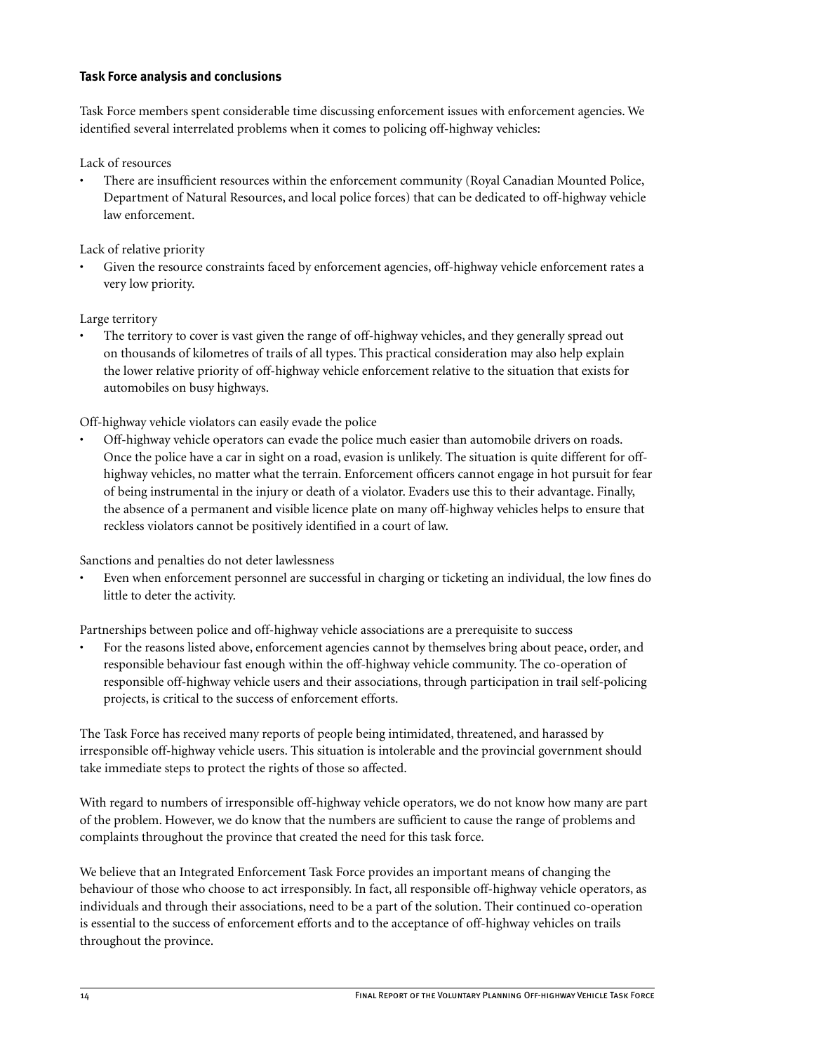### Task Force analysis and conclusions

Task Force members spent considerable time discussing enforcement issues with enforcement agencies. We identified several interrelated problems when it comes to policing off-highway vehicles:

Lack of resources

- There are insufficient resources within the enforcement community (Royal Canadian Mounted Police, Department of Natural Resources, and local police forces) that can be dedicated to off-highway vehicle law enforcement.

Lack of relative priority

- Given the resource constraints faced by enforcement agencies, off-highway vehicle enforcement rates a very low priority.

Large territory

- The territory to cover is vast given the range of off-highway vehicles, and they generally spread out on thousands of kilometres of trails of all types. This practical consideration may also help explain the lower relative priority of off-highway vehicle enforcement relative to the situation that exists for automobiles on busy highways.

Off-highway vehicle violators can easily evade the police

- Off-highway vehicle operators can evade the police much easier than automobile drivers on roads. Once the police have a car in sight on a road, evasion is unlikely. The situation is quite different for off-highway vehicles, no matter what the terrain. Enforcement officers cannot engage in hot pursuit for fear of being instrumental in the injury or death of a violator. Evaders use this to their advantage. Finally, the absence of a permanent and visible licence plate on many off-highway vehicles helps to ensure that reckless violators cannot be positively identified in a court of law.

Sanctions and penalties do not deter lawlessness

- Even when enforcement personnel are successful in charging or ticketing an individual, the low fines do little to deter the activity.

Partnerships between police and off-highway vehicle associations are a prerequisite to success

- For the reasons listed above, enforcement agencies cannot by themselves bring about peace, order, and responsible behaviour fast enough within the off-highway vehicle community. The co-operation of responsible off-highway vehicle users and their associations, through participation in trail self-policing projects, is critical to the success of enforcement efforts.

The Task Force has received many reports of people being intimidated, threatened, and harassed by irresponsible off-highway vehicle users. This situation is intolerable and the provincial government should take immediate steps to protect the rights of those so affected.

With regard to numbers of irresponsible off-highway vehicle operators, we do not know how many are part of the problem. However, we do know that the numbers are sufficient to cause the range of problems and complaints throughout the province that created the need for this task force.

We believe that an Integrated Enforcement Task Force provides an important means of changing the behaviour of those who choose to act irresponsibly. In fact, all responsible off-highway vehicle operators, as individuals and through their associations, need to be a part of the solution. Their continued co-operation is essential to the success of enforcement efforts and to the acceptance of off-highway vehicles on trails throughout the province.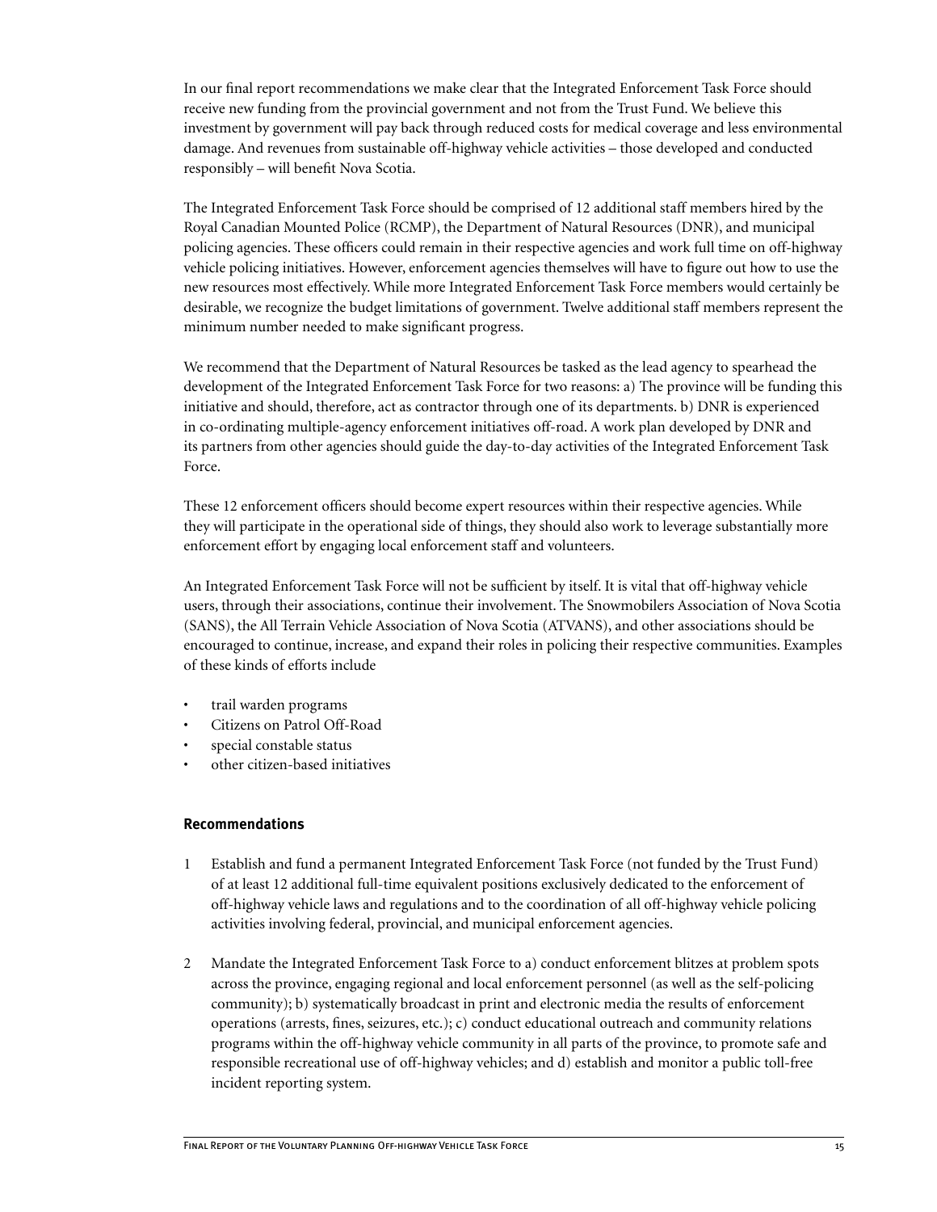In our final report recommendations we make clear that the Integrated Enforcement Task Force should receive new funding from the provincial government and not from the Trust Fund. We believe this investment by government will pay back through reduced costs for medical coverage and less environmental damage. And revenues from sustainable off-highway vehicle activities – those developed and conducted responsibly – will benefit Nova Scotia.

The Integrated Enforcement Task Force should be comprised of 12 additional staff members hired by the Royal Canadian Mounted Police (RCMP), the Department of Natural Resources (DNR), and municipal policing agencies. These officers could remain in their respective agencies and work full time on off-highway vehicle policing initiatives. However, enforcement agencies themselves will have to figure out how to use the new resources most effectively. While more Integrated Enforcement Task Force members would certainly be desirable, we recognize the budget limitations of government. Twelve additional staff members represent the minimum number needed to make significant progress.

We recommend that the Department of Natural Resources be tasked as the lead agency to spearhead the development of the Integrated Enforcement Task Force for two reasons: a) The province will be funding this initiative and should, therefore, act as contractor through one of its departments. b) DNR is experienced in co-ordinating multiple-agency enforcement initiatives off-road. A work plan developed by DNR and its partners from other agencies should guide the day-to-day activities of the Integrated Enforcement Task Force.

These 12 enforcement officers should become expert resources within their respective agencies. While they will participate in the operational side of things, they should also work to leverage substantially more enforcement effort by engaging local enforcement staff and volunteers.

An Integrated Enforcement Task Force will not be sufficient by itself. It is vital that off-highway vehicle users, through their associations, continue their involvement. The Snowmobilers Association of Nova Scotia (SANS), the All Terrain Vehicle Association of Nova Scotia (ATVANS), and other associations should be encouraged to continue, increase, and expand their roles in policing their respective communities. Examples of these kinds of efforts include

- trail warden programs
- Citizens on Patrol Off-Road
- special constable status
- other citizen-based initiatives

### Recommendations

1. Establish and fund a permanent Integrated Enforcement Task Force (not funded by the Trust Fund) of at least 12 additional full-time equivalent positions exclusively dedicated to the enforcement of off-highway vehicle laws and regulations and to the coordination of all off-highway vehicle policing activities involving federal, provincial, and municipal enforcement agencies.

2. Mandate the Integrated Enforcement Task Force to a) conduct enforcement blitzes at problem spots across the province, engaging regional and local enforcement personnel (as well as the self-policing community); b) systematically broadcast in print and electronic media the results of enforcement operations (arrests, fines, seizures, etc.); c) conduct educational outreach and community relations programs within the off-highway vehicle community in all parts of the province, to promote safe and responsible recreational use of off-highway vehicles; and d) establish and monitor a public toll-free incident reporting system.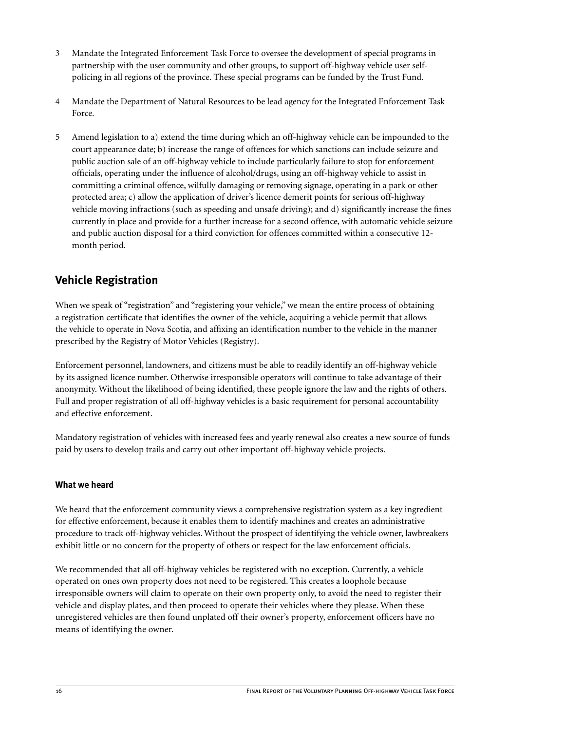3 Mandate the Integrated Enforcement Task Force to oversee the development of special programs in partnership with the user community and other groups, to support off-highway vehicle user self-policing in all regions of the province. These special programs can be funded by the Trust Fund.

4 Mandate the Department of Natural Resources to be lead agency for the Integrated Enforcement Task Force.

5 Amend legislation to a) extend the time during which an off-highway vehicle can be impounded to the court appearance date; b) increase the range of offences for which sanctions can include seizure and public auction sale of an off-highway vehicle to include particularly failure to stop for enforcement officials, operating under the influence of alcohol/drugs, using an off-highway vehicle to assist in committing a criminal offence, wilfully damaging or removing signage, operating in a park or other protected area; c) allow the application of driver's licence demerit points for serious off-highway vehicle moving infractions (such as speeding and unsafe driving); and d) significantly increase the fines currently in place and provide for a further increase for a second offence, with automatic vehicle seizure and public auction disposal for a third conviction for offences committed within a consecutive 12-month period.

## Vehicle Registration

When we speak of "registration" and "registering your vehicle," we mean the entire process of obtaining a registration certificate that identifies the owner of the vehicle, acquiring a vehicle permit that allows the vehicle to operate in Nova Scotia, and affixing an identification number to the vehicle in the manner prescribed by the Registry of Motor Vehicles (Registry).

Enforcement personnel, landowners, and citizens must be able to readily identify an off-highway vehicle by its assigned licence number. Otherwise irresponsible operators will continue to take advantage of their anonymity. Without the likelihood of being identified, these people ignore the law and the rights of others. Full and proper registration of all off-highway vehicles is a basic requirement for personal accountability and effective enforcement.

Mandatory registration of vehicles with increased fees and yearly renewal also creates a new source of funds paid by users to develop trails and carry out other important off-highway vehicle projects.

### What we heard

We heard that the enforcement community views a comprehensive registration system as a key ingredient for effective enforcement, because it enables them to identify machines and creates an administrative procedure to track off-highway vehicles. Without the prospect of identifying the vehicle owner, lawbreakers exhibit little or no concern for the property of others or respect for the law enforcement officials.

We recommended that all off-highway vehicles be registered with no exception. Currently, a vehicle operated on ones own property does not need to be registered. This creates a loophole because irresponsible owners will claim to operate on their own property only, to avoid the need to register their vehicle and display plates, and then proceed to operate their vehicles where they please. When these unregistered vehicles are then found unplated off their owner's property, enforcement officers have no means of identifying the owner.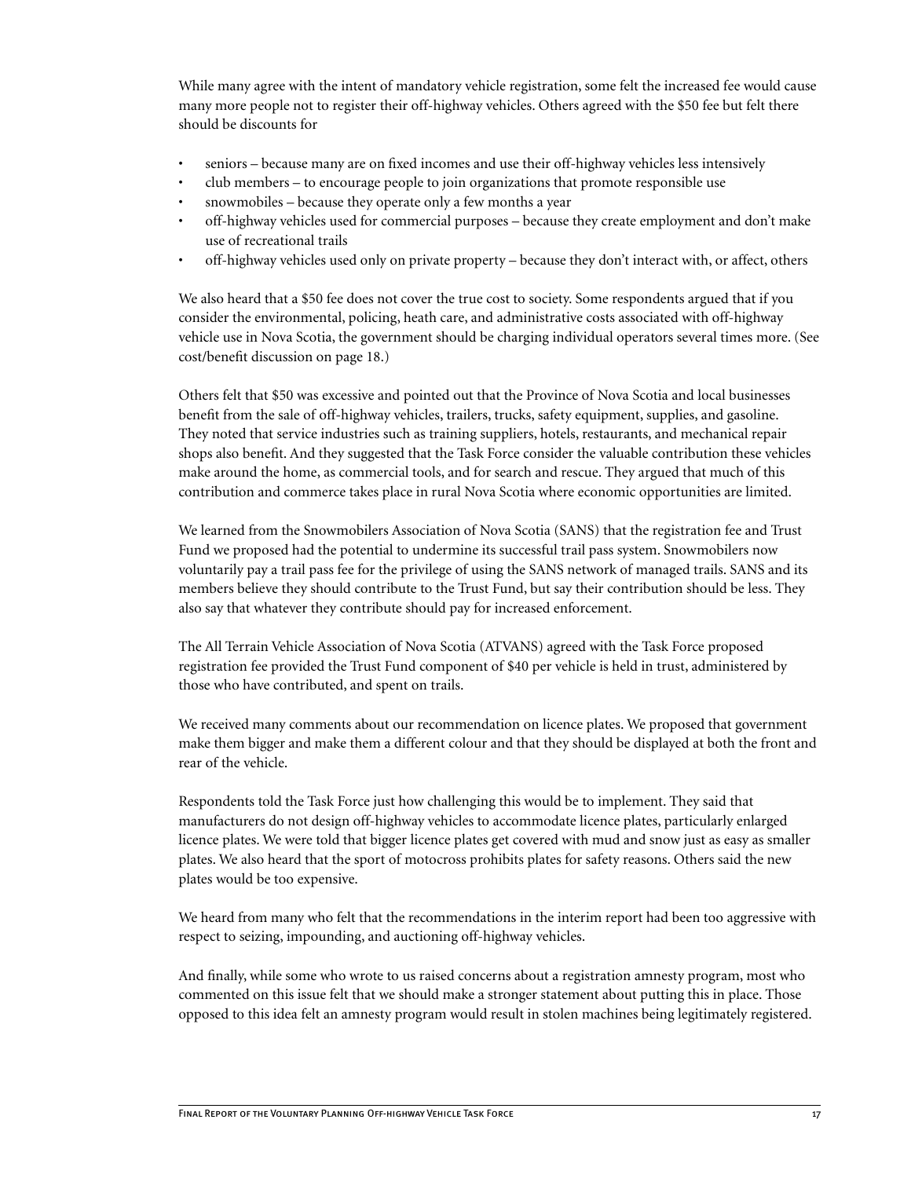While many agree with the intent of mandatory vehicle registration, some felt the increased fee would cause many more people not to register their off-highway vehicles. Others agreed with the $50 fee but felt there should be discounts for

- seniors – because many are on fixed incomes and use their off-highway vehicles less intensively
- club members – to encourage people to join organizations that promote responsible use
- snowmobiles – because they operate only a few months a year
- off-highway vehicles used for commercial purposes – because they create employment and don't make use of recreational trails
- off-highway vehicles used only on private property – because they don't interact with, or affect, others

We also heard that a $50 fee does not cover the true cost to society. Some respondents argued that if you consider the environmental, policing, heath care, and administrative costs associated with off-highway vehicle use in Nova Scotia, the government should be charging individual operators several times more. (See cost/benefit discussion on page 18.)

Others felt that $50 was excessive and pointed out that the Province of Nova Scotia and local businesses benefit from the sale of off-highway vehicles, trailers, trucks, safety equipment, supplies, and gasoline. They noted that service industries such as training suppliers, hotels, restaurants, and mechanical repair shops also benefit. And they suggested that the Task Force consider the valuable contribution these vehicles make around the home, as commercial tools, and for search and rescue. They argued that much of this contribution and commerce takes place in rural Nova Scotia where economic opportunities are limited.

We learned from the Snowmobilers Association of Nova Scotia (SANS) that the registration fee and Trust Fund we proposed had the potential to undermine its successful trail pass system. Snowmobilers now voluntarily pay a trail pass fee for the privilege of using the SANS network of managed trails. SANS and its members believe they should contribute to the Trust Fund, but say their contribution should be less. They also say that whatever they contribute should pay for increased enforcement.

The All Terrain Vehicle Association of Nova Scotia (ATVANS) agreed with the Task Force proposed registration fee provided the Trust Fund component of $40 per vehicle is held in trust, administered by those who have contributed, and spent on trails.

We received many comments about our recommendation on licence plates. We proposed that government make them bigger and make them a different colour and that they should be displayed at both the front and rear of the vehicle.

Respondents told the Task Force just how challenging this would be to implement. They said that manufacturers do not design off-highway vehicles to accommodate licence plates, particularly enlarged licence plates. We were told that bigger licence plates get covered with mud and snow just as easy as smaller plates. We also heard that the sport of motocross prohibits plates for safety reasons. Others said the new plates would be too expensive.

We heard from many who felt that the recommendations in the interim report had been too aggressive with respect to seizing, impounding, and auctioning off-highway vehicles.

And finally, while some who wrote to us raised concerns about a registration amnesty program, most who commented on this issue felt that we should make a stronger statement about putting this in place. Those opposed to this idea felt an amnesty program would result in stolen machines being legitimately registered.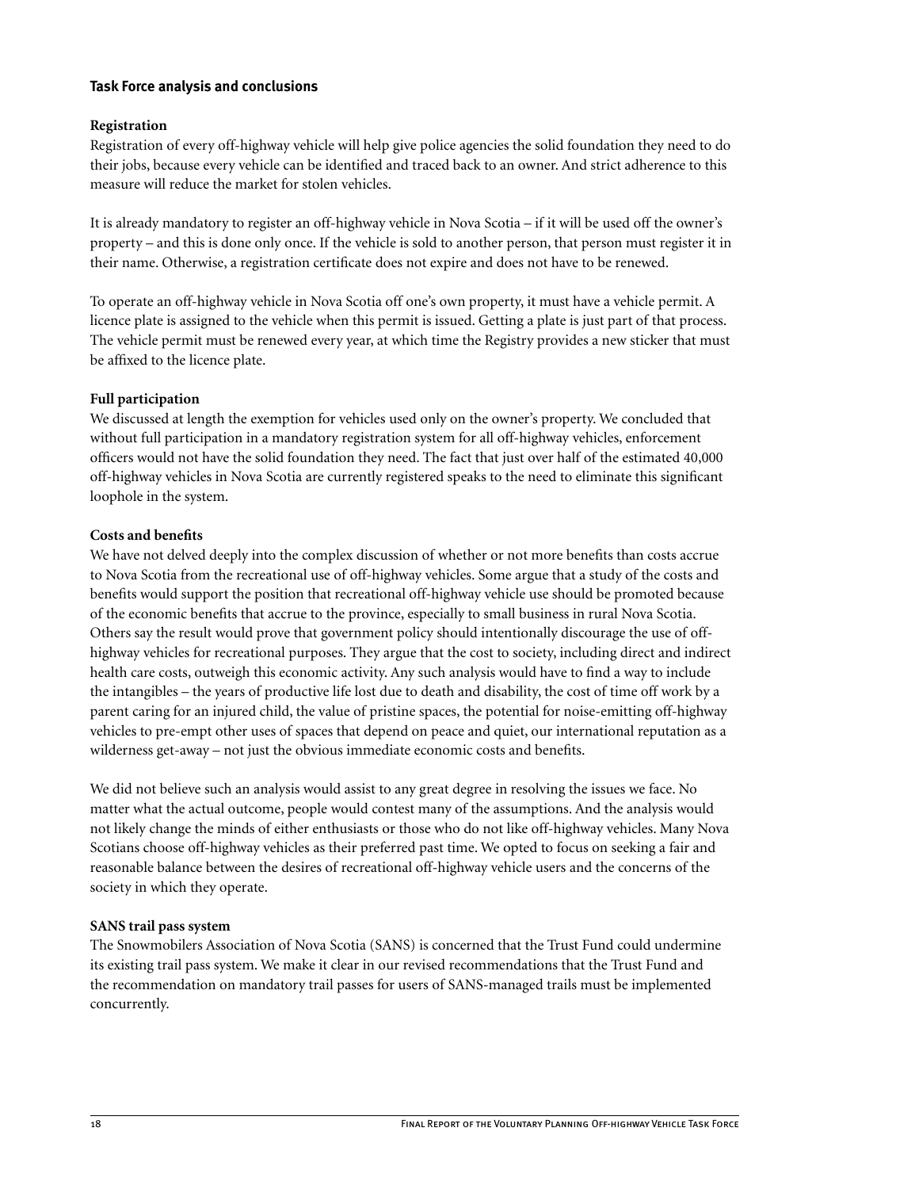### Task Force analysis and conclusions

**Registration**

Registration of every off-highway vehicle will help give police agencies the solid foundation they need to do their jobs, because every vehicle can be identified and traced back to an owner. And strict adherence to this measure will reduce the market for stolen vehicles.

It is already mandatory to register an off-highway vehicle in Nova Scotia – if it will be used off the owner's property – and this is done only once. If the vehicle is sold to another person, that person must register it in their name. Otherwise, a registration certificate does not expire and does not have to be renewed.

To operate an off-highway vehicle in Nova Scotia off one's own property, it must have a vehicle permit. A licence plate is assigned to the vehicle when this permit is issued. Getting a plate is just part of that process. The vehicle permit must be renewed every year, at which time the Registry provides a new sticker that must be affixed to the licence plate.

**Full participation**

We discussed at length the exemption for vehicles used only on the owner's property. We concluded that without full participation in a mandatory registration system for all off-highway vehicles, enforcement officers would not have the solid foundation they need. The fact that just over half of the estimated 40,000 off-highway vehicles in Nova Scotia are currently registered speaks to the need to eliminate this significant loophole in the system.

**Costs and benefits**

We have not delved deeply into the complex discussion of whether or not more benefits than costs accrue to Nova Scotia from the recreational use of off-highway vehicles. Some argue that a study of the costs and benefits would support the position that recreational off-highway vehicle use should be promoted because of the economic benefits that accrue to the province, especially to small business in rural Nova Scotia. Others say the result would prove that government policy should intentionally discourage the use of off-highway vehicles for recreational purposes. They argue that the cost to society, including direct and indirect health care costs, outweigh this economic activity. Any such analysis would have to find a way to include the intangibles – the years of productive life lost due to death and disability, the cost of time off work by a parent caring for an injured child, the value of pristine spaces, the potential for noise-emitting off-highway vehicles to pre-empt other uses of spaces that depend on peace and quiet, our international reputation as a wilderness get-away – not just the obvious immediate economic costs and benefits.

We did not believe such an analysis would assist to any great degree in resolving the issues we face. No matter what the actual outcome, people would contest many of the assumptions. And the analysis would not likely change the minds of either enthusiasts or those who do not like off-highway vehicles. Many Nova Scotians choose off-highway vehicles as their preferred past time. We opted to focus on seeking a fair and reasonable balance between the desires of recreational off-highway vehicle users and the concerns of the society in which they operate.

**SANS trail pass system**

The Snowmobilers Association of Nova Scotia (SANS) is concerned that the Trust Fund could undermine its existing trail pass system. We make it clear in our revised recommendations that the Trust Fund and the recommendation on mandatory trail passes for users of SANS-managed trails must be implemented concurrently.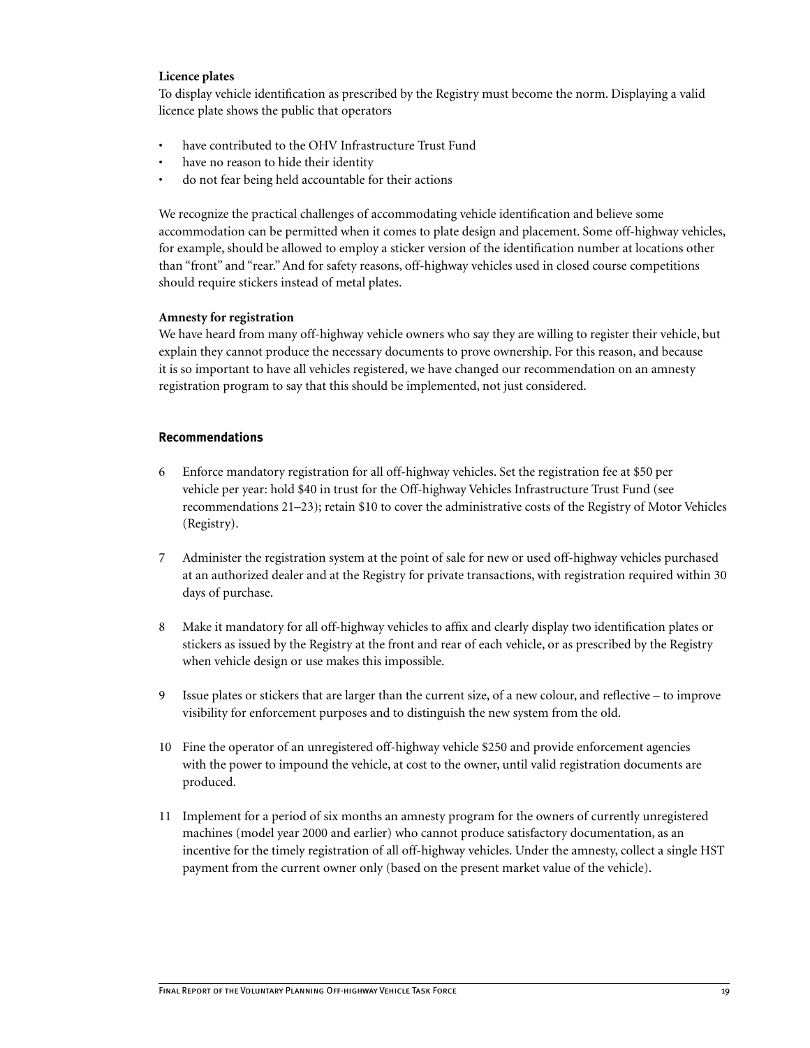**Licence plates**

To display vehicle identification as prescribed by the Registry must become the norm. Displaying a valid licence plate shows the public that operators

- have contributed to the OHV Infrastructure Trust Fund
- have no reason to hide their identity
- do not fear being held accountable for their actions

We recognize the practical challenges of accommodating vehicle identification and believe some accommodation can be permitted when it comes to plate design and placement. Some off-highway vehicles, for example, should be allowed to employ a sticker version of the identification number at locations other than "front" and "rear." And for safety reasons, off-highway vehicles used in closed course competitions should require stickers instead of metal plates.

**Amnesty for registration**

We have heard from many off-highway vehicle owners who say they are willing to register their vehicle, but explain they cannot produce the necessary documents to prove ownership. For this reason, and because it is so important to have all vehicles registered, we have changed our recommendation on an amnesty registration program to say that this should be implemented, not just considered.

### Recommendations

6 Enforce mandatory registration for all off-highway vehicles. Set the registration fee at $50 per vehicle per year: hold $40 in trust for the Off-highway Vehicles Infrastructure Trust Fund (see recommendations 21–23); retain $10 to cover the administrative costs of the Registry of Motor Vehicles (Registry).

7 Administer the registration system at the point of sale for new or used off-highway vehicles purchased at an authorized dealer and at the Registry for private transactions, with registration required within 30 days of purchase.

8 Make it mandatory for all off-highway vehicles to affix and clearly display two identification plates or stickers as issued by the Registry at the front and rear of each vehicle, or as prescribed by the Registry when vehicle design or use makes this impossible.

9 Issue plates or stickers that are larger than the current size, of a new colour, and reflective – to improve visibility for enforcement purposes and to distinguish the new system from the old.

10 Fine the operator of an unregistered off-highway vehicle $250 and provide enforcement agencies with the power to impound the vehicle, at cost to the owner, until valid registration documents are produced.

11 Implement for a period of six months an amnesty program for the owners of currently unregistered machines (model year 2000 and earlier) who cannot produce satisfactory documentation, as an incentive for the timely registration of all off-highway vehicles. Under the amnesty, collect a single HST payment from the current owner only (based on the present market value of the vehicle).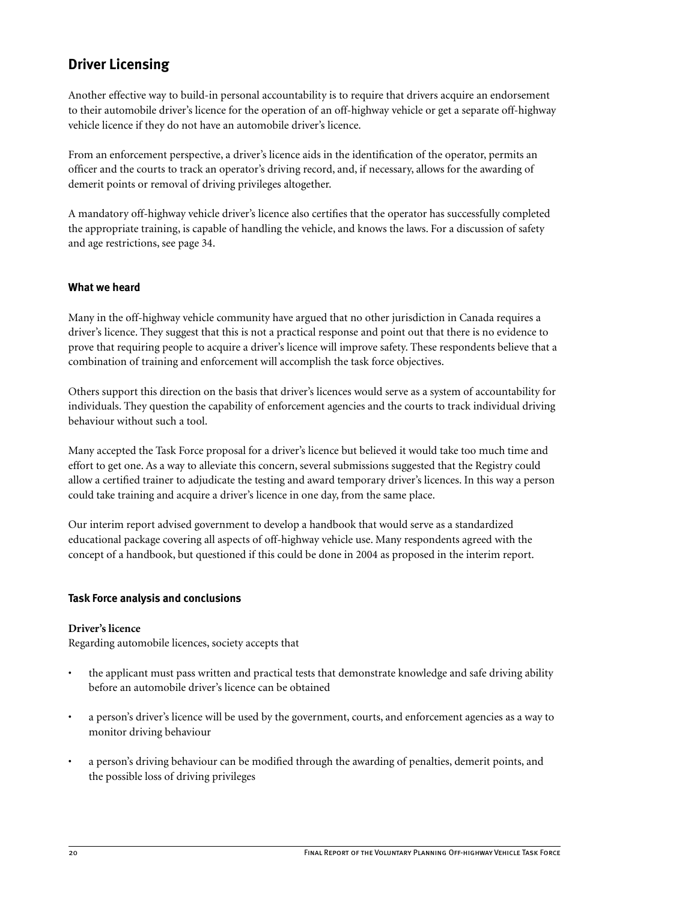## Driver Licensing

Another effective way to build-in personal accountability is to require that drivers acquire an endorsement to their automobile driver's licence for the operation of an off-highway vehicle or get a separate off-highway vehicle licence if they do not have an automobile driver's licence.

From an enforcement perspective, a driver's licence aids in the identification of the operator, permits an officer and the courts to track an operator's driving record, and, if necessary, allows for the awarding of demerit points or removal of driving privileges altogether.

A mandatory off-highway vehicle driver's licence also certifies that the operator has successfully completed the appropriate training, is capable of handling the vehicle, and knows the laws. For a discussion of safety and age restrictions, see page 34.

### What we heard

Many in the off-highway vehicle community have argued that no other jurisdiction in Canada requires a driver's licence. They suggest that this is not a practical response and point out that there is no evidence to prove that requiring people to acquire a driver's licence will improve safety. These respondents believe that a combination of training and enforcement will accomplish the task force objectives.

Others support this direction on the basis that driver's licences would serve as a system of accountability for individuals. They question the capability of enforcement agencies and the courts to track individual driving behaviour without such a tool.

Many accepted the Task Force proposal for a driver's licence but believed it would take too much time and effort to get one. As a way to alleviate this concern, several submissions suggested that the Registry could allow a certified trainer to adjudicate the testing and award temporary driver's licences. In this way a person could take training and acquire a driver's licence in one day, from the same place.

Our interim report advised government to develop a handbook that would serve as a standardized educational package covering all aspects of off-highway vehicle use. Many respondents agreed with the concept of a handbook, but questioned if this could be done in 2004 as proposed in the interim report.

### Task Force analysis and conclusions

**Driver's licence**

Regarding automobile licences, society accepts that

- the applicant must pass written and practical tests that demonstrate knowledge and safe driving ability before an automobile driver's licence can be obtained
- a person's driver's licence will be used by the government, courts, and enforcement agencies as a way to monitor driving behaviour
- a person's driving behaviour can be modified through the awarding of penalties, demerit points, and the possible loss of driving privileges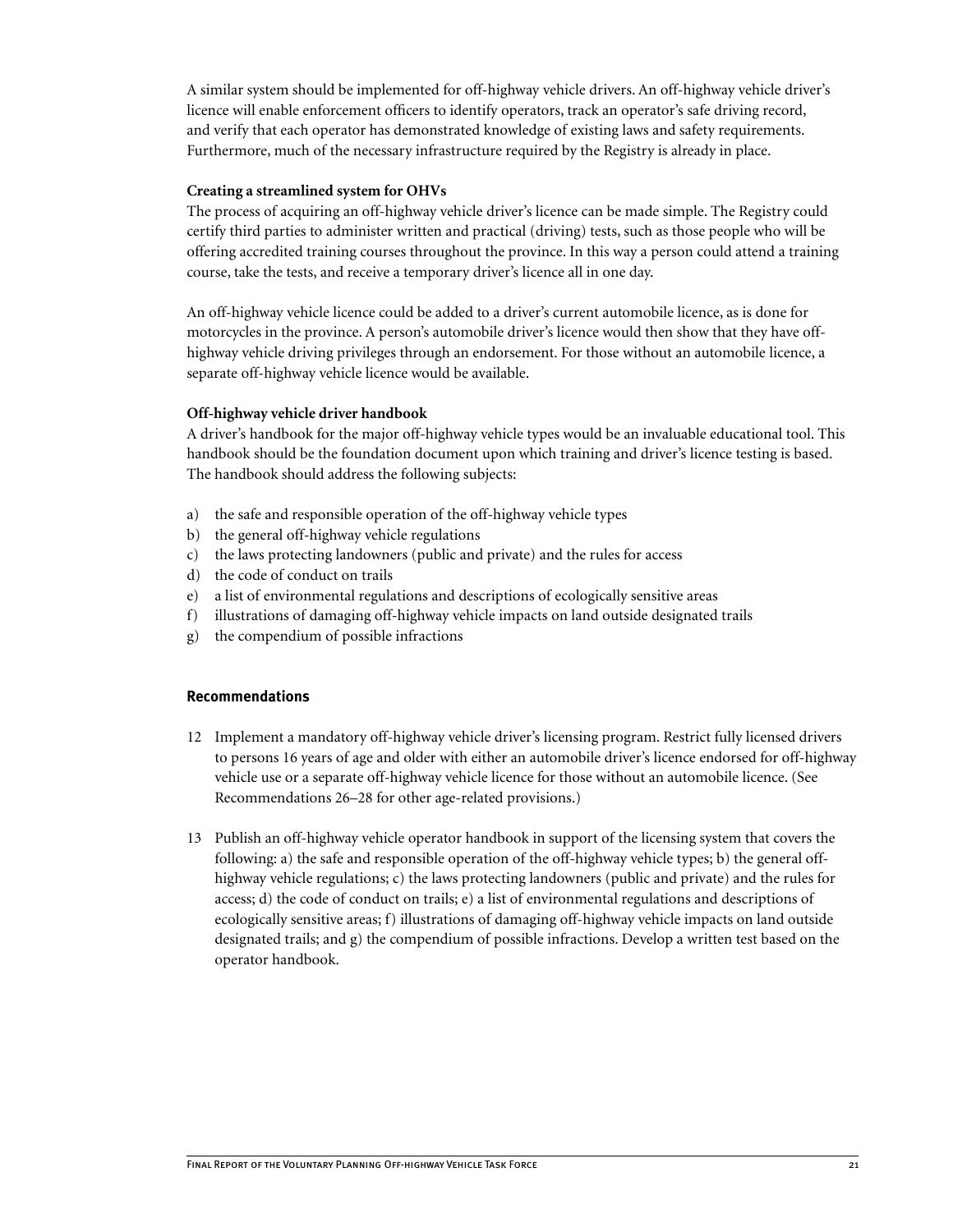A similar system should be implemented for off-highway vehicle drivers. An off-highway vehicle driver's licence will enable enforcement officers to identify operators, track an operator's safe driving record, and verify that each operator has demonstrated knowledge of existing laws and safety requirements. Furthermore, much of the necessary infrastructure required by the Registry is already in place.

**Creating a streamlined system for OHVs**

The process of acquiring an off-highway vehicle driver's licence can be made simple. The Registry could certify third parties to administer written and practical (driving) tests, such as those people who will be offering accredited training courses throughout the province. In this way a person could attend a training course, take the tests, and receive a temporary driver's licence all in one day.

An off-highway vehicle licence could be added to a driver's current automobile licence, as is done for motorcycles in the province. A person's automobile driver's licence would then show that they have off-highway vehicle driving privileges through an endorsement. For those without an automobile licence, a separate off-highway vehicle licence would be available.

**Off-highway vehicle driver handbook**

A driver's handbook for the major off-highway vehicle types would be an invaluable educational tool. This handbook should be the foundation document upon which training and driver's licence testing is based. The handbook should address the following subjects:

a) the safe and responsible operation of the off-highway vehicle types
b) the general off-highway vehicle regulations
c) the laws protecting landowners (public and private) and the rules for access
d) the code of conduct on trails
e) a list of environmental regulations and descriptions of ecologically sensitive areas
f) illustrations of damaging off-highway vehicle impacts on land outside designated trails
g) the compendium of possible infractions

### Recommendations

12 Implement a mandatory off-highway vehicle driver's licensing program. Restrict fully licensed drivers to persons 16 years of age and older with either an automobile driver's licence endorsed for off-highway vehicle use or a separate off-highway vehicle licence for those without an automobile licence. (See Recommendations 26–28 for other age-related provisions.)

13 Publish an off-highway vehicle operator handbook in support of the licensing system that covers the following: a) the safe and responsible operation of the off-highway vehicle types; b) the general off-highway vehicle regulations; c) the laws protecting landowners (public and private) and the rules for access; d) the code of conduct on trails; e) a list of environmental regulations and descriptions of ecologically sensitive areas; f) illustrations of damaging off-highway vehicle impacts on land outside designated trails; and g) the compendium of possible infractions. Develop a written test based on the operator handbook.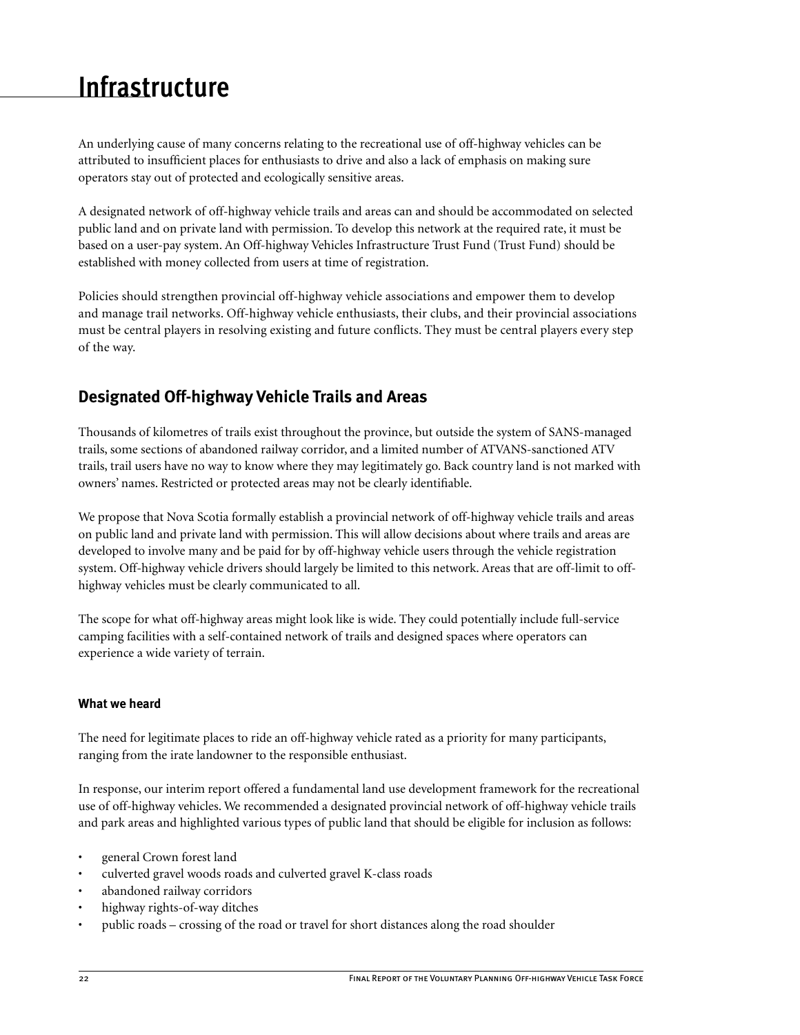# Infrastructure

An underlying cause of many concerns relating to the recreational use of off-highway vehicles can be attributed to insufficient places for enthusiasts to drive and also a lack of emphasis on making sure operators stay out of protected and ecologically sensitive areas.

A designated network of off-highway vehicle trails and areas can and should be accommodated on selected public land and on private land with permission. To develop this network at the required rate, it must be based on a user-pay system. An Off-highway Vehicles Infrastructure Trust Fund (Trust Fund) should be established with money collected from users at time of registration.

Policies should strengthen provincial off-highway vehicle associations and empower them to develop and manage trail networks. Off-highway vehicle enthusiasts, their clubs, and their provincial associations must be central players in resolving existing and future conflicts. They must be central players every step of the way.

## Designated Off-highway Vehicle Trails and Areas

Thousands of kilometres of trails exist throughout the province, but outside the system of SANS-managed trails, some sections of abandoned railway corridor, and a limited number of ATVANS-sanctioned ATV trails, trail users have no way to know where they may legitimately go. Back country land is not marked with owners' names. Restricted or protected areas may not be clearly identifiable.

We propose that Nova Scotia formally establish a provincial network of off-highway vehicle trails and areas on public land and private land with permission. This will allow decisions about where trails and areas are developed to involve many and be paid for by off-highway vehicle users through the vehicle registration system. Off-highway vehicle drivers should largely be limited to this network. Areas that are off-limit to off-highway vehicles must be clearly communicated to all.

The scope for what off-highway areas might look like is wide. They could potentially include full-service camping facilities with a self-contained network of trails and designed spaces where operators can experience a wide variety of terrain.

### What we heard

The need for legitimate places to ride an off-highway vehicle rated as a priority for many participants, ranging from the irate landowner to the responsible enthusiast.

In response, our interim report offered a fundamental land use development framework for the recreational use of off-highway vehicles. We recommended a designated provincial network of off-highway vehicle trails and park areas and highlighted various types of public land that should be eligible for inclusion as follows:

- general Crown forest land
- culverted gravel woods roads and culverted gravel K-class roads
- abandoned railway corridors
- highway rights-of-way ditches
- public roads – crossing of the road or travel for short distances along the road shoulder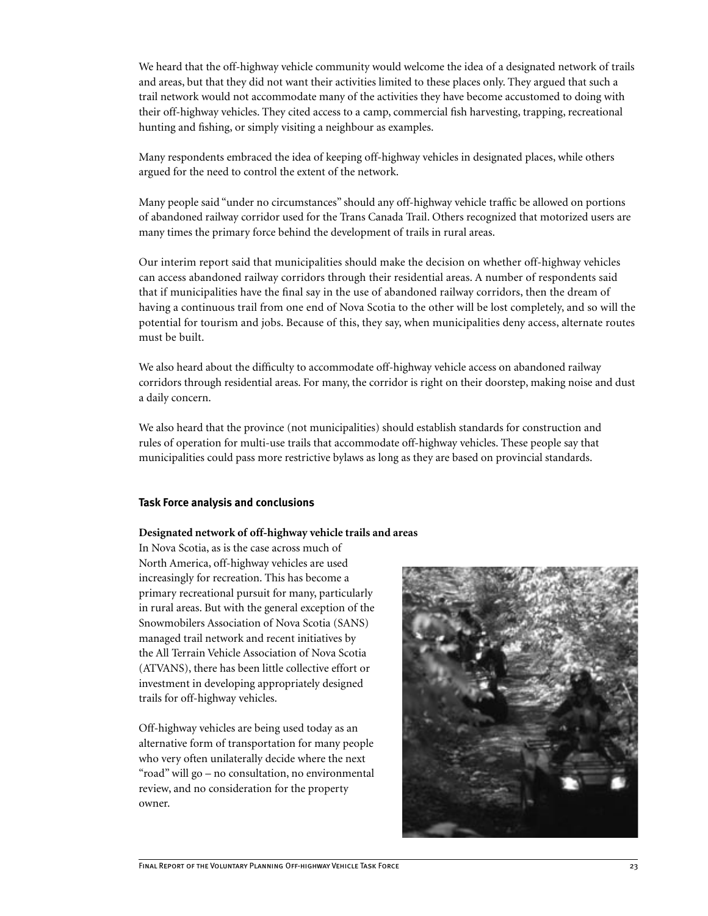We heard that the off-highway vehicle community would welcome the idea of a designated network of trails and areas, but that they did not want their activities limited to these places only. They argued that such a trail network would not accommodate many of the activities they have become accustomed to doing with their off-highway vehicles. They cited access to a camp, commercial fish harvesting, trapping, recreational hunting and fishing, or simply visiting a neighbour as examples.

Many respondents embraced the idea of keeping off-highway vehicles in designated places, while others argued for the need to control the extent of the network.

Many people said "under no circumstances" should any off-highway vehicle traffic be allowed on portions of abandoned railway corridor used for the Trans Canada Trail. Others recognized that motorized users are many times the primary force behind the development of trails in rural areas.

Our interim report said that municipalities should make the decision on whether off-highway vehicles can access abandoned railway corridors through their residential areas. A number of respondents said that if municipalities have the final say in the use of abandoned railway corridors, then the dream of having a continuous trail from one end of Nova Scotia to the other will be lost completely, and so will the potential for tourism and jobs. Because of this, they say, when municipalities deny access, alternate routes must be built.

We also heard about the difficulty to accommodate off-highway vehicle access on abandoned railway corridors through residential areas. For many, the corridor is right on their doorstep, making noise and dust a daily concern.

We also heard that the province (not municipalities) should establish standards for construction and rules of operation for multi-use trails that accommodate off-highway vehicles. These people say that municipalities could pass more restrictive bylaws as long as they are based on provincial standards.

### Task Force analysis and conclusions

**Designated network of off-highway vehicle trails and areas**

In Nova Scotia, as is the case across much of North America, off-highway vehicles are used increasingly for recreation. This has become a primary recreational pursuit for many, particularly in rural areas. But with the general exception of the Snowmobilers Association of Nova Scotia (SANS) managed trail network and recent initiatives by the All Terrain Vehicle Association of Nova Scotia (ATVANS), there has been little collective effort or investment in developing appropriately designed trails for off-highway vehicles.

Off-highway vehicles are being used today as an alternative form of transportation for many people who very often unilaterally decide where the next "road" will go – no consultation, no environmental review, and no consideration for the property owner.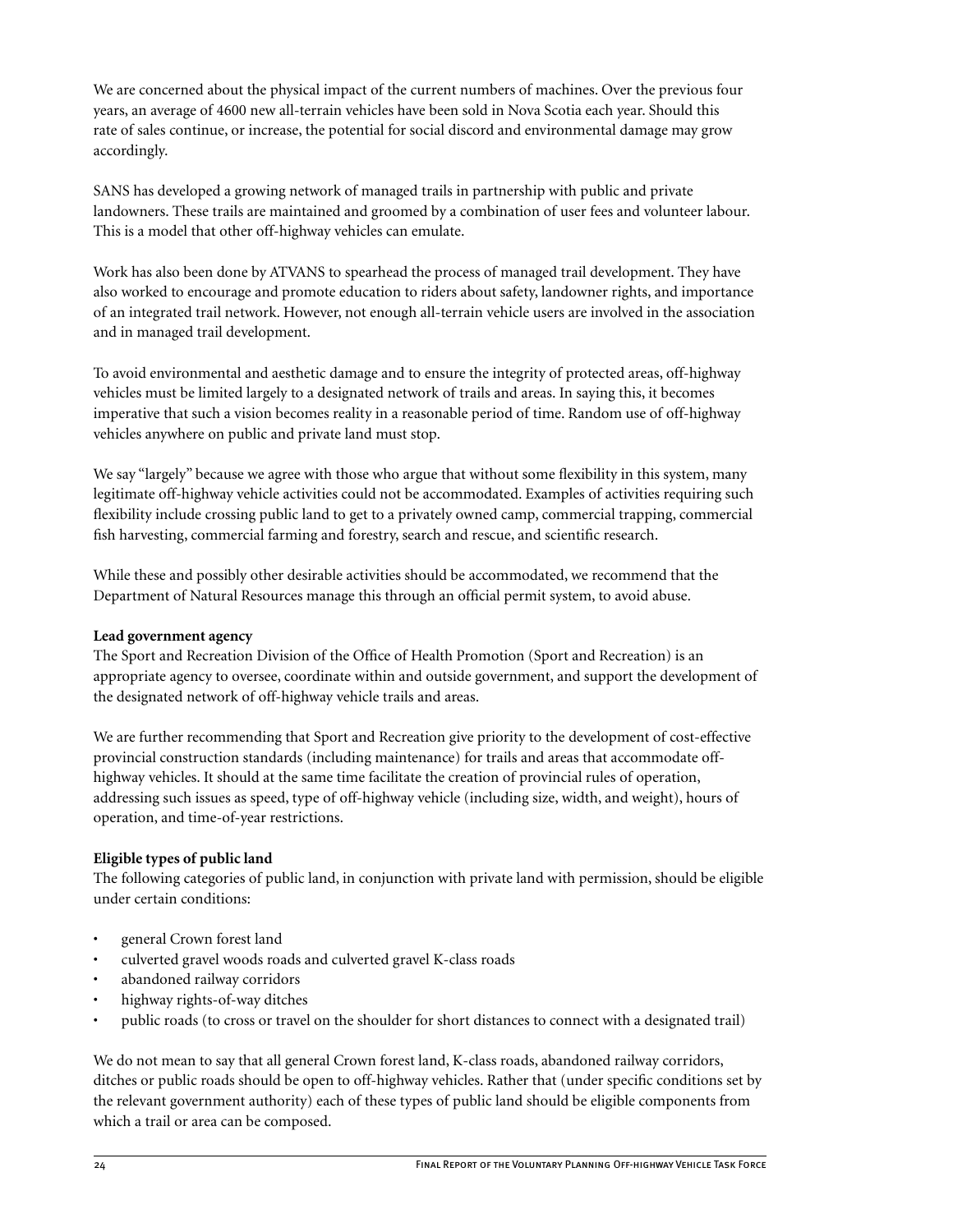We are concerned about the physical impact of the current numbers of machines. Over the previous four years, an average of 4600 new all-terrain vehicles have been sold in Nova Scotia each year. Should this rate of sales continue, or increase, the potential for social discord and environmental damage may grow accordingly.

SANS has developed a growing network of managed trails in partnership with public and private landowners. These trails are maintained and groomed by a combination of user fees and volunteer labour. This is a model that other off-highway vehicles can emulate.

Work has also been done by ATVANS to spearhead the process of managed trail development. They have also worked to encourage and promote education to riders about safety, landowner rights, and importance of an integrated trail network. However, not enough all-terrain vehicle users are involved in the association and in managed trail development.

To avoid environmental and aesthetic damage and to ensure the integrity of protected areas, off-highway vehicles must be limited largely to a designated network of trails and areas. In saying this, it becomes imperative that such a vision becomes reality in a reasonable period of time. Random use of off-highway vehicles anywhere on public and private land must stop.

We say "largely" because we agree with those who argue that without some flexibility in this system, many legitimate off-highway vehicle activities could not be accommodated. Examples of activities requiring such flexibility include crossing public land to get to a privately owned camp, commercial trapping, commercial fish harvesting, commercial farming and forestry, search and rescue, and scientific research.

While these and possibly other desirable activities should be accommodated, we recommend that the Department of Natural Resources manage this through an official permit system, to avoid abuse.

**Lead government agency**

The Sport and Recreation Division of the Office of Health Promotion (Sport and Recreation) is an appropriate agency to oversee, coordinate within and outside government, and support the development of the designated network of off-highway vehicle trails and areas.

We are further recommending that Sport and Recreation give priority to the development of cost-effective provincial construction standards (including maintenance) for trails and areas that accommodate off-highway vehicles. It should at the same time facilitate the creation of provincial rules of operation, addressing such issues as speed, type of off-highway vehicle (including size, width, and weight), hours of operation, and time-of-year restrictions.

**Eligible types of public land**

The following categories of public land, in conjunction with private land with permission, should be eligible under certain conditions:

- general Crown forest land
- culverted gravel woods roads and culverted gravel K-class roads
- abandoned railway corridors
- highway rights-of-way ditches
- public roads (to cross or travel on the shoulder for short distances to connect with a designated trail)

We do not mean to say that all general Crown forest land, K-class roads, abandoned railway corridors, ditches or public roads should be open to off-highway vehicles. Rather that (under specific conditions set by the relevant government authority) each of these types of public land should be eligible components from which a trail or area can be composed.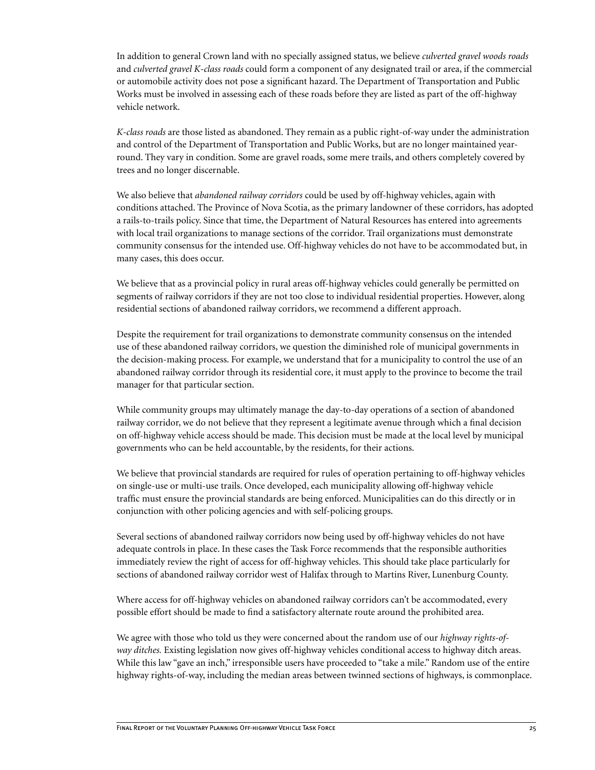In addition to general Crown land with no specially assigned status, we believe *culverted gravel woods roads* and *culverted gravel K-class roads* could form a component of any designated trail or area, if the commercial or automobile activity does not pose a significant hazard. The Department of Transportation and Public Works must be involved in assessing each of these roads before they are listed as part of the off-highway vehicle network.

*K-class roads* are those listed as abandoned. They remain as a public right-of-way under the administration and control of the Department of Transportation and Public Works, but are no longer maintained year-round. They vary in condition. Some are gravel roads, some mere trails, and others completely covered by trees and no longer discernable.

We also believe that *abandoned railway corridors* could be used by off-highway vehicles, again with conditions attached. The Province of Nova Scotia, as the primary landowner of these corridors, has adopted a rails-to-trails policy. Since that time, the Department of Natural Resources has entered into agreements with local trail organizations to manage sections of the corridor. Trail organizations must demonstrate community consensus for the intended use. Off-highway vehicles do not have to be accommodated but, in many cases, this does occur.

We believe that as a provincial policy in rural areas off-highway vehicles could generally be permitted on segments of railway corridors if they are not too close to individual residential properties. However, along residential sections of abandoned railway corridors, we recommend a different approach.

Despite the requirement for trail organizations to demonstrate community consensus on the intended use of these abandoned railway corridors, we question the diminished role of municipal governments in the decision-making process. For example, we understand that for a municipality to control the use of an abandoned railway corridor through its residential core, it must apply to the province to become the trail manager for that particular section.

While community groups may ultimately manage the day-to-day operations of a section of abandoned railway corridor, we do not believe that they represent a legitimate avenue through which a final decision on off-highway vehicle access should be made. This decision must be made at the local level by municipal governments who can be held accountable, by the residents, for their actions.

We believe that provincial standards are required for rules of operation pertaining to off-highway vehicles on single-use or multi-use trails. Once developed, each municipality allowing off-highway vehicle traffic must ensure the provincial standards are being enforced. Municipalities can do this directly or in conjunction with other policing agencies and with self-policing groups.

Several sections of abandoned railway corridors now being used by off-highway vehicles do not have adequate controls in place. In these cases the Task Force recommends that the responsible authorities immediately review the right of access for off-highway vehicles. This should take place particularly for sections of abandoned railway corridor west of Halifax through to Martins River, Lunenburg County.

Where access for off-highway vehicles on abandoned railway corridors can't be accommodated, every possible effort should be made to find a satisfactory alternate route around the prohibited area.

We agree with those who told us they were concerned about the random use of our *highway rights-of-way ditches.* Existing legislation now gives off-highway vehicles conditional access to highway ditch areas. While this law "gave an inch," irresponsible users have proceeded to "take a mile." Random use of the entire highway rights-of-way, including the median areas between twinned sections of highways, is commonplace.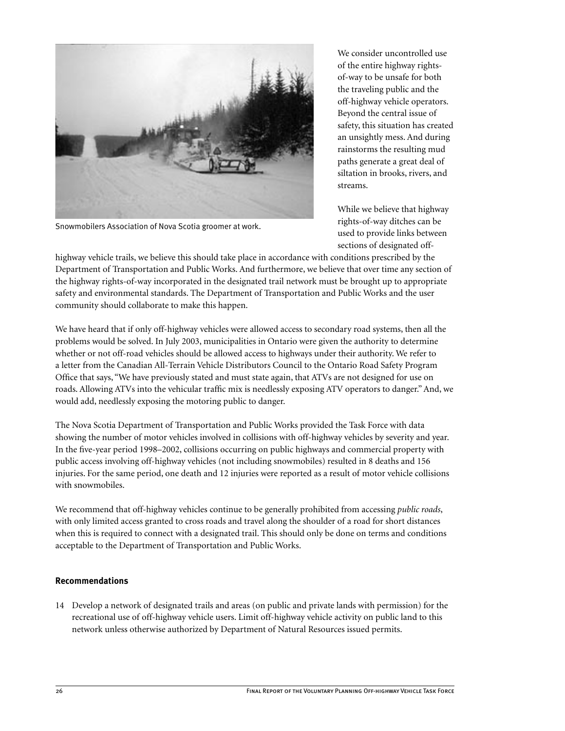Snowmobilers Association of Nova Scotia groomer at work.

We consider uncontrolled use of the entire highway rights-of-way to be unsafe for both the traveling public and the off-highway vehicle operators. Beyond the central issue of safety, this situation has created an unsightly mess. And during rainstorms the resulting mud paths generate a great deal of siltation in brooks, rivers, and streams.

While we believe that highway rights-of-way ditches can be used to provide links between sections of designated off-highway vehicle trails, we believe this should take place in accordance with conditions prescribed by the Department of Transportation and Public Works. And furthermore, we believe that over time any section of the highway rights-of-way incorporated in the designated trail network must be brought up to appropriate safety and environmental standards. The Department of Transportation and Public Works and the user community should collaborate to make this happen.

We have heard that if only off-highway vehicles were allowed access to secondary road systems, then all the problems would be solved. In July 2003, municipalities in Ontario were given the authority to determine whether or not off-road vehicles should be allowed access to highways under their authority. We refer to a letter from the Canadian All-Terrain Vehicle Distributors Council to the Ontario Road Safety Program Office that says, "We have previously stated and must state again, that ATVs are not designed for use on roads. Allowing ATVs into the vehicular traffic mix is needlessly exposing ATV operators to danger." And, we would add, needlessly exposing the motoring public to danger.

The Nova Scotia Department of Transportation and Public Works provided the Task Force with data showing the number of motor vehicles involved in collisions with off-highway vehicles by severity and year. In the five-year period 1998–2002, collisions occurring on public highways and commercial property with public access involving off-highway vehicles (not including snowmobiles) resulted in 8 deaths and 156 injuries. For the same period, one death and 12 injuries were reported as a result of motor vehicle collisions with snowmobiles.

We recommend that off-highway vehicles continue to be generally prohibited from accessing *public roads*, with only limited access granted to cross roads and travel along the shoulder of a road for short distances when this is required to connect with a designated trail. This should only be done on terms and conditions acceptable to the Department of Transportation and Public Works.

### Recommendations

14 Develop a network of designated trails and areas (on public and private lands with permission) for the recreational use of off-highway vehicle users. Limit off-highway vehicle activity on public land to this network unless otherwise authorized by Department of Natural Resources issued permits.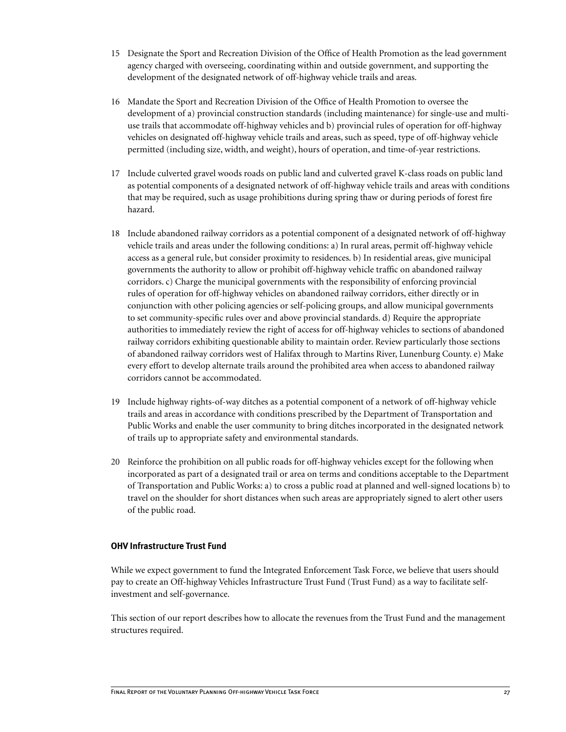15 Designate the Sport and Recreation Division of the Office of Health Promotion as the lead government agency charged with overseeing, coordinating within and outside government, and supporting the development of the designated network of off-highway vehicle trails and areas.

16 Mandate the Sport and Recreation Division of the Office of Health Promotion to oversee the development of a) provincial construction standards (including maintenance) for single-use and multi-use trails that accommodate off-highway vehicles and b) provincial rules of operation for off-highway vehicles on designated off-highway vehicle trails and areas, such as speed, type of off-highway vehicle permitted (including size, width, and weight), hours of operation, and time-of-year restrictions.

17 Include culverted gravel woods roads on public land and culverted gravel K-class roads on public land as potential components of a designated network of off-highway vehicle trails and areas with conditions that may be required, such as usage prohibitions during spring thaw or during periods of forest fire hazard.

18 Include abandoned railway corridors as a potential component of a designated network of off-highway vehicle trails and areas under the following conditions: a) In rural areas, permit off-highway vehicle access as a general rule, but consider proximity to residences. b) In residential areas, give municipal governments the authority to allow or prohibit off-highway vehicle traffic on abandoned railway corridors. c) Charge the municipal governments with the responsibility of enforcing provincial rules of operation for off-highway vehicles on abandoned railway corridors, either directly or in conjunction with other policing agencies or self-policing groups, and allow municipal governments to set community-specific rules over and above provincial standards. d) Require the appropriate authorities to immediately review the right of access for off-highway vehicles to sections of abandoned railway corridors exhibiting questionable ability to maintain order. Review particularly those sections of abandoned railway corridors west of Halifax through to Martins River, Lunenburg County. e) Make every effort to develop alternate trails around the prohibited area when access to abandoned railway corridors cannot be accommodated.

19 Include highway rights-of-way ditches as a potential component of a network of off-highway vehicle trails and areas in accordance with conditions prescribed by the Department of Transportation and Public Works and enable the user community to bring ditches incorporated in the designated network of trails up to appropriate safety and environmental standards.

20 Reinforce the prohibition on all public roads for off-highway vehicles except for the following when incorporated as part of a designated trail or area on terms and conditions acceptable to the Department of Transportation and Public Works: a) to cross a public road at planned and well-signed locations b) to travel on the shoulder for short distances when such areas are appropriately signed to alert other users of the public road.

### OHV Infrastructure Trust Fund

While we expect government to fund the Integrated Enforcement Task Force, we believe that users should pay to create an Off-highway Vehicles Infrastructure Trust Fund (Trust Fund) as a way to facilitate self-investment and self-governance.

This section of our report describes how to allocate the revenues from the Trust Fund and the management structures required.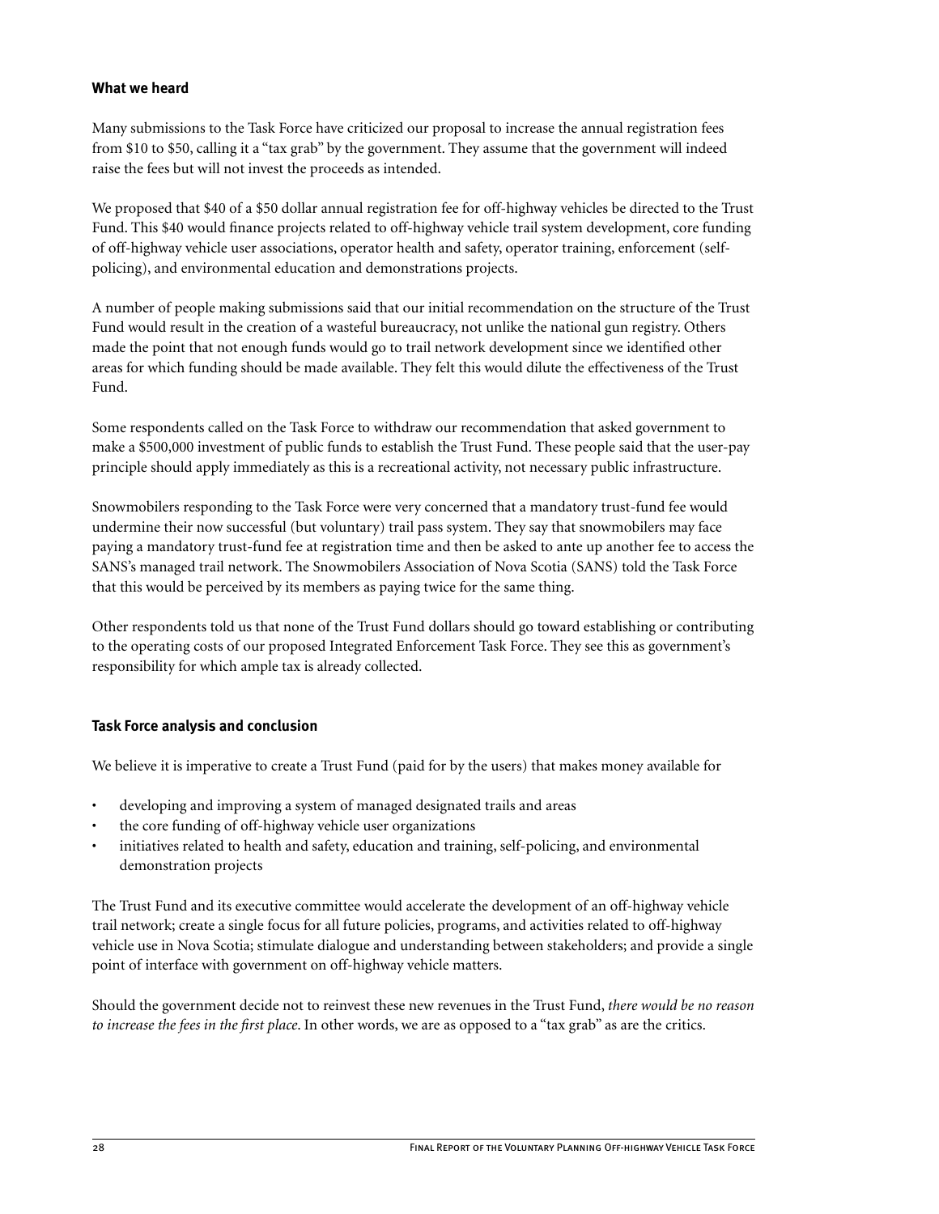### What we heard

Many submissions to the Task Force have criticized our proposal to increase the annual registration fees from $10 to $50, calling it a "tax grab" by the government. They assume that the government will indeed raise the fees but will not invest the proceeds as intended.

We proposed that $40 of a $50 dollar annual registration fee for off-highway vehicles be directed to the Trust Fund. This $40 would finance projects related to off-highway vehicle trail system development, core funding of off-highway vehicle user associations, operator health and safety, operator training, enforcement (self-policing), and environmental education and demonstrations projects.

A number of people making submissions said that our initial recommendation on the structure of the Trust Fund would result in the creation of a wasteful bureaucracy, not unlike the national gun registry. Others made the point that not enough funds would go to trail network development since we identified other areas for which funding should be made available. They felt this would dilute the effectiveness of the Trust Fund.

Some respondents called on the Task Force to withdraw our recommendation that asked government to make a $500,000 investment of public funds to establish the Trust Fund. These people said that the user-pay principle should apply immediately as this is a recreational activity, not necessary public infrastructure.

Snowmobilers responding to the Task Force were very concerned that a mandatory trust-fund fee would undermine their now successful (but voluntary) trail pass system. They say that snowmobilers may face paying a mandatory trust-fund fee at registration time and then be asked to ante up another fee to access the SANS's managed trail network. The Snowmobilers Association of Nova Scotia (SANS) told the Task Force that this would be perceived by its members as paying twice for the same thing.

Other respondents told us that none of the Trust Fund dollars should go toward establishing or contributing to the operating costs of our proposed Integrated Enforcement Task Force. They see this as government's responsibility for which ample tax is already collected.

### Task Force analysis and conclusion

We believe it is imperative to create a Trust Fund (paid for by the users) that makes money available for

- developing and improving a system of managed designated trails and areas
- the core funding of off-highway vehicle user organizations
- initiatives related to health and safety, education and training, self-policing, and environmental demonstration projects

The Trust Fund and its executive committee would accelerate the development of an off-highway vehicle trail network; create a single focus for all future policies, programs, and activities related to off-highway vehicle use in Nova Scotia; stimulate dialogue and understanding between stakeholders; and provide a single point of interface with government on off-highway vehicle matters.

Should the government decide not to reinvest these new revenues in the Trust Fund, *there would be no reason to increase the fees in the first place*. In other words, we are as opposed to a "tax grab" as are the critics.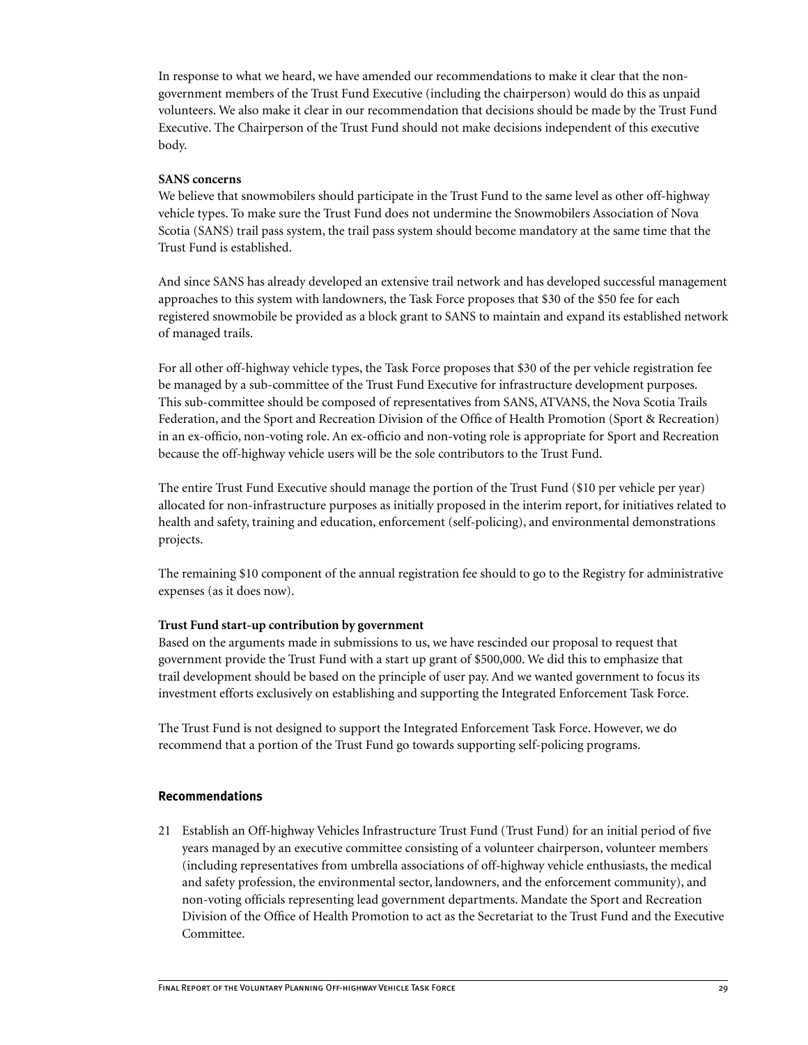In response to what we heard, we have amended our recommendations to make it clear that the non-government members of the Trust Fund Executive (including the chairperson) would do this as unpaid volunteers. We also make it clear in our recommendation that decisions should be made by the Trust Fund Executive. The Chairperson of the Trust Fund should not make decisions independent of this executive body.

**SANS concerns**

We believe that snowmobilers should participate in the Trust Fund to the same level as other off-highway vehicle types. To make sure the Trust Fund does not undermine the Snowmobilers Association of Nova Scotia (SANS) trail pass system, the trail pass system should become mandatory at the same time that the Trust Fund is established.

And since SANS has already developed an extensive trail network and has developed successful management approaches to this system with landowners, the Task Force proposes that $30 of the $50 fee for each registered snowmobile be provided as a block grant to SANS to maintain and expand its established network of managed trails.

For all other off-highway vehicle types, the Task Force proposes that $30 of the per vehicle registration fee be managed by a sub-committee of the Trust Fund Executive for infrastructure development purposes. This sub-committee should be composed of representatives from SANS, ATVANS, the Nova Scotia Trails Federation, and the Sport and Recreation Division of the Office of Health Promotion (Sport & Recreation) in an ex-officio, non-voting role. An ex-officio and non-voting role is appropriate for Sport and Recreation because the off-highway vehicle users will be the sole contributors to the Trust Fund.

The entire Trust Fund Executive should manage the portion of the Trust Fund ($10 per vehicle per year) allocated for non-infrastructure purposes as initially proposed in the interim report, for initiatives related to health and safety, training and education, enforcement (self-policing), and environmental demonstrations projects.

The remaining $10 component of the annual registration fee should to go to the Registry for administrative expenses (as it does now).

**Trust Fund start-up contribution by government**

Based on the arguments made in submissions to us, we have rescinded our proposal to request that government provide the Trust Fund with a start up grant of $500,000. We did this to emphasize that trail development should be based on the principle of user pay. And we wanted government to focus its investment efforts exclusively on establishing and supporting the Integrated Enforcement Task Force.

The Trust Fund is not designed to support the Integrated Enforcement Task Force. However, we do recommend that a portion of the Trust Fund go towards supporting self-policing programs.

### Recommendations

21 Establish an Off-highway Vehicles Infrastructure Trust Fund (Trust Fund) for an initial period of five years managed by an executive committee consisting of a volunteer chairperson, volunteer members (including representatives from umbrella associations of off-highway vehicle enthusiasts, the medical and safety profession, the environmental sector, landowners, and the enforcement community), and non-voting officials representing lead government departments. Mandate the Sport and Recreation Division of the Office of Health Promotion to act as the Secretariat to the Trust Fund and the Executive Committee.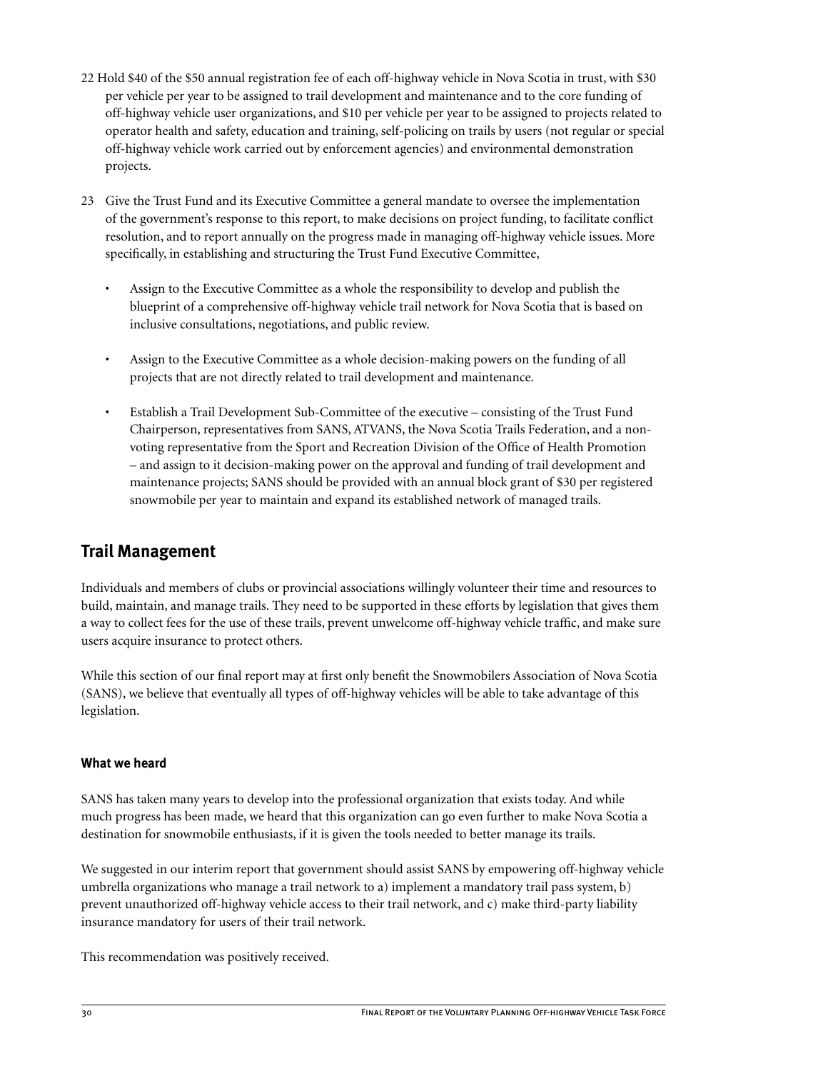22 Hold $40 of the $50 annual registration fee of each off-highway vehicle in Nova Scotia in trust, with $30 per vehicle per year to be assigned to trail development and maintenance and to the core funding of off-highway vehicle user organizations, and $10 per vehicle per year to be assigned to projects related to operator health and safety, education and training, self-policing on trails by users (not regular or special off-highway vehicle work carried out by enforcement agencies) and environmental demonstration projects.

23 Give the Trust Fund and its Executive Committee a general mandate to oversee the implementation of the government's response to this report, to make decisions on project funding, to facilitate conflict resolution, and to report annually on the progress made in managing off-highway vehicle issues. More specifically, in establishing and structuring the Trust Fund Executive Committee,

- Assign to the Executive Committee as a whole the responsibility to develop and publish the blueprint of a comprehensive off-highway vehicle trail network for Nova Scotia that is based on inclusive consultations, negotiations, and public review.

- Assign to the Executive Committee as a whole decision-making powers on the funding of all projects that are not directly related to trail development and maintenance.

- Establish a Trail Development Sub-Committee of the executive – consisting of the Trust Fund Chairperson, representatives from SANS, ATVANS, the Nova Scotia Trails Federation, and a non-voting representative from the Sport and Recreation Division of the Office of Health Promotion – and assign to it decision-making power on the approval and funding of trail development and maintenance projects; SANS should be provided with an annual block grant of $30 per registered snowmobile per year to maintain and expand its established network of managed trails.

## Trail Management

Individuals and members of clubs or provincial associations willingly volunteer their time and resources to build, maintain, and manage trails. They need to be supported in these efforts by legislation that gives them a way to collect fees for the use of these trails, prevent unwelcome off-highway vehicle traffic, and make sure users acquire insurance to protect others.

While this section of our final report may at first only benefit the Snowmobilers Association of Nova Scotia (SANS), we believe that eventually all types of off-highway vehicles will be able to take advantage of this legislation.

### What we heard

SANS has taken many years to develop into the professional organization that exists today. And while much progress has been made, we heard that this organization can go even further to make Nova Scotia a destination for snowmobile enthusiasts, if it is given the tools needed to better manage its trails.

We suggested in our interim report that government should assist SANS by empowering off-highway vehicle umbrella organizations who manage a trail network to a) implement a mandatory trail pass system, b) prevent unauthorized off-highway vehicle access to their trail network, and c) make third-party liability insurance mandatory for users of their trail network.

This recommendation was positively received.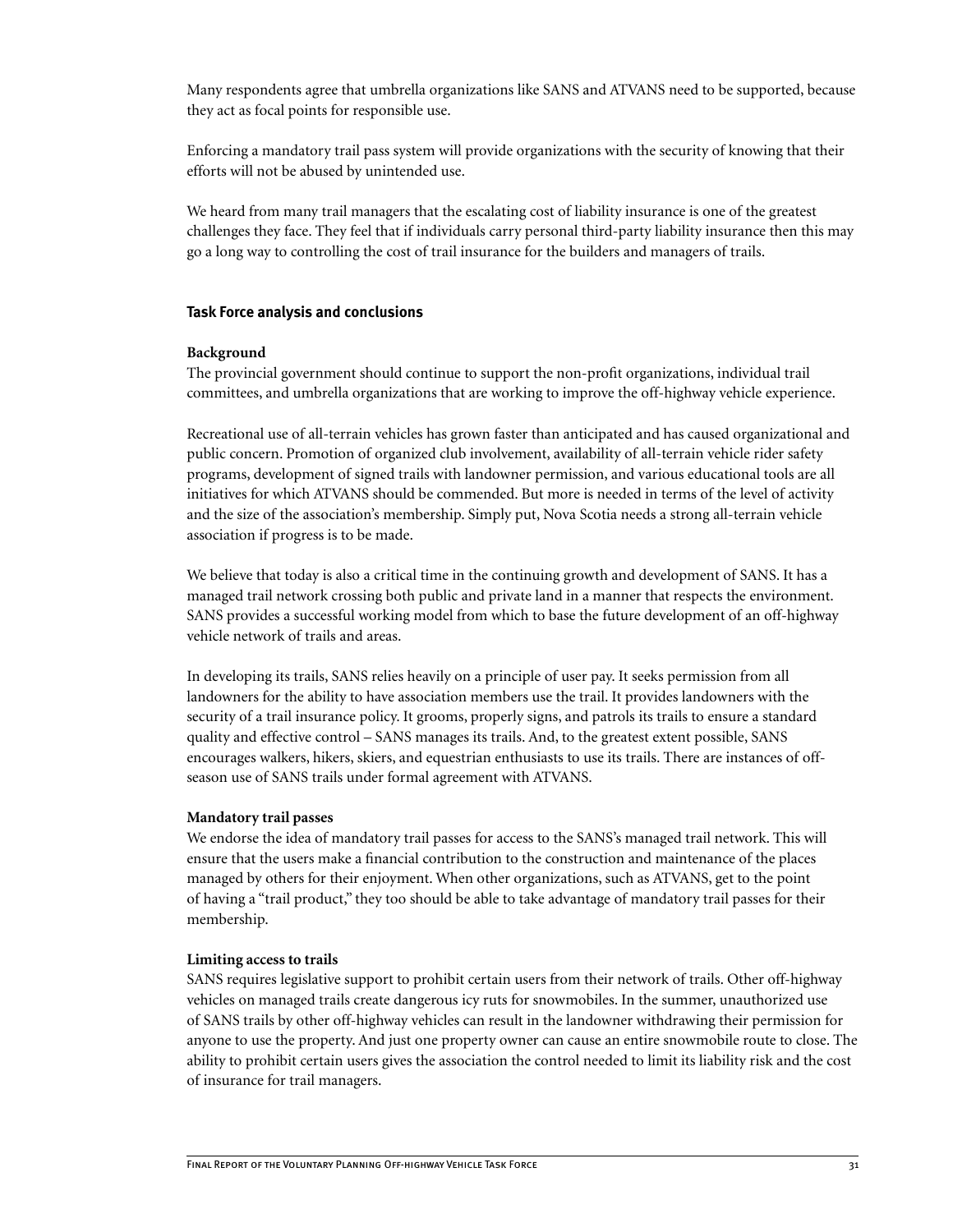Many respondents agree that umbrella organizations like SANS and ATVANS need to be supported, because they act as focal points for responsible use.

Enforcing a mandatory trail pass system will provide organizations with the security of knowing that their efforts will not be abused by unintended use.

We heard from many trail managers that the escalating cost of liability insurance is one of the greatest challenges they face. They feel that if individuals carry personal third-party liability insurance then this may go a long way to controlling the cost of trail insurance for the builders and managers of trails.

### Task Force analysis and conclusions

**Background**

The provincial government should continue to support the non-profit organizations, individual trail committees, and umbrella organizations that are working to improve the off-highway vehicle experience.

Recreational use of all-terrain vehicles has grown faster than anticipated and has caused organizational and public concern. Promotion of organized club involvement, availability of all-terrain vehicle rider safety programs, development of signed trails with landowner permission, and various educational tools are all initiatives for which ATVANS should be commended. But more is needed in terms of the level of activity and the size of the association's membership. Simply put, Nova Scotia needs a strong all-terrain vehicle association if progress is to be made.

We believe that today is also a critical time in the continuing growth and development of SANS. It has a managed trail network crossing both public and private land in a manner that respects the environment. SANS provides a successful working model from which to base the future development of an off-highway vehicle network of trails and areas.

In developing its trails, SANS relies heavily on a principle of user pay. It seeks permission from all landowners for the ability to have association members use the trail. It provides landowners with the security of a trail insurance policy. It grooms, properly signs, and patrols its trails to ensure a standard quality and effective control – SANS manages its trails. And, to the greatest extent possible, SANS encourages walkers, hikers, skiers, and equestrian enthusiasts to use its trails. There are instances of off-season use of SANS trails under formal agreement with ATVANS.

**Mandatory trail passes**

We endorse the idea of mandatory trail passes for access to the SANS's managed trail network. This will ensure that the users make a financial contribution to the construction and maintenance of the places managed by others for their enjoyment. When other organizations, such as ATVANS, get to the point of having a "trail product," they too should be able to take advantage of mandatory trail passes for their membership.

**Limiting access to trails**

SANS requires legislative support to prohibit certain users from their network of trails. Other off-highway vehicles on managed trails create dangerous icy ruts for snowmobiles. In the summer, unauthorized use of SANS trails by other off-highway vehicles can result in the landowner withdrawing their permission for anyone to use the property. And just one property owner can cause an entire snowmobile route to close. The ability to prohibit certain users gives the association the control needed to limit its liability risk and the cost of insurance for trail managers.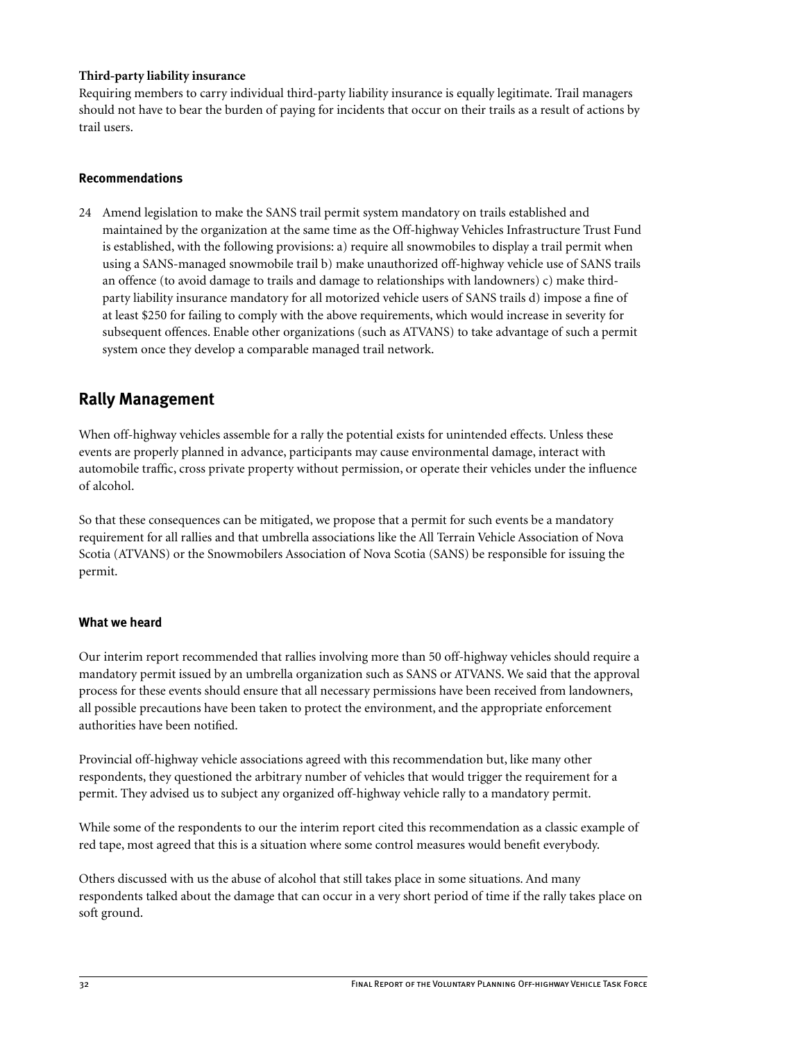**Third-party liability insurance**

Requiring members to carry individual third-party liability insurance is equally legitimate. Trail managers should not have to bear the burden of paying for incidents that occur on their trails as a result of actions by trail users.

### Recommendations

24 Amend legislation to make the SANS trail permit system mandatory on trails established and maintained by the organization at the same time as the Off-highway Vehicles Infrastructure Trust Fund is established, with the following provisions: a) require all snowmobiles to display a trail permit when using a SANS-managed snowmobile trail b) make unauthorized off-highway vehicle use of SANS trails an offence (to avoid damage to trails and damage to relationships with landowners) c) make third-party liability insurance mandatory for all motorized vehicle users of SANS trails d) impose a fine of at least $250 for failing to comply with the above requirements, which would increase in severity for subsequent offences. Enable other organizations (such as ATVANS) to take advantage of such a permit system once they develop a comparable managed trail network.

## Rally Management

When off-highway vehicles assemble for a rally the potential exists for unintended effects. Unless these events are properly planned in advance, participants may cause environmental damage, interact with automobile traffic, cross private property without permission, or operate their vehicles under the influence of alcohol.

So that these consequences can be mitigated, we propose that a permit for such events be a mandatory requirement for all rallies and that umbrella associations like the All Terrain Vehicle Association of Nova Scotia (ATVANS) or the Snowmobilers Association of Nova Scotia (SANS) be responsible for issuing the permit.

### What we heard

Our interim report recommended that rallies involving more than 50 off-highway vehicles should require a mandatory permit issued by an umbrella organization such as SANS or ATVANS. We said that the approval process for these events should ensure that all necessary permissions have been received from landowners, all possible precautions have been taken to protect the environment, and the appropriate enforcement authorities have been notified.

Provincial off-highway vehicle associations agreed with this recommendation but, like many other respondents, they questioned the arbitrary number of vehicles that would trigger the requirement for a permit. They advised us to subject any organized off-highway vehicle rally to a mandatory permit.

While some of the respondents to our the interim report cited this recommendation as a classic example of red tape, most agreed that this is a situation where some control measures would benefit everybody.

Others discussed with us the abuse of alcohol that still takes place in some situations. And many respondents talked about the damage that can occur in a very short period of time if the rally takes place on soft ground.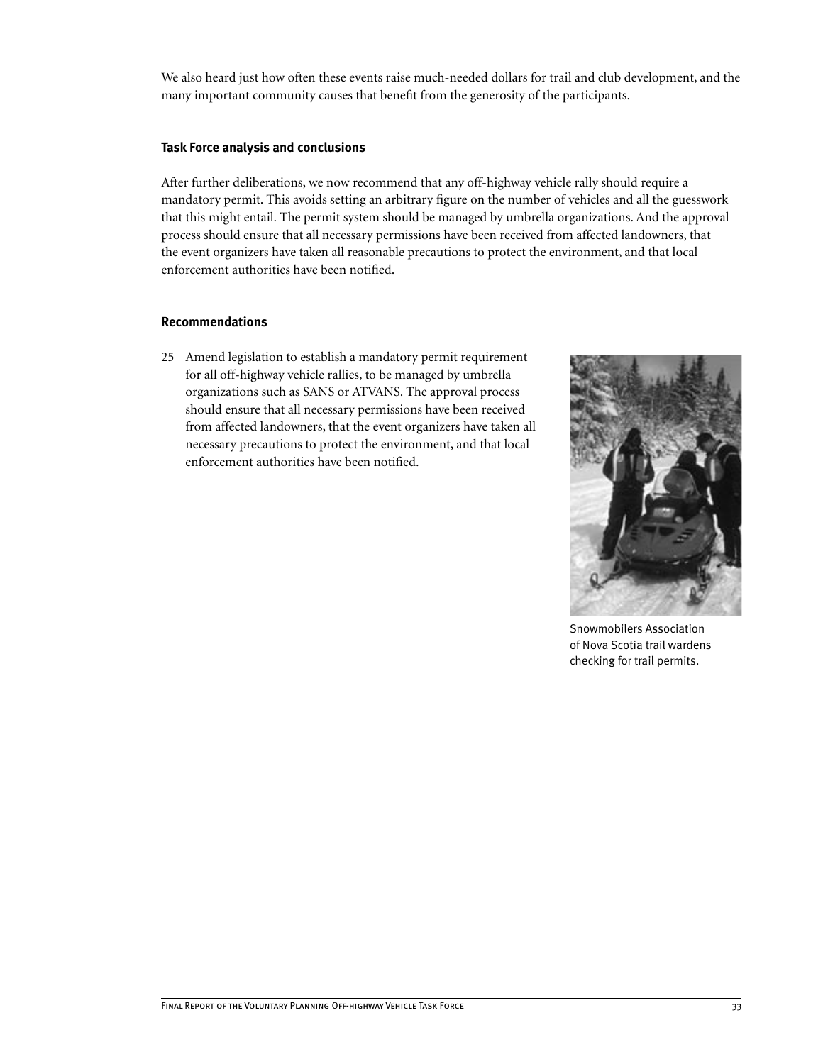We also heard just how often these events raise much-needed dollars for trail and club development, and the many important community causes that benefit from the generosity of the participants.

### Task Force analysis and conclusions

After further deliberations, we now recommend that any off-highway vehicle rally should require a mandatory permit. This avoids setting an arbitrary figure on the number of vehicles and all the guesswork that this might entail. The permit system should be managed by umbrella organizations. And the approval process should ensure that all necessary permissions have been received from affected landowners, that the event organizers have taken all reasonable precautions to protect the environment, and that local enforcement authorities have been notified.

### Recommendations

25 Amend legislation to establish a mandatory permit requirement for all off-highway vehicle rallies, to be managed by umbrella organizations such as SANS or ATVANS. The approval process should ensure that all necessary permissions have been received from affected landowners, that the event organizers have taken all necessary precautions to protect the environment, and that local enforcement authorities have been notified.

Snowmobilers Association of Nova Scotia trail wardens checking for trail permits.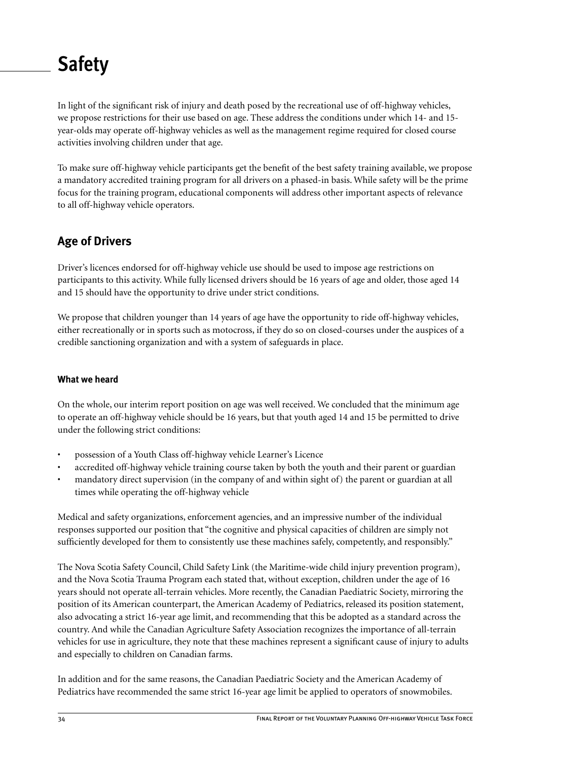# Safety

In light of the significant risk of injury and death posed by the recreational use of off-highway vehicles, we propose restrictions for their use based on age. These address the conditions under which 14- and 15-year-olds may operate off-highway vehicles as well as the management regime required for closed course activities involving children under that age.

To make sure off-highway vehicle participants get the benefit of the best safety training available, we propose a mandatory accredited training program for all drivers on a phased-in basis. While safety will be the prime focus for the training program, educational components will address other important aspects of relevance to all off-highway vehicle operators.

## Age of Drivers

Driver's licences endorsed for off-highway vehicle use should be used to impose age restrictions on participants to this activity. While fully licensed drivers should be 16 years of age and older, those aged 14 and 15 should have the opportunity to drive under strict conditions.

We propose that children younger than 14 years of age have the opportunity to ride off-highway vehicles, either recreationally or in sports such as motocross, if they do so on closed-courses under the auspices of a credible sanctioning organization and with a system of safeguards in place.

### What we heard

On the whole, our interim report position on age was well received. We concluded that the minimum age to operate an off-highway vehicle should be 16 years, but that youth aged 14 and 15 be permitted to drive under the following strict conditions:

- possession of a Youth Class off-highway vehicle Learner's Licence
- accredited off-highway vehicle training course taken by both the youth and their parent or guardian
- mandatory direct supervision (in the company of and within sight of) the parent or guardian at all times while operating the off-highway vehicle

Medical and safety organizations, enforcement agencies, and an impressive number of the individual responses supported our position that "the cognitive and physical capacities of children are simply not sufficiently developed for them to consistently use these machines safely, competently, and responsibly."

The Nova Scotia Safety Council, Child Safety Link (the Maritime-wide child injury prevention program), and the Nova Scotia Trauma Program each stated that, without exception, children under the age of 16 years should not operate all-terrain vehicles. More recently, the Canadian Paediatric Society, mirroring the position of its American counterpart, the American Academy of Pediatrics, released its position statement, also advocating a strict 16-year age limit, and recommending that this be adopted as a standard across the country. And while the Canadian Agriculture Safety Association recognizes the importance of all-terrain vehicles for use in agriculture, they note that these machines represent a significant cause of injury to adults and especially to children on Canadian farms.

In addition and for the same reasons, the Canadian Paediatric Society and the American Academy of Pediatrics have recommended the same strict 16-year age limit be applied to operators of snowmobiles.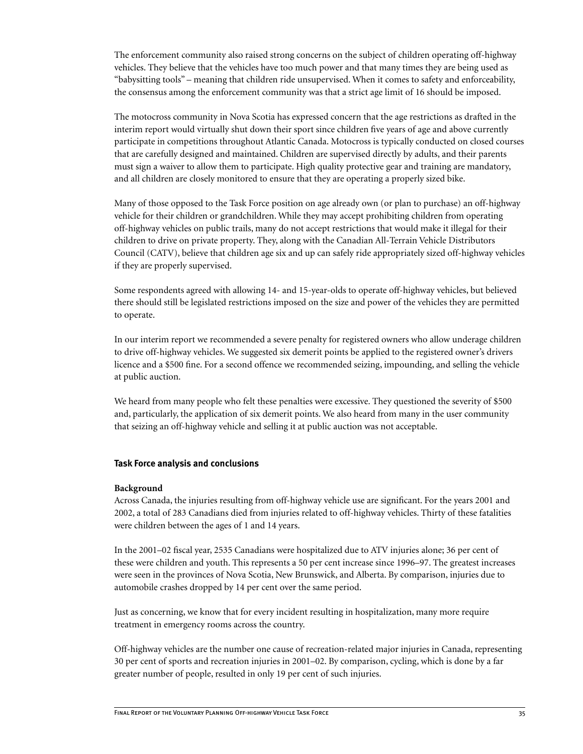The enforcement community also raised strong concerns on the subject of children operating off-highway vehicles. They believe that the vehicles have too much power and that many times they are being used as "babysitting tools" – meaning that children ride unsupervised. When it comes to safety and enforceability, the consensus among the enforcement community was that a strict age limit of 16 should be imposed.

The motocross community in Nova Scotia has expressed concern that the age restrictions as drafted in the interim report would virtually shut down their sport since children five years of age and above currently participate in competitions throughout Atlantic Canada. Motocross is typically conducted on closed courses that are carefully designed and maintained. Children are supervised directly by adults, and their parents must sign a waiver to allow them to participate. High quality protective gear and training are mandatory, and all children are closely monitored to ensure that they are operating a properly sized bike.

Many of those opposed to the Task Force position on age already own (or plan to purchase) an off-highway vehicle for their children or grandchildren. While they may accept prohibiting children from operating off-highway vehicles on public trails, many do not accept restrictions that would make it illegal for their children to drive on private property. They, along with the Canadian All-Terrain Vehicle Distributors Council (CATV), believe that children age six and up can safely ride appropriately sized off-highway vehicles if they are properly supervised.

Some respondents agreed with allowing 14- and 15-year-olds to operate off-highway vehicles, but believed there should still be legislated restrictions imposed on the size and power of the vehicles they are permitted to operate.

In our interim report we recommended a severe penalty for registered owners who allow underage children to drive off-highway vehicles. We suggested six demerit points be applied to the registered owner's drivers licence and a $500 fine. For a second offence we recommended seizing, impounding, and selling the vehicle at public auction.

We heard from many people who felt these penalties were excessive. They questioned the severity of $500 and, particularly, the application of six demerit points. We also heard from many in the user community that seizing an off-highway vehicle and selling it at public auction was not acceptable.

### Task Force analysis and conclusions

#### Background

Across Canada, the injuries resulting from off-highway vehicle use are significant. For the years 2001 and 2002, a total of 283 Canadians died from injuries related to off-highway vehicles. Thirty of these fatalities were children between the ages of 1 and 14 years.

In the 2001–02 fiscal year, 2535 Canadians were hospitalized due to ATV injuries alone; 36 per cent of these were children and youth. This represents a 50 per cent increase since 1996–97. The greatest increases were seen in the provinces of Nova Scotia, New Brunswick, and Alberta. By comparison, injuries due to automobile crashes dropped by 14 per cent over the same period.

Just as concerning, we know that for every incident resulting in hospitalization, many more require treatment in emergency rooms across the country.

Off-highway vehicles are the number one cause of recreation-related major injuries in Canada, representing 30 per cent of sports and recreation injuries in 2001–02. By comparison, cycling, which is done by a far greater number of people, resulted in only 19 per cent of such injuries.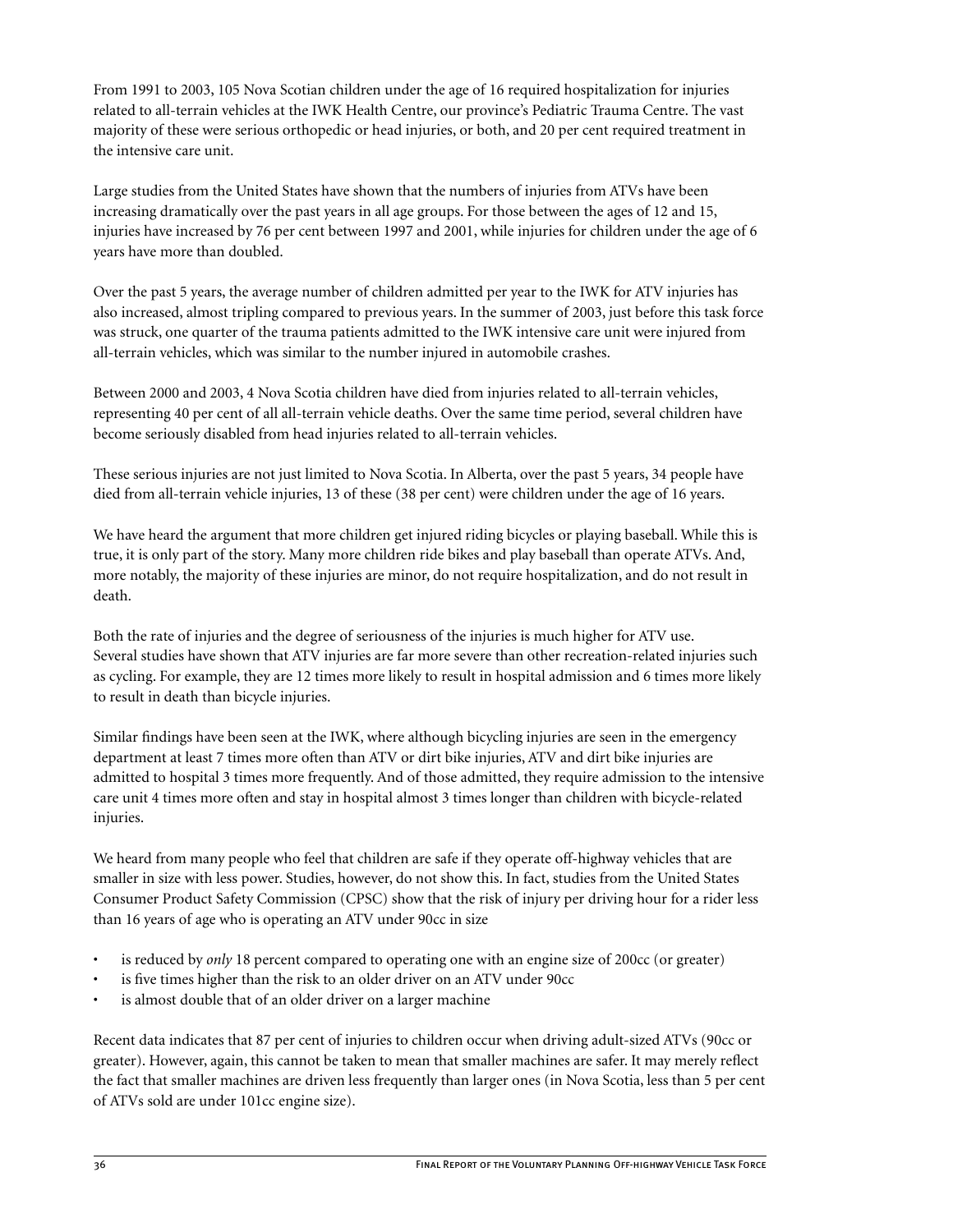From 1991 to 2003, 105 Nova Scotian children under the age of 16 required hospitalization for injuries related to all-terrain vehicles at the IWK Health Centre, our province's Pediatric Trauma Centre. The vast majority of these were serious orthopedic or head injuries, or both, and 20 per cent required treatment in the intensive care unit.

Large studies from the United States have shown that the numbers of injuries from ATVs have been increasing dramatically over the past years in all age groups. For those between the ages of 12 and 15, injuries have increased by 76 per cent between 1997 and 2001, while injuries for children under the age of 6 years have more than doubled.

Over the past 5 years, the average number of children admitted per year to the IWK for ATV injuries has also increased, almost tripling compared to previous years. In the summer of 2003, just before this task force was struck, one quarter of the trauma patients admitted to the IWK intensive care unit were injured from all-terrain vehicles, which was similar to the number injured in automobile crashes.

Between 2000 and 2003, 4 Nova Scotia children have died from injuries related to all-terrain vehicles, representing 40 per cent of all all-terrain vehicle deaths. Over the same time period, several children have become seriously disabled from head injuries related to all-terrain vehicles.

These serious injuries are not just limited to Nova Scotia. In Alberta, over the past 5 years, 34 people have died from all-terrain vehicle injuries, 13 of these (38 per cent) were children under the age of 16 years.

We have heard the argument that more children get injured riding bicycles or playing baseball. While this is true, it is only part of the story. Many more children ride bikes and play baseball than operate ATVs. And, more notably, the majority of these injuries are minor, do not require hospitalization, and do not result in death.

Both the rate of injuries and the degree of seriousness of the injuries is much higher for ATV use. Several studies have shown that ATV injuries are far more severe than other recreation-related injuries such as cycling. For example, they are 12 times more likely to result in hospital admission and 6 times more likely to result in death than bicycle injuries.

Similar findings have been seen at the IWK, where although bicycling injuries are seen in the emergency department at least 7 times more often than ATV or dirt bike injuries, ATV and dirt bike injuries are admitted to hospital 3 times more frequently. And of those admitted, they require admission to the intensive care unit 4 times more often and stay in hospital almost 3 times longer than children with bicycle-related injuries.

We heard from many people who feel that children are safe if they operate off-highway vehicles that are smaller in size with less power. Studies, however, do not show this. In fact, studies from the United States Consumer Product Safety Commission (CPSC) show that the risk of injury per driving hour for a rider less than 16 years of age who is operating an ATV under 90cc in size

- is reduced by *only* 18 percent compared to operating one with an engine size of 200cc (or greater)
- is five times higher than the risk to an older driver on an ATV under 90cc
- is almost double that of an older driver on a larger machine

Recent data indicates that 87 per cent of injuries to children occur when driving adult-sized ATVs (90cc or greater). However, again, this cannot be taken to mean that smaller machines are safer. It may merely reflect the fact that smaller machines are driven less frequently than larger ones (in Nova Scotia, less than 5 per cent of ATVs sold are under 101cc engine size).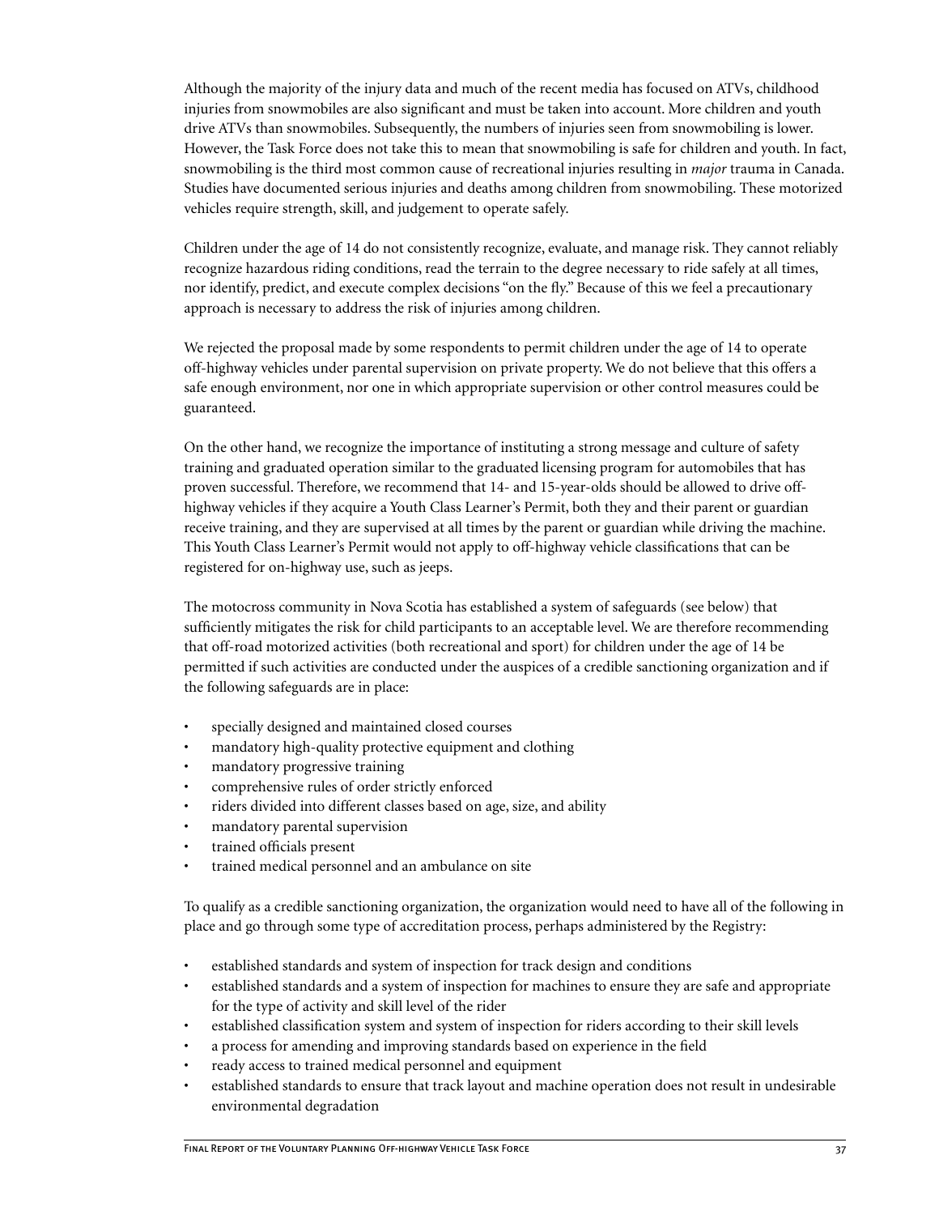Although the majority of the injury data and much of the recent media has focused on ATVs, childhood injuries from snowmobiles are also significant and must be taken into account. More children and youth drive ATVs than snowmobiles. Subsequently, the numbers of injuries seen from snowmobiling is lower. However, the Task Force does not take this to mean that snowmobiling is safe for children and youth. In fact, snowmobiling is the third most common cause of recreational injuries resulting in *major* trauma in Canada. Studies have documented serious injuries and deaths among children from snowmobiling. These motorized vehicles require strength, skill, and judgement to operate safely.

Children under the age of 14 do not consistently recognize, evaluate, and manage risk. They cannot reliably recognize hazardous riding conditions, read the terrain to the degree necessary to ride safely at all times, nor identify, predict, and execute complex decisions "on the fly." Because of this we feel a precautionary approach is necessary to address the risk of injuries among children.

We rejected the proposal made by some respondents to permit children under the age of 14 to operate off-highway vehicles under parental supervision on private property. We do not believe that this offers a safe enough environment, nor one in which appropriate supervision or other control measures could be guaranteed.

On the other hand, we recognize the importance of instituting a strong message and culture of safety training and graduated operation similar to the graduated licensing program for automobiles that has proven successful. Therefore, we recommend that 14- and 15-year-olds should be allowed to drive off-highway vehicles if they acquire a Youth Class Learner's Permit, both they and their parent or guardian receive training, and they are supervised at all times by the parent or guardian while driving the machine. This Youth Class Learner's Permit would not apply to off-highway vehicle classifications that can be registered for on-highway use, such as jeeps.

The motocross community in Nova Scotia has established a system of safeguards (see below) that sufficiently mitigates the risk for child participants to an acceptable level. We are therefore recommending that off-road motorized activities (both recreational and sport) for children under the age of 14 be permitted if such activities are conducted under the auspices of a credible sanctioning organization and if the following safeguards are in place:

- specially designed and maintained closed courses
- mandatory high-quality protective equipment and clothing
- mandatory progressive training
- comprehensive rules of order strictly enforced
- riders divided into different classes based on age, size, and ability
- mandatory parental supervision
- trained officials present
- trained medical personnel and an ambulance on site

To qualify as a credible sanctioning organization, the organization would need to have all of the following in place and go through some type of accreditation process, perhaps administered by the Registry:

- established standards and system of inspection for track design and conditions
- established standards and a system of inspection for machines to ensure they are safe and appropriate for the type of activity and skill level of the rider
- established classification system and system of inspection for riders according to their skill levels
- a process for amending and improving standards based on experience in the field
- ready access to trained medical personnel and equipment
- established standards to ensure that track layout and machine operation does not result in undesirable environmental degradation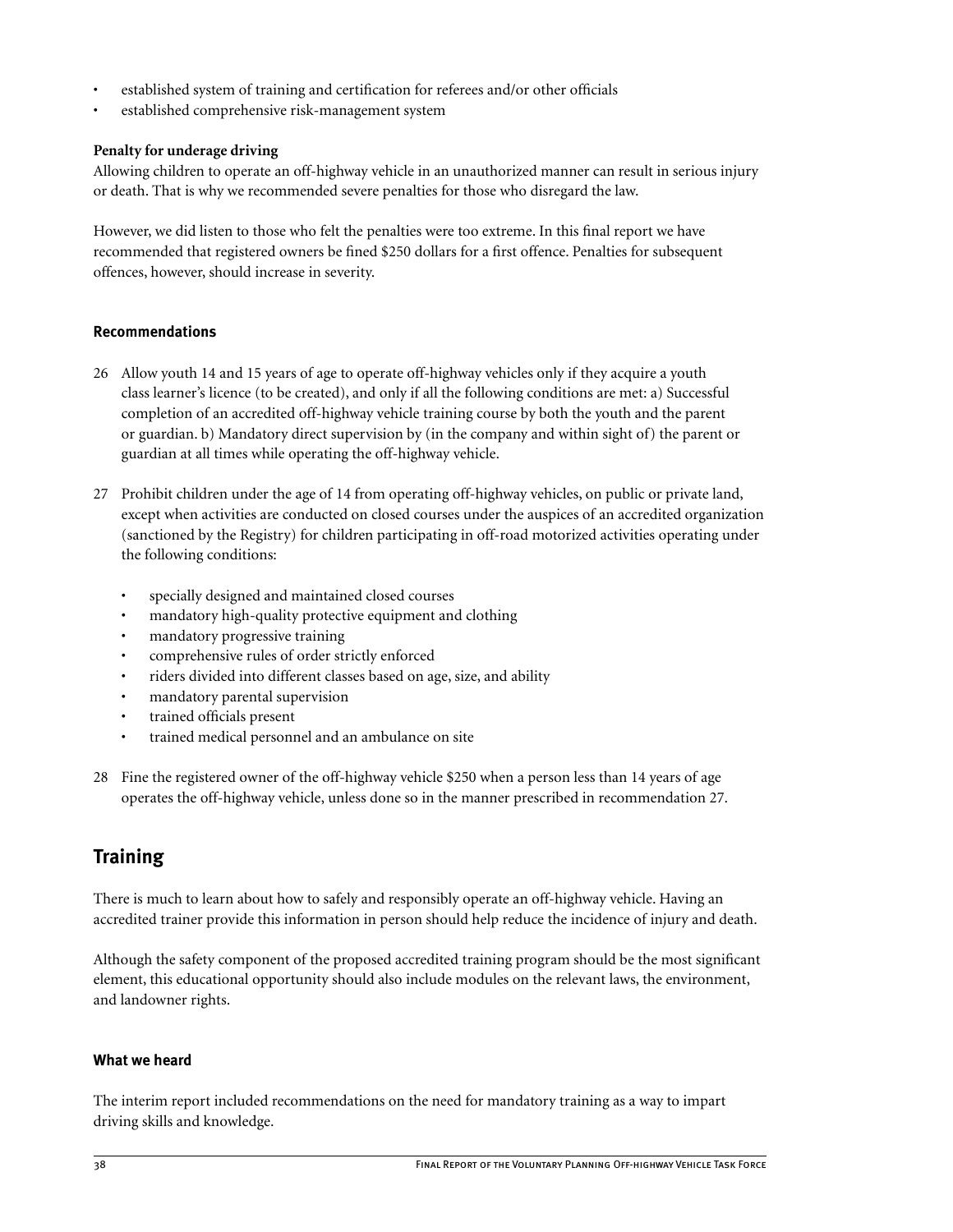- established system of training and certification for referees and/or other officials
- established comprehensive risk-management system

**Penalty for underage driving**

Allowing children to operate an off-highway vehicle in an unauthorized manner can result in serious injury or death. That is why we recommended severe penalties for those who disregard the law.

However, we did listen to those who felt the penalties were too extreme. In this final report we have recommended that registered owners be fined $250 dollars for a first offence. Penalties for subsequent offences, however, should increase in severity.

### Recommendations

26 Allow youth 14 and 15 years of age to operate off-highway vehicles only if they acquire a youth class learner's licence (to be created), and only if all the following conditions are met: a) Successful completion of an accredited off-highway vehicle training course by both the youth and the parent or guardian. b) Mandatory direct supervision by (in the company and within sight of) the parent or guardian at all times while operating the off-highway vehicle.

27 Prohibit children under the age of 14 from operating off-highway vehicles, on public or private land, except when activities are conducted on closed courses under the auspices of an accredited organization (sanctioned by the Registry) for children participating in off-road motorized activities operating under the following conditions:

- specially designed and maintained closed courses
- mandatory high-quality protective equipment and clothing
- mandatory progressive training
- comprehensive rules of order strictly enforced
- riders divided into different classes based on age, size, and ability
- mandatory parental supervision
- trained officials present
- trained medical personnel and an ambulance on site

28 Fine the registered owner of the off-highway vehicle $250 when a person less than 14 years of age operates the off-highway vehicle, unless done so in the manner prescribed in recommendation 27.

## Training

There is much to learn about how to safely and responsibly operate an off-highway vehicle. Having an accredited trainer provide this information in person should help reduce the incidence of injury and death.

Although the safety component of the proposed accredited training program should be the most significant element, this educational opportunity should also include modules on the relevant laws, the environment, and landowner rights.

### What we heard

The interim report included recommendations on the need for mandatory training as a way to impart driving skills and knowledge.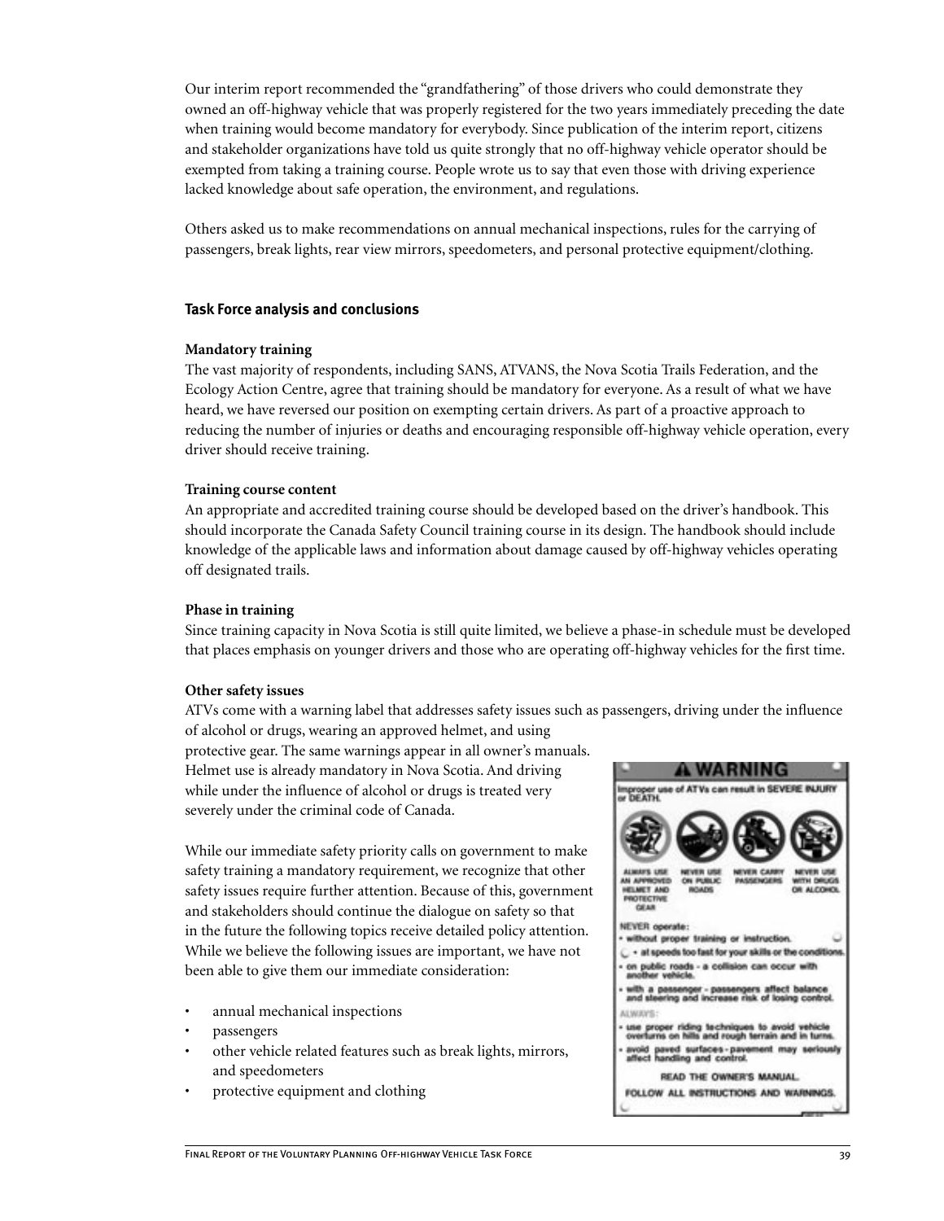Our interim report recommended the "grandfathering" of those drivers who could demonstrate they owned an off-highway vehicle that was properly registered for the two years immediately preceding the date when training would become mandatory for everybody. Since publication of the interim report, citizens and stakeholder organizations have told us quite strongly that no off-highway vehicle operator should be exempted from taking a training course. People wrote us to say that even those with driving experience lacked knowledge about safe operation, the environment, and regulations.

Others asked us to make recommendations on annual mechanical inspections, rules for the carrying of passengers, break lights, rear view mirrors, speedometers, and personal protective equipment/clothing.

### Task Force analysis and conclusions

**Mandatory training**

The vast majority of respondents, including SANS, ATVANS, the Nova Scotia Trails Federation, and the Ecology Action Centre, agree that training should be mandatory for everyone. As a result of what we have heard, we have reversed our position on exempting certain drivers. As part of a proactive approach to reducing the number of injuries or deaths and encouraging responsible off-highway vehicle operation, every driver should receive training.

**Training course content**

An appropriate and accredited training course should be developed based on the driver's handbook. This should incorporate the Canada Safety Council training course in its design. The handbook should include knowledge of the applicable laws and information about damage caused by off-highway vehicles operating off designated trails.

**Phase in training**

Since training capacity in Nova Scotia is still quite limited, we believe a phase-in schedule must be developed that places emphasis on younger drivers and those who are operating off-highway vehicles for the first time.

**Other safety issues**

ATVs come with a warning label that addresses safety issues such as passengers, driving under the influence of alcohol or drugs, wearing an approved helmet, and using protective gear. The same warnings appear in all owner's manuals. Helmet use is already mandatory in Nova Scotia. And driving while under the influence of alcohol or drugs is treated very severely under the criminal code of Canada.

While our immediate safety priority calls on government to make safety training a mandatory requirement, we recognize that other safety issues require further attention. Because of this, government and stakeholders should continue the dialogue on safety so that in the future the following topics receive detailed policy attention. While we believe the following issues are important, we have not been able to give them our immediate consideration:

- annual mechanical inspections
- passengers
- other vehicle related features such as break lights, mirrors, and speedometers
- protective equipment and clothing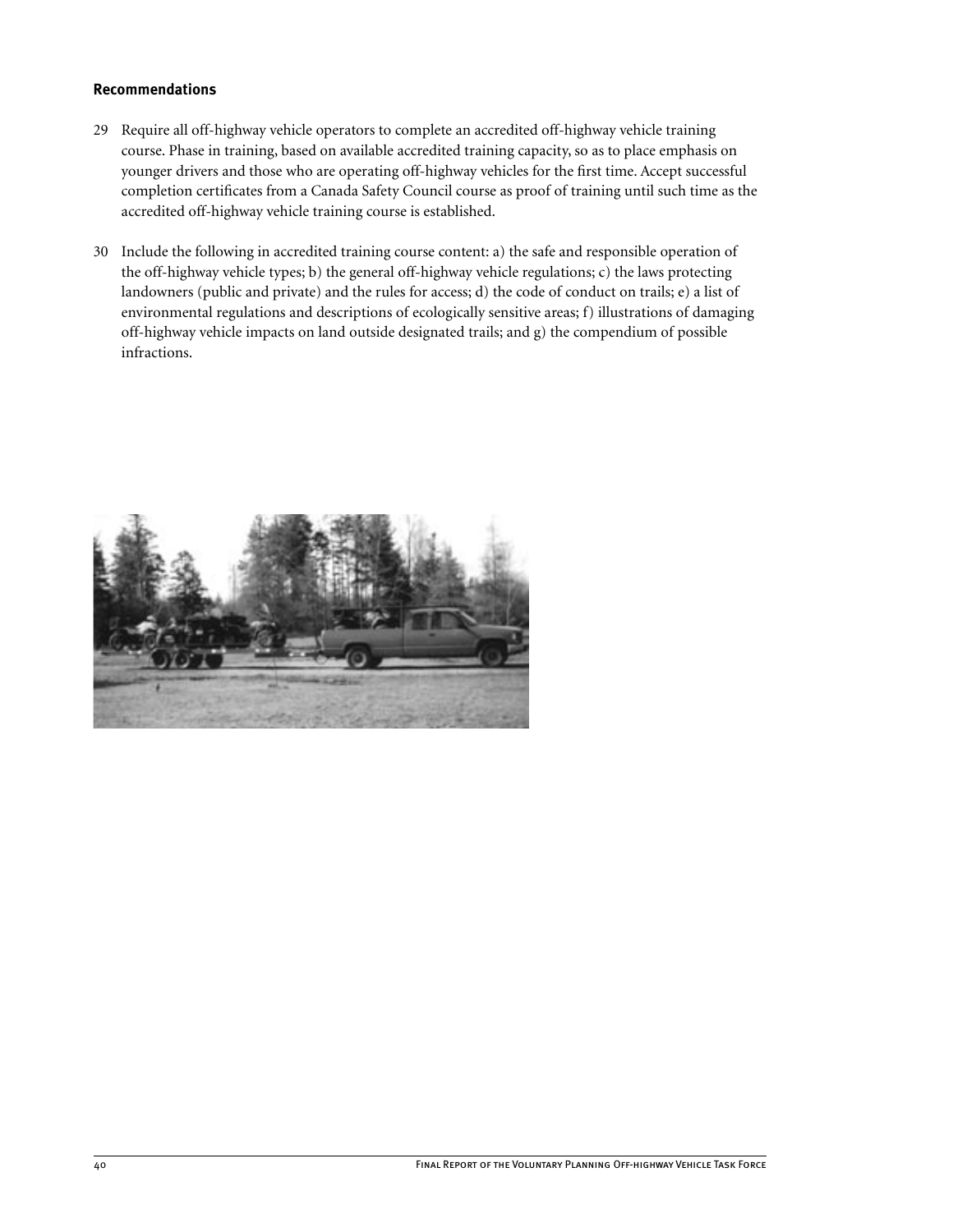### Recommendations

29 Require all off-highway vehicle operators to complete an accredited off-highway vehicle training course. Phase in training, based on available accredited training capacity, so as to place emphasis on younger drivers and those who are operating off-highway vehicles for the first time. Accept successful completion certificates from a Canada Safety Council course as proof of training until such time as the accredited off-highway vehicle training course is established.

30 Include the following in accredited training course content: a) the safe and responsible operation of the off-highway vehicle types; b) the general off-highway vehicle regulations; c) the laws protecting landowners (public and private) and the rules for access; d) the code of conduct on trails; e) a list of environmental regulations and descriptions of ecologically sensitive areas; f) illustrations of damaging off-highway vehicle impacts on land outside designated trails; and g) the compendium of possible infractions.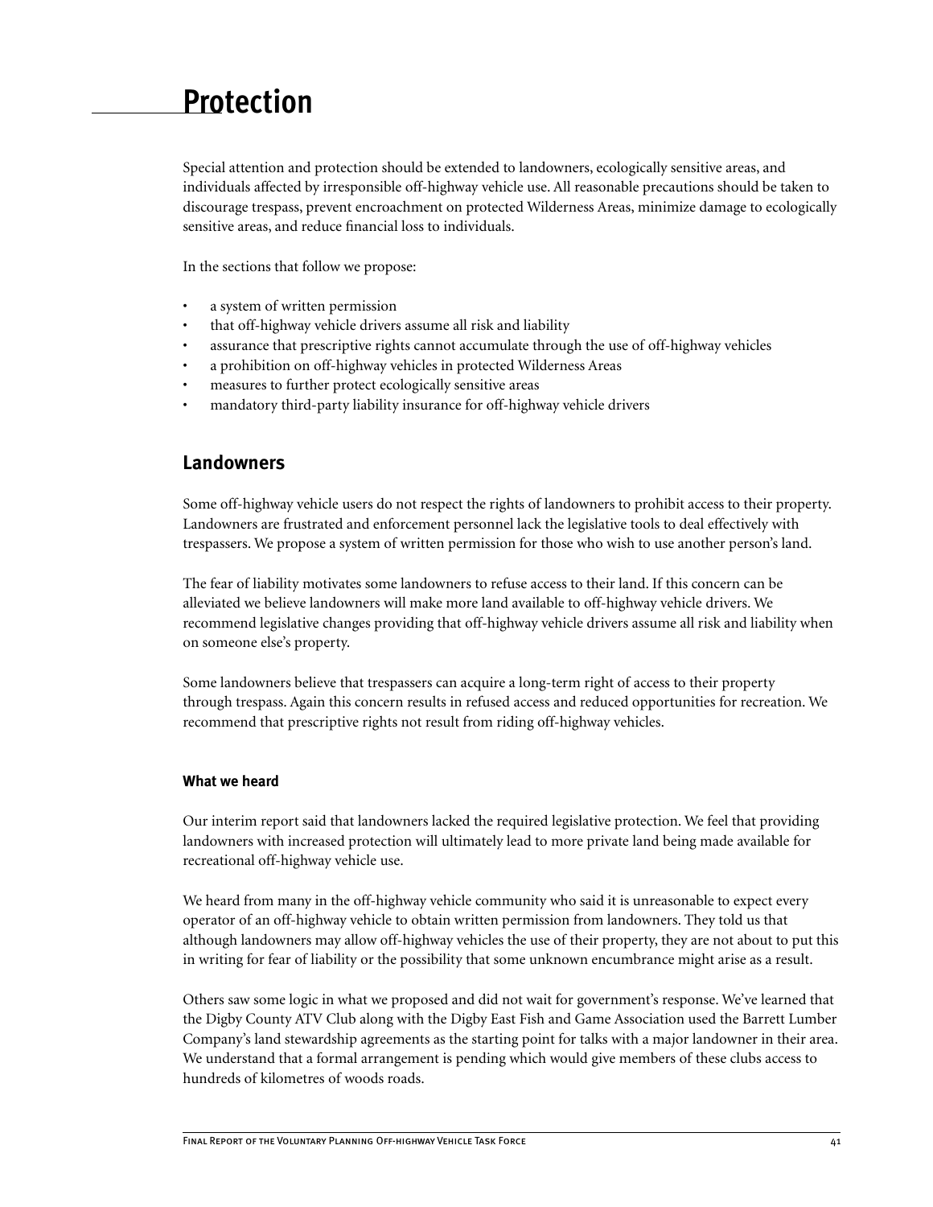# Protection

Special attention and protection should be extended to landowners, ecologically sensitive areas, and individuals affected by irresponsible off-highway vehicle use. All reasonable precautions should be taken to discourage trespass, prevent encroachment on protected Wilderness Areas, minimize damage to ecologically sensitive areas, and reduce financial loss to individuals.

In the sections that follow we propose:

- a system of written permission
- that off-highway vehicle drivers assume all risk and liability
- assurance that prescriptive rights cannot accumulate through the use of off-highway vehicles
- a prohibition on off-highway vehicles in protected Wilderness Areas
- measures to further protect ecologically sensitive areas
- mandatory third-party liability insurance for off-highway vehicle drivers

## Landowners

Some off-highway vehicle users do not respect the rights of landowners to prohibit access to their property. Landowners are frustrated and enforcement personnel lack the legislative tools to deal effectively with trespassers. We propose a system of written permission for those who wish to use another person's land.

The fear of liability motivates some landowners to refuse access to their land. If this concern can be alleviated we believe landowners will make more land available to off-highway vehicle drivers. We recommend legislative changes providing that off-highway vehicle drivers assume all risk and liability when on someone else's property.

Some landowners believe that trespassers can acquire a long-term right of access to their property through trespass. Again this concern results in refused access and reduced opportunities for recreation. We recommend that prescriptive rights not result from riding off-highway vehicles.

### What we heard

Our interim report said that landowners lacked the required legislative protection. We feel that providing landowners with increased protection will ultimately lead to more private land being made available for recreational off-highway vehicle use.

We heard from many in the off-highway vehicle community who said it is unreasonable to expect every operator of an off-highway vehicle to obtain written permission from landowners. They told us that although landowners may allow off-highway vehicles the use of their property, they are not about to put this in writing for fear of liability or the possibility that some unknown encumbrance might arise as a result.

Others saw some logic in what we proposed and did not wait for government's response. We've learned that the Digby County ATV Club along with the Digby East Fish and Game Association used the Barrett Lumber Company's land stewardship agreements as the starting point for talks with a major landowner in their area. We understand that a formal arrangement is pending which would give members of these clubs access to hundreds of kilometres of woods roads.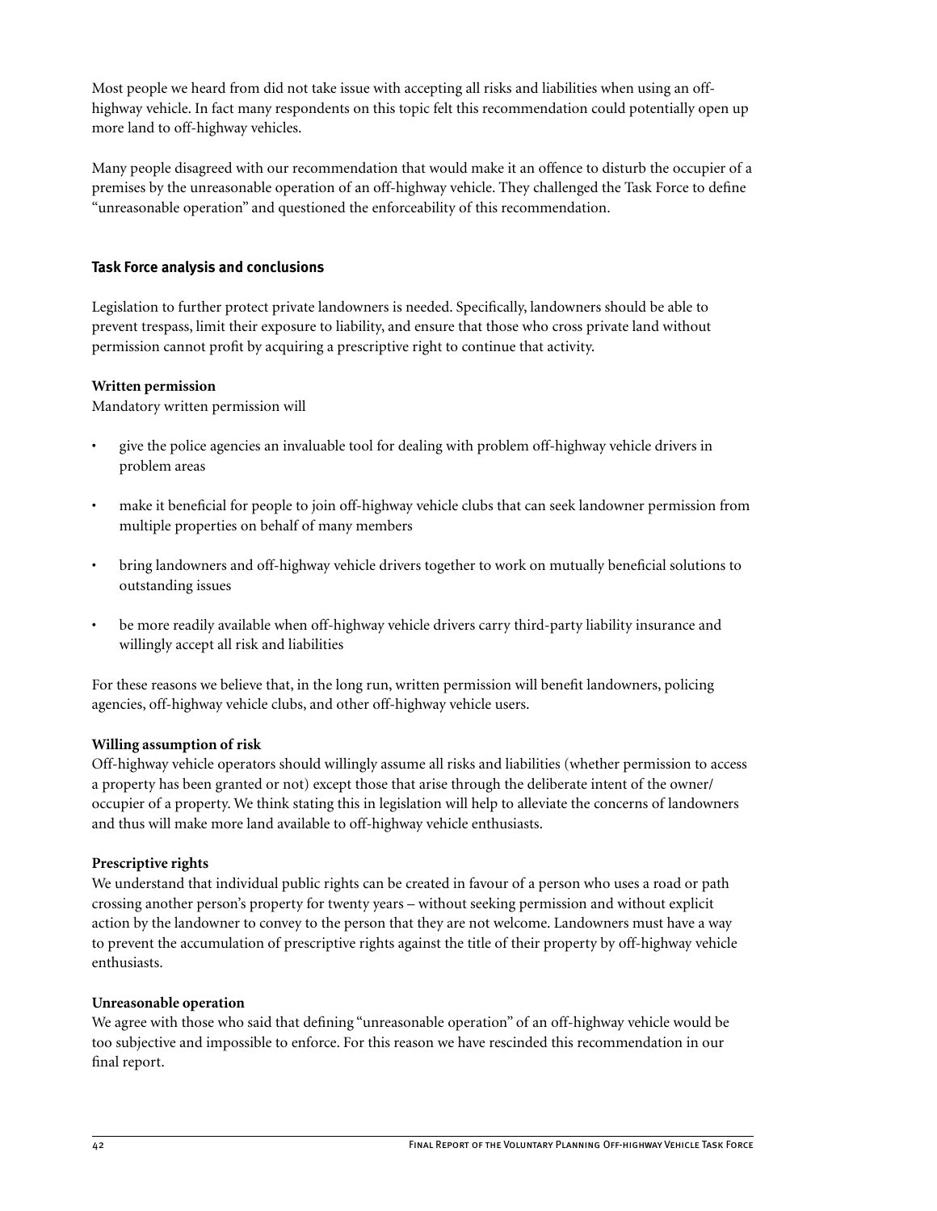Most people we heard from did not take issue with accepting all risks and liabilities when using an off-highway vehicle. In fact many respondents on this topic felt this recommendation could potentially open up more land to off-highway vehicles.

Many people disagreed with our recommendation that would make it an offence to disturb the occupier of a premises by the unreasonable operation of an off-highway vehicle. They challenged the Task Force to define "unreasonable operation" and questioned the enforceability of this recommendation.

### Task Force analysis and conclusions

Legislation to further protect private landowners is needed. Specifically, landowners should be able to prevent trespass, limit their exposure to liability, and ensure that those who cross private land without permission cannot profit by acquiring a prescriptive right to continue that activity.

**Written permission**

Mandatory written permission will

- give the police agencies an invaluable tool for dealing with problem off-highway vehicle drivers in problem areas
- make it beneficial for people to join off-highway vehicle clubs that can seek landowner permission from multiple properties on behalf of many members
- bring landowners and off-highway vehicle drivers together to work on mutually beneficial solutions to outstanding issues
- be more readily available when off-highway vehicle drivers carry third-party liability insurance and willingly accept all risk and liabilities

For these reasons we believe that, in the long run, written permission will benefit landowners, policing agencies, off-highway vehicle clubs, and other off-highway vehicle users.

**Willing assumption of risk**

Off-highway vehicle operators should willingly assume all risks and liabilities (whether permission to access a property has been granted or not) except those that arise through the deliberate intent of the owner/occupier of a property. We think stating this in legislation will help to alleviate the concerns of landowners and thus will make more land available to off-highway vehicle enthusiasts.

**Prescriptive rights**

We understand that individual public rights can be created in favour of a person who uses a road or path crossing another person's property for twenty years – without seeking permission and without explicit action by the landowner to convey to the person that they are not welcome. Landowners must have a way to prevent the accumulation of prescriptive rights against the title of their property by off-highway vehicle enthusiasts.

**Unreasonable operation**

We agree with those who said that defining "unreasonable operation" of an off-highway vehicle would be too subjective and impossible to enforce. For this reason we have rescinded this recommendation in our final report.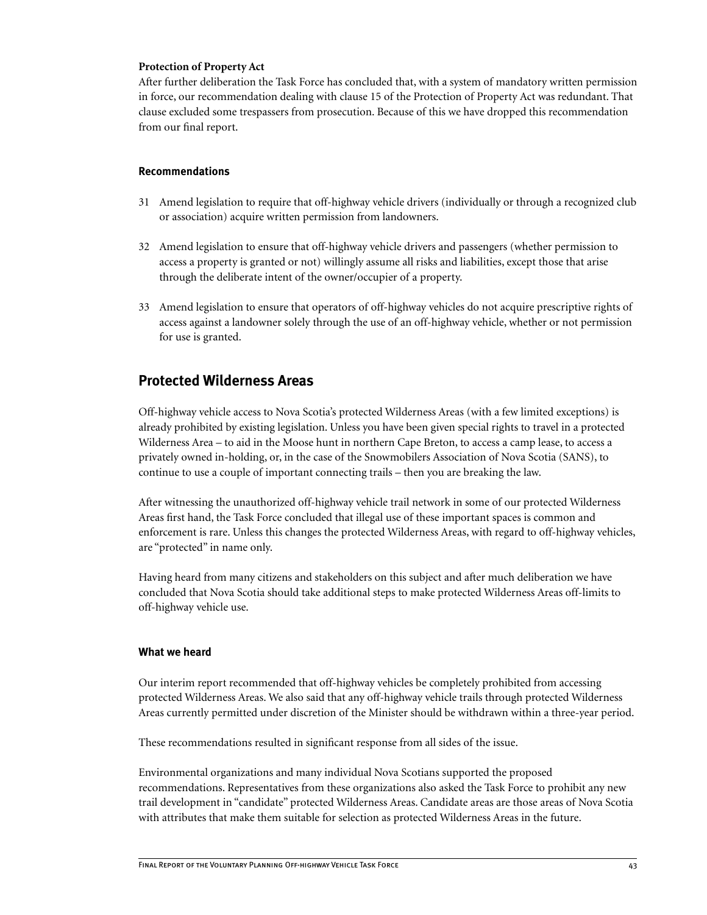**Protection of Property Act**

After further deliberation the Task Force has concluded that, with a system of mandatory written permission in force, our recommendation dealing with clause 15 of the Protection of Property Act was redundant. That clause excluded some trespassers from prosecution. Because of this we have dropped this recommendation from our final report.

### Recommendations

31 Amend legislation to require that off-highway vehicle drivers (individually or through a recognized club or association) acquire written permission from landowners.

32 Amend legislation to ensure that off-highway vehicle drivers and passengers (whether permission to access a property is granted or not) willingly assume all risks and liabilities, except those that arise through the deliberate intent of the owner/occupier of a property.

33 Amend legislation to ensure that operators of off-highway vehicles do not acquire prescriptive rights of access against a landowner solely through the use of an off-highway vehicle, whether or not permission for use is granted.

## Protected Wilderness Areas

Off-highway vehicle access to Nova Scotia's protected Wilderness Areas (with a few limited exceptions) is already prohibited by existing legislation. Unless you have been given special rights to travel in a protected Wilderness Area – to aid in the Moose hunt in northern Cape Breton, to access a camp lease, to access a privately owned in-holding, or, in the case of the Snowmobilers Association of Nova Scotia (SANS), to continue to use a couple of important connecting trails – then you are breaking the law.

After witnessing the unauthorized off-highway vehicle trail network in some of our protected Wilderness Areas first hand, the Task Force concluded that illegal use of these important spaces is common and enforcement is rare. Unless this changes the protected Wilderness Areas, with regard to off-highway vehicles, are "protected" in name only.

Having heard from many citizens and stakeholders on this subject and after much deliberation we have concluded that Nova Scotia should take additional steps to make protected Wilderness Areas off-limits to off-highway vehicle use.

### What we heard

Our interim report recommended that off-highway vehicles be completely prohibited from accessing protected Wilderness Areas. We also said that any off-highway vehicle trails through protected Wilderness Areas currently permitted under discretion of the Minister should be withdrawn within a three-year period.

These recommendations resulted in significant response from all sides of the issue.

Environmental organizations and many individual Nova Scotians supported the proposed recommendations. Representatives from these organizations also asked the Task Force to prohibit any new trail development in "candidate" protected Wilderness Areas. Candidate areas are those areas of Nova Scotia with attributes that make them suitable for selection as protected Wilderness Areas in the future.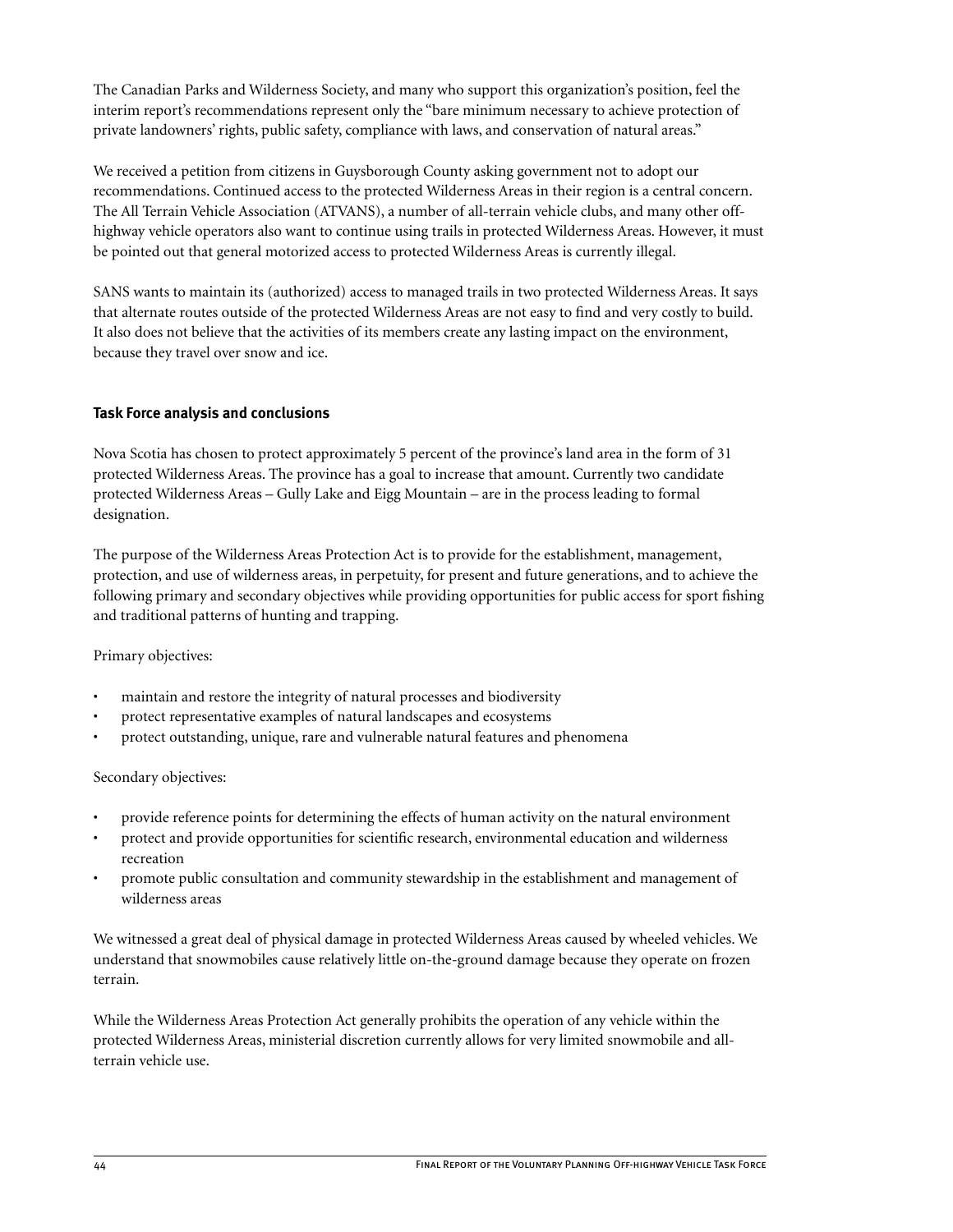The Canadian Parks and Wilderness Society, and many who support this organization's position, feel the interim report's recommendations represent only the "bare minimum necessary to achieve protection of private landowners' rights, public safety, compliance with laws, and conservation of natural areas."

We received a petition from citizens in Guysborough County asking government not to adopt our recommendations. Continued access to the protected Wilderness Areas in their region is a central concern. The All Terrain Vehicle Association (ATVANS), a number of all-terrain vehicle clubs, and many other off-highway vehicle operators also want to continue using trails in protected Wilderness Areas. However, it must be pointed out that general motorized access to protected Wilderness Areas is currently illegal.

SANS wants to maintain its (authorized) access to managed trails in two protected Wilderness Areas. It says that alternate routes outside of the protected Wilderness Areas are not easy to find and very costly to build. It also does not believe that the activities of its members create any lasting impact on the environment, because they travel over snow and ice.

### Task Force analysis and conclusions

Nova Scotia has chosen to protect approximately 5 percent of the province's land area in the form of 31 protected Wilderness Areas. The province has a goal to increase that amount. Currently two candidate protected Wilderness Areas – Gully Lake and Eigg Mountain – are in the process leading to formal designation.

The purpose of the Wilderness Areas Protection Act is to provide for the establishment, management, protection, and use of wilderness areas, in perpetuity, for present and future generations, and to achieve the following primary and secondary objectives while providing opportunities for public access for sport fishing and traditional patterns of hunting and trapping.

Primary objectives:

- maintain and restore the integrity of natural processes and biodiversity
- protect representative examples of natural landscapes and ecosystems
- protect outstanding, unique, rare and vulnerable natural features and phenomena

Secondary objectives:

- provide reference points for determining the effects of human activity on the natural environment
- protect and provide opportunities for scientific research, environmental education and wilderness recreation
- promote public consultation and community stewardship in the establishment and management of wilderness areas

We witnessed a great deal of physical damage in protected Wilderness Areas caused by wheeled vehicles. We understand that snowmobiles cause relatively little on-the-ground damage because they operate on frozen terrain.

While the Wilderness Areas Protection Act generally prohibits the operation of any vehicle within the protected Wilderness Areas, ministerial discretion currently allows for very limited snowmobile and all-terrain vehicle use.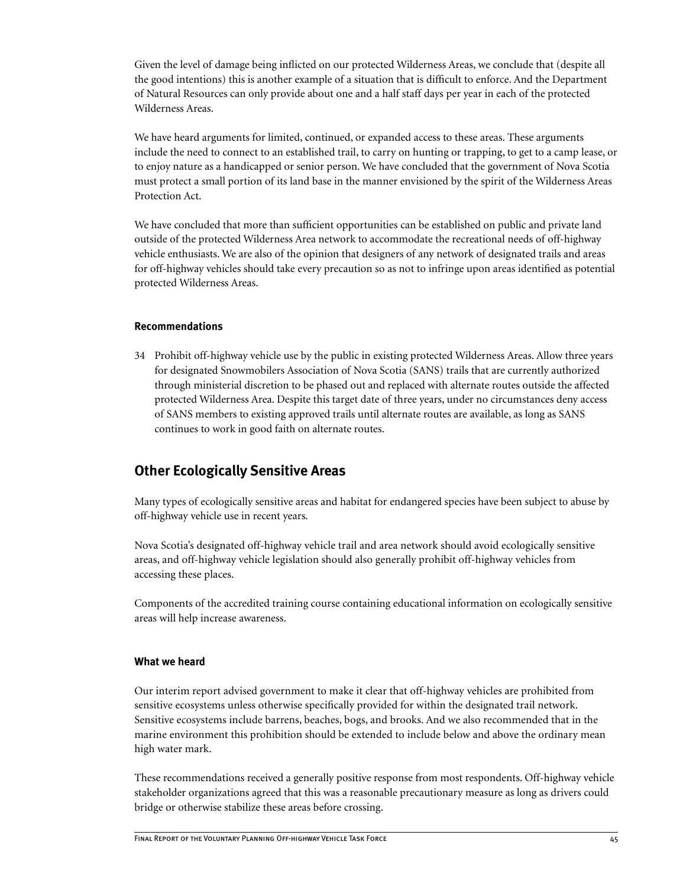Given the level of damage being inflicted on our protected Wilderness Areas, we conclude that (despite all the good intentions) this is another example of a situation that is difficult to enforce. And the Department of Natural Resources can only provide about one and a half staff days per year in each of the protected Wilderness Areas.

We have heard arguments for limited, continued, or expanded access to these areas. These arguments include the need to connect to an established trail, to carry on hunting or trapping, to get to a camp lease, or to enjoy nature as a handicapped or senior person. We have concluded that the government of Nova Scotia must protect a small portion of its land base in the manner envisioned by the spirit of the Wilderness Areas Protection Act.

We have concluded that more than sufficient opportunities can be established on public and private land outside of the protected Wilderness Area network to accommodate the recreational needs of off-highway vehicle enthusiasts. We are also of the opinion that designers of any network of designated trails and areas for off-highway vehicles should take every precaution so as not to infringe upon areas identified as potential protected Wilderness Areas.

#### Recommendations

34 Prohibit off-highway vehicle use by the public in existing protected Wilderness Areas. Allow three years for designated Snowmobilers Association of Nova Scotia (SANS) trails that are currently authorized through ministerial discretion to be phased out and replaced with alternate routes outside the affected protected Wilderness Area. Despite this target date of three years, under no circumstances deny access of SANS members to existing approved trails until alternate routes are available, as long as SANS continues to work in good faith on alternate routes.

## Other Ecologically Sensitive Areas

Many types of ecologically sensitive areas and habitat for endangered species have been subject to abuse by off-highway vehicle use in recent years.

Nova Scotia's designated off-highway vehicle trail and area network should avoid ecologically sensitive areas, and off-highway vehicle legislation should also generally prohibit off-highway vehicles from accessing these places.

Components of the accredited training course containing educational information on ecologically sensitive areas will help increase awareness.

#### What we heard

Our interim report advised government to make it clear that off-highway vehicles are prohibited from sensitive ecosystems unless otherwise specifically provided for within the designated trail network. Sensitive ecosystems include barrens, beaches, bogs, and brooks. And we also recommended that in the marine environment this prohibition should be extended to include below and above the ordinary mean high water mark.

These recommendations received a generally positive response from most respondents. Off-highway vehicle stakeholder organizations agreed that this was a reasonable precautionary measure as long as drivers could bridge or otherwise stabilize these areas before crossing.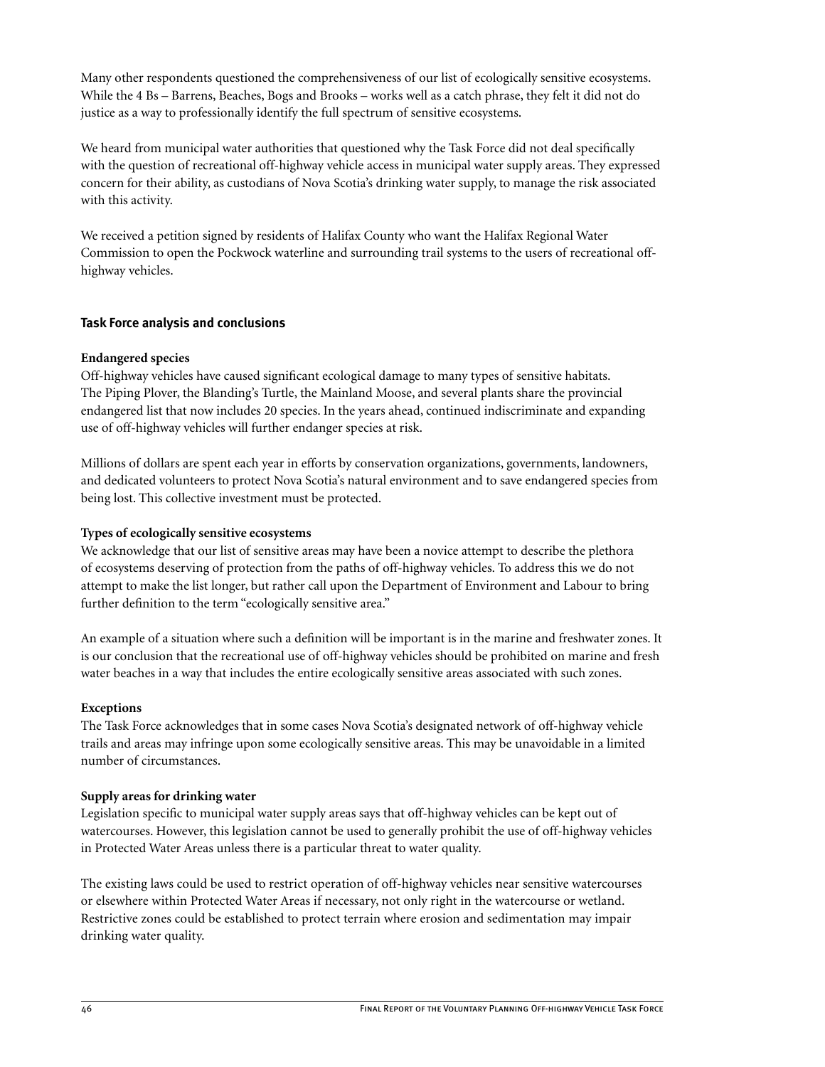Many other respondents questioned the comprehensiveness of our list of ecologically sensitive ecosystems. While the 4 Bs – Barrens, Beaches, Bogs and Brooks – works well as a catch phrase, they felt it did not do justice as a way to professionally identify the full spectrum of sensitive ecosystems.

We heard from municipal water authorities that questioned why the Task Force did not deal specifically with the question of recreational off-highway vehicle access in municipal water supply areas. They expressed concern for their ability, as custodians of Nova Scotia's drinking water supply, to manage the risk associated with this activity.

We received a petition signed by residents of Halifax County who want the Halifax Regional Water Commission to open the Pockwock waterline and surrounding trail systems to the users of recreational off-highway vehicles.

### Task Force analysis and conclusions

**Endangered species**

Off-highway vehicles have caused significant ecological damage to many types of sensitive habitats. The Piping Plover, the Blanding's Turtle, the Mainland Moose, and several plants share the provincial endangered list that now includes 20 species. In the years ahead, continued indiscriminate and expanding use of off-highway vehicles will further endanger species at risk.

Millions of dollars are spent each year in efforts by conservation organizations, governments, landowners, and dedicated volunteers to protect Nova Scotia's natural environment and to save endangered species from being lost. This collective investment must be protected.

**Types of ecologically sensitive ecosystems**

We acknowledge that our list of sensitive areas may have been a novice attempt to describe the plethora of ecosystems deserving of protection from the paths of off-highway vehicles. To address this we do not attempt to make the list longer, but rather call upon the Department of Environment and Labour to bring further definition to the term "ecologically sensitive area."

An example of a situation where such a definition will be important is in the marine and freshwater zones. It is our conclusion that the recreational use of off-highway vehicles should be prohibited on marine and fresh water beaches in a way that includes the entire ecologically sensitive areas associated with such zones.

**Exceptions**

The Task Force acknowledges that in some cases Nova Scotia's designated network of off-highway vehicle trails and areas may infringe upon some ecologically sensitive areas. This may be unavoidable in a limited number of circumstances.

**Supply areas for drinking water**

Legislation specific to municipal water supply areas says that off-highway vehicles can be kept out of watercourses. However, this legislation cannot be used to generally prohibit the use of off-highway vehicles in Protected Water Areas unless there is a particular threat to water quality.

The existing laws could be used to restrict operation of off-highway vehicles near sensitive watercourses or elsewhere within Protected Water Areas if necessary, not only right in the watercourse or wetland. Restrictive zones could be established to protect terrain where erosion and sedimentation may impair drinking water quality.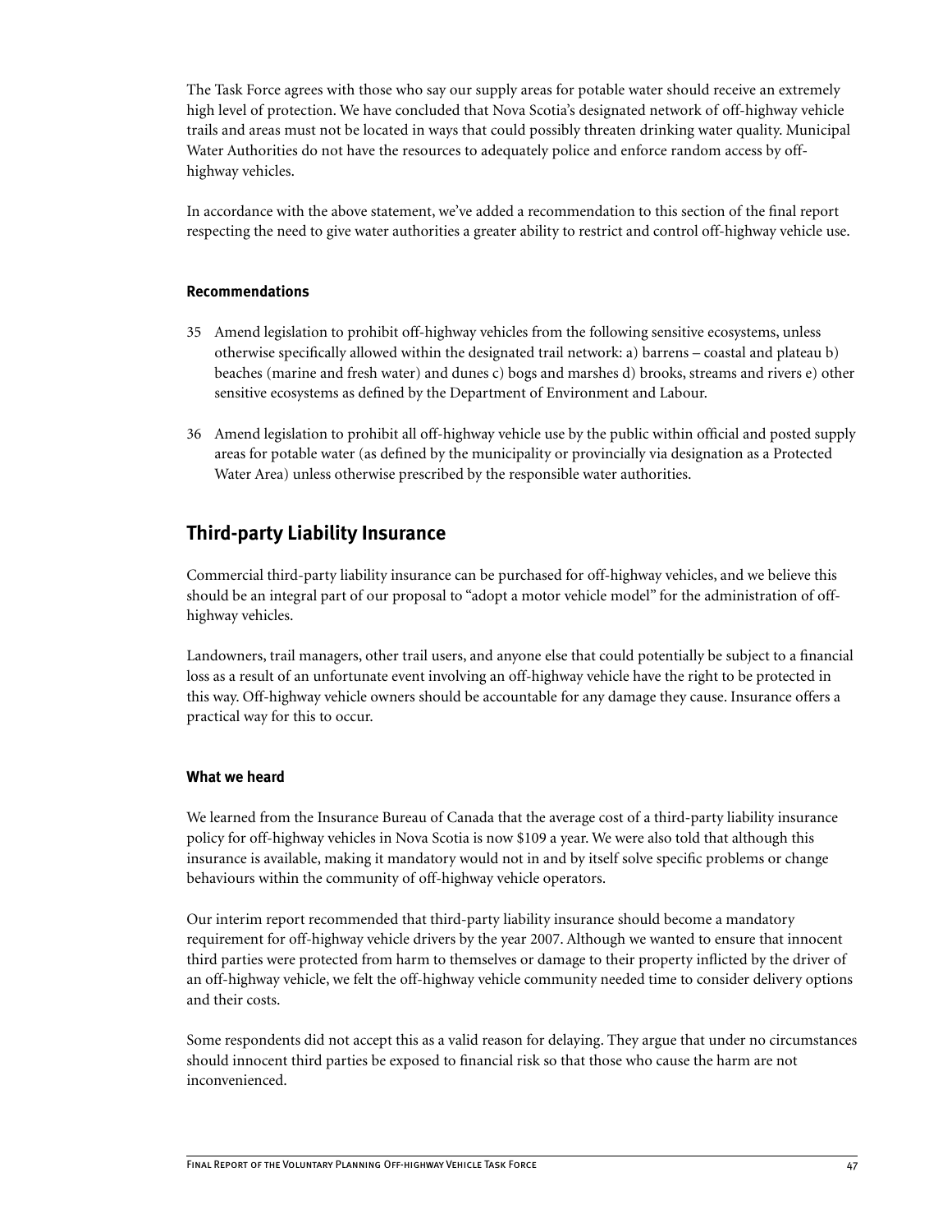The Task Force agrees with those who say our supply areas for potable water should receive an extremely high level of protection. We have concluded that Nova Scotia's designated network of off-highway vehicle trails and areas must not be located in ways that could possibly threaten drinking water quality. Municipal Water Authorities do not have the resources to adequately police and enforce random access by off-highway vehicles.

In accordance with the above statement, we've added a recommendation to this section of the final report respecting the need to give water authorities a greater ability to restrict and control off-highway vehicle use.

### Recommendations

35 Amend legislation to prohibit off-highway vehicles from the following sensitive ecosystems, unless otherwise specifically allowed within the designated trail network: a) barrens – coastal and plateau b) beaches (marine and fresh water) and dunes c) bogs and marshes d) brooks, streams and rivers e) other sensitive ecosystems as defined by the Department of Environment and Labour.

36 Amend legislation to prohibit all off-highway vehicle use by the public within official and posted supply areas for potable water (as defined by the municipality or provincially via designation as a Protected Water Area) unless otherwise prescribed by the responsible water authorities.

## Third-party Liability Insurance

Commercial third-party liability insurance can be purchased for off-highway vehicles, and we believe this should be an integral part of our proposal to "adopt a motor vehicle model" for the administration of off-highway vehicles.

Landowners, trail managers, other trail users, and anyone else that could potentially be subject to a financial loss as a result of an unfortunate event involving an off-highway vehicle have the right to be protected in this way. Off-highway vehicle owners should be accountable for any damage they cause. Insurance offers a practical way for this to occur.

### What we heard

We learned from the Insurance Bureau of Canada that the average cost of a third-party liability insurance policy for off-highway vehicles in Nova Scotia is now $109 a year. We were also told that although this insurance is available, making it mandatory would not in and by itself solve specific problems or change behaviours within the community of off-highway vehicle operators.

Our interim report recommended that third-party liability insurance should become a mandatory requirement for off-highway vehicle drivers by the year 2007. Although we wanted to ensure that innocent third parties were protected from harm to themselves or damage to their property inflicted by the driver of an off-highway vehicle, we felt the off-highway vehicle community needed time to consider delivery options and their costs.

Some respondents did not accept this as a valid reason for delaying. They argue that under no circumstances should innocent third parties be exposed to financial risk so that those who cause the harm are not inconvenienced.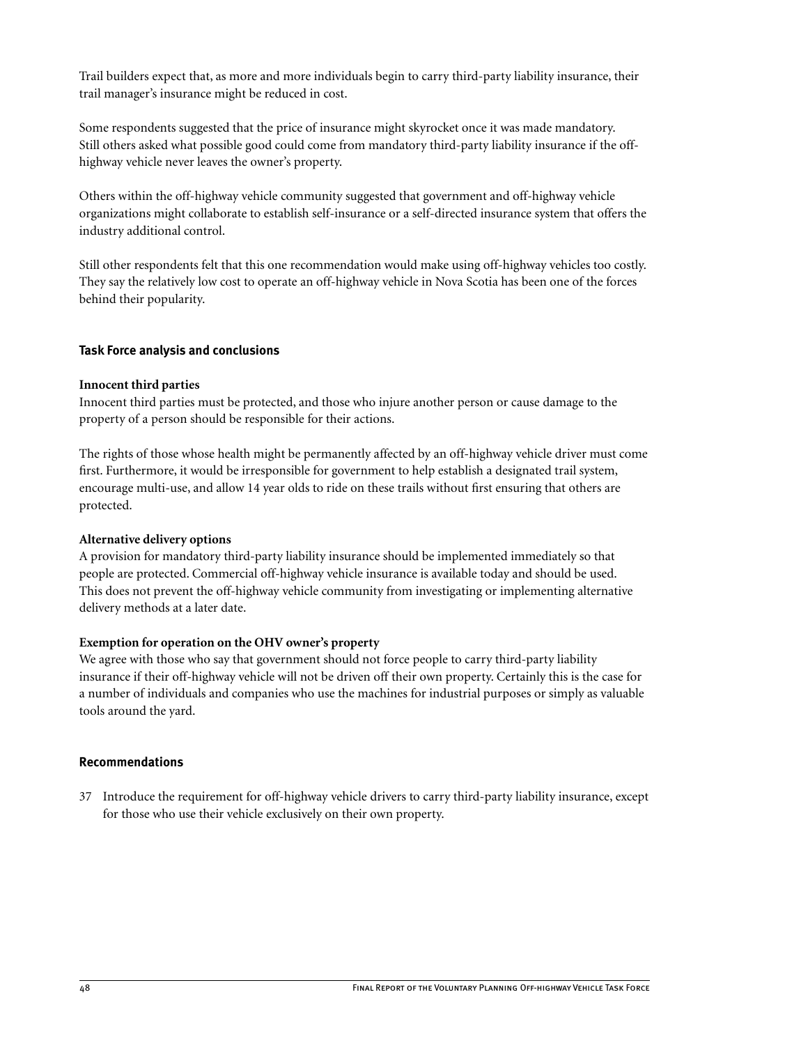Trail builders expect that, as more and more individuals begin to carry third-party liability insurance, their trail manager's insurance might be reduced in cost.

Some respondents suggested that the price of insurance might skyrocket once it was made mandatory. Still others asked what possible good could come from mandatory third-party liability insurance if the off-highway vehicle never leaves the owner's property.

Others within the off-highway vehicle community suggested that government and off-highway vehicle organizations might collaborate to establish self-insurance or a self-directed insurance system that offers the industry additional control.

Still other respondents felt that this one recommendation would make using off-highway vehicles too costly. They say the relatively low cost to operate an off-highway vehicle in Nova Scotia has been one of the forces behind their popularity.

### Task Force analysis and conclusions

**Innocent third parties**

Innocent third parties must be protected, and those who injure another person or cause damage to the property of a person should be responsible for their actions.

The rights of those whose health might be permanently affected by an off-highway vehicle driver must come first. Furthermore, it would be irresponsible for government to help establish a designated trail system, encourage multi-use, and allow 14 year olds to ride on these trails without first ensuring that others are protected.

**Alternative delivery options**

A provision for mandatory third-party liability insurance should be implemented immediately so that people are protected. Commercial off-highway vehicle insurance is available today and should be used. This does not prevent the off-highway vehicle community from investigating or implementing alternative delivery methods at a later date.

**Exemption for operation on the OHV owner's property**

We agree with those who say that government should not force people to carry third-party liability insurance if their off-highway vehicle will not be driven off their own property. Certainly this is the case for a number of individuals and companies who use the machines for industrial purposes or simply as valuable tools around the yard.

### Recommendations

37 Introduce the requirement for off-highway vehicle drivers to carry third-party liability insurance, except for those who use their vehicle exclusively on their own property.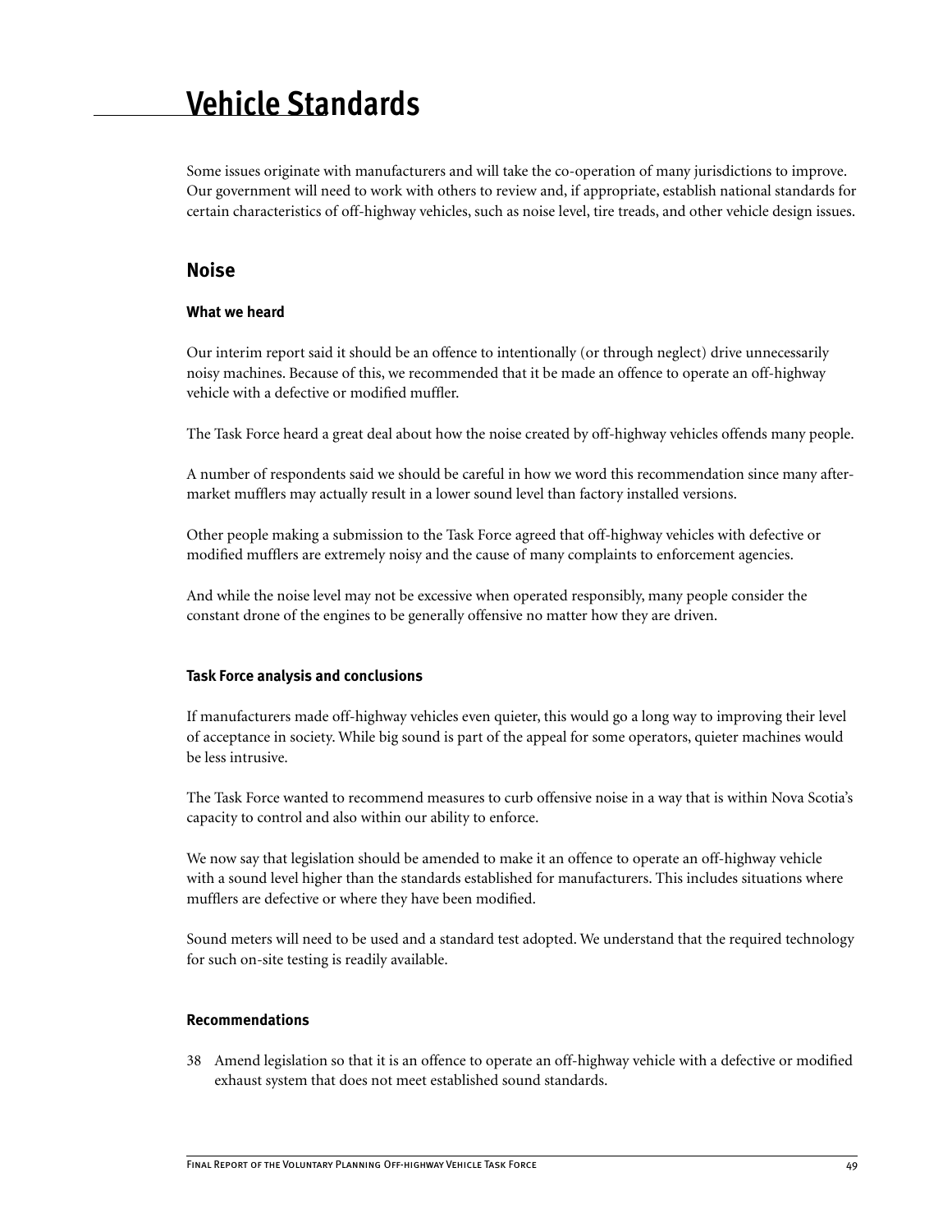# Vehicle Standards

Some issues originate with manufacturers and will take the co-operation of many jurisdictions to improve. Our government will need to work with others to review and, if appropriate, establish national standards for certain characteristics of off-highway vehicles, such as noise level, tire treads, and other vehicle design issues.

## Noise

### What we heard

Our interim report said it should be an offence to intentionally (or through neglect) drive unnecessarily noisy machines. Because of this, we recommended that it be made an offence to operate an off-highway vehicle with a defective or modified muffler.

The Task Force heard a great deal about how the noise created by off-highway vehicles offends many people.

A number of respondents said we should be careful in how we word this recommendation since many after-market mufflers may actually result in a lower sound level than factory installed versions.

Other people making a submission to the Task Force agreed that off-highway vehicles with defective or modified mufflers are extremely noisy and the cause of many complaints to enforcement agencies.

And while the noise level may not be excessive when operated responsibly, many people consider the constant drone of the engines to be generally offensive no matter how they are driven.

### Task Force analysis and conclusions

If manufacturers made off-highway vehicles even quieter, this would go a long way to improving their level of acceptance in society. While big sound is part of the appeal for some operators, quieter machines would be less intrusive.

The Task Force wanted to recommend measures to curb offensive noise in a way that is within Nova Scotia's capacity to control and also within our ability to enforce.

We now say that legislation should be amended to make it an offence to operate an off-highway vehicle with a sound level higher than the standards established for manufacturers. This includes situations where mufflers are defective or where they have been modified.

Sound meters will need to be used and a standard test adopted. We understand that the required technology for such on-site testing is readily available.

### Recommendations

38 Amend legislation so that it is an offence to operate an off-highway vehicle with a defective or modified exhaust system that does not meet established sound standards.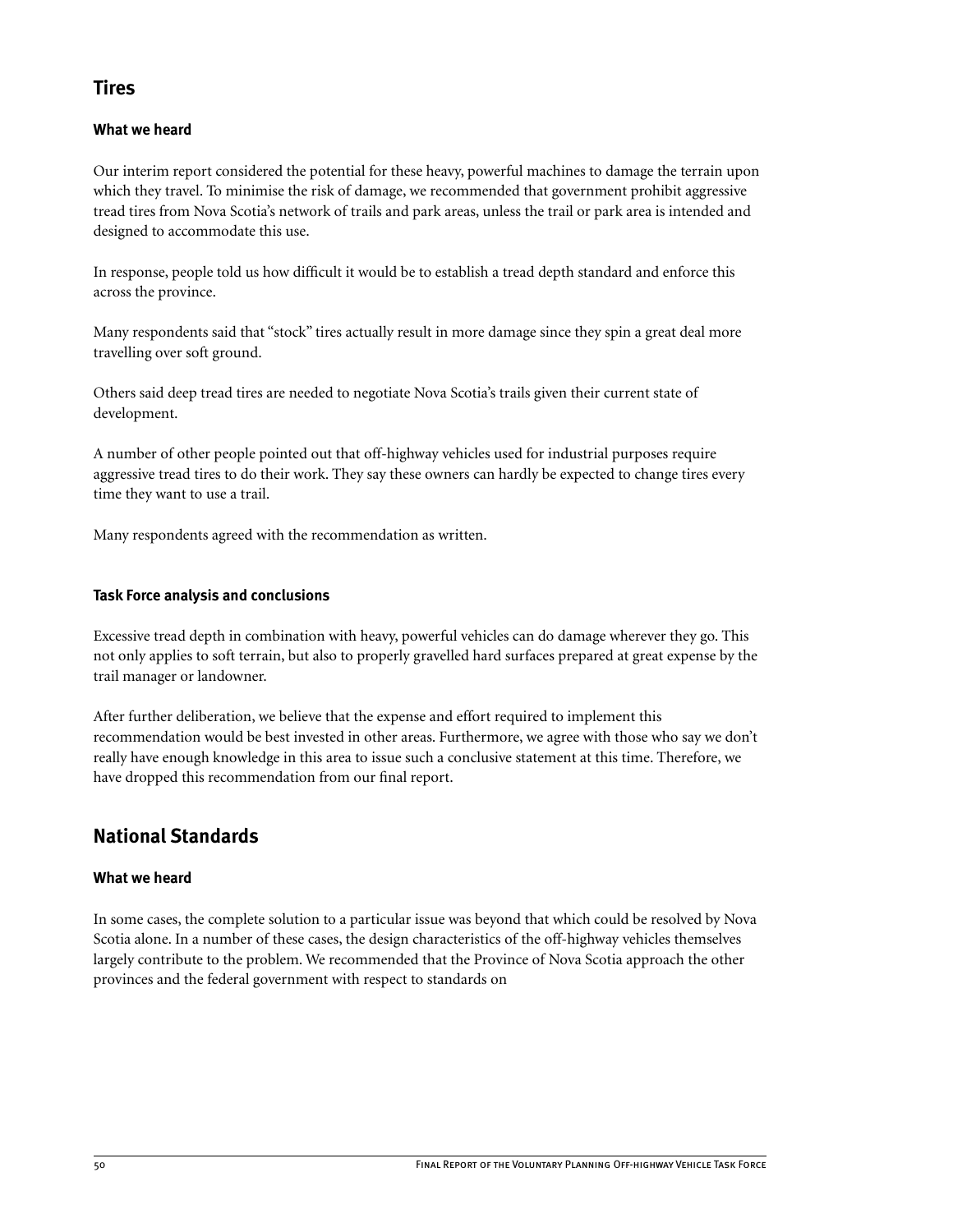## Tires

### What we heard

Our interim report considered the potential for these heavy, powerful machines to damage the terrain upon which they travel. To minimise the risk of damage, we recommended that government prohibit aggressive tread tires from Nova Scotia's network of trails and park areas, unless the trail or park area is intended and designed to accommodate this use.

In response, people told us how difficult it would be to establish a tread depth standard and enforce this across the province.

Many respondents said that "stock" tires actually result in more damage since they spin a great deal more travelling over soft ground.

Others said deep tread tires are needed to negotiate Nova Scotia's trails given their current state of development.

A number of other people pointed out that off-highway vehicles used for industrial purposes require aggressive tread tires to do their work. They say these owners can hardly be expected to change tires every time they want to use a trail.

Many respondents agreed with the recommendation as written.

### Task Force analysis and conclusions

Excessive tread depth in combination with heavy, powerful vehicles can do damage wherever they go. This not only applies to soft terrain, but also to properly gravelled hard surfaces prepared at great expense by the trail manager or landowner.

After further deliberation, we believe that the expense and effort required to implement this recommendation would be best invested in other areas. Furthermore, we agree with those who say we don't really have enough knowledge in this area to issue such a conclusive statement at this time. Therefore, we have dropped this recommendation from our final report.

## National Standards

### What we heard

In some cases, the complete solution to a particular issue was beyond that which could be resolved by Nova Scotia alone. In a number of these cases, the design characteristics of the off-highway vehicles themselves largely contribute to the problem. We recommended that the Province of Nova Scotia approach the other provinces and the federal government with respect to standards on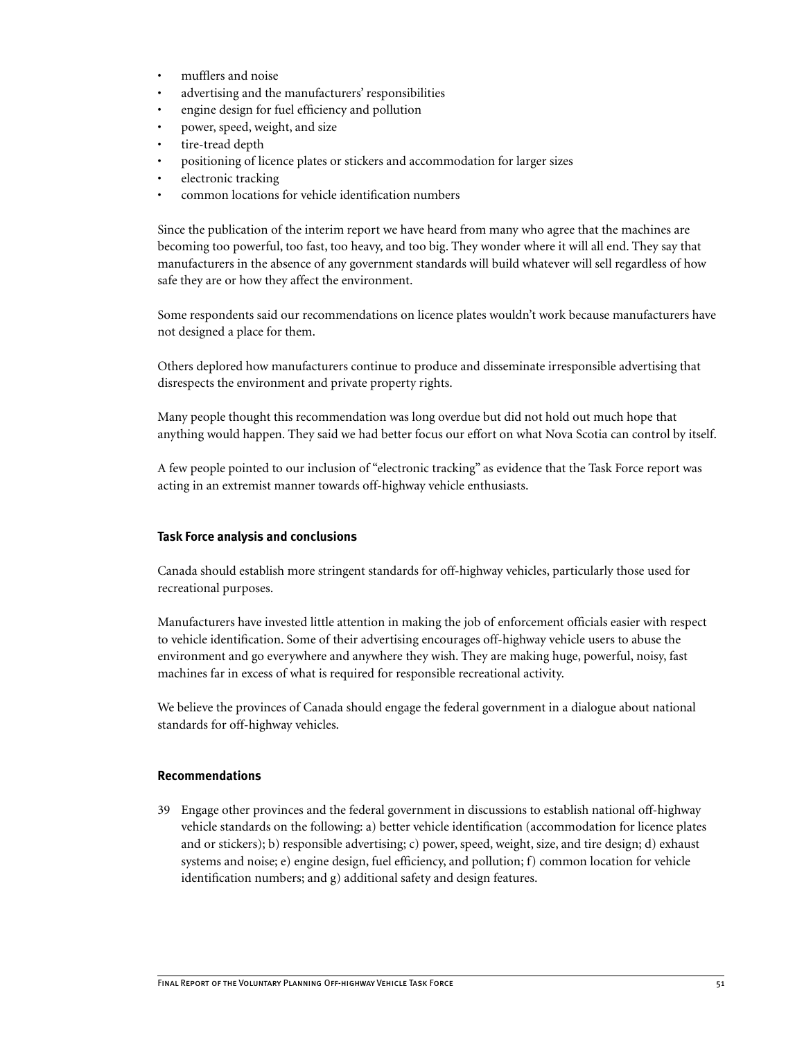- mufflers and noise
- advertising and the manufacturers' responsibilities
- engine design for fuel efficiency and pollution
- power, speed, weight, and size
- tire-tread depth
- positioning of licence plates or stickers and accommodation for larger sizes
- electronic tracking
- common locations for vehicle identification numbers

Since the publication of the interim report we have heard from many who agree that the machines are becoming too powerful, too fast, too heavy, and too big. They wonder where it will all end. They say that manufacturers in the absence of any government standards will build whatever will sell regardless of how safe they are or how they affect the environment.

Some respondents said our recommendations on licence plates wouldn't work because manufacturers have not designed a place for them.

Others deplored how manufacturers continue to produce and disseminate irresponsible advertising that disrespects the environment and private property rights.

Many people thought this recommendation was long overdue but did not hold out much hope that anything would happen. They said we had better focus our effort on what Nova Scotia can control by itself.

A few people pointed to our inclusion of "electronic tracking" as evidence that the Task Force report was acting in an extremist manner towards off-highway vehicle enthusiasts.

#### Task Force analysis and conclusions

Canada should establish more stringent standards for off-highway vehicles, particularly those used for recreational purposes.

Manufacturers have invested little attention in making the job of enforcement officials easier with respect to vehicle identification. Some of their advertising encourages off-highway vehicle users to abuse the environment and go everywhere and anywhere they wish. They are making huge, powerful, noisy, fast machines far in excess of what is required for responsible recreational activity.

We believe the provinces of Canada should engage the federal government in a dialogue about national standards for off-highway vehicles.

#### Recommendations

39 Engage other provinces and the federal government in discussions to establish national off-highway vehicle standards on the following: a) better vehicle identification (accommodation for licence plates and or stickers); b) responsible advertising; c) power, speed, weight, size, and tire design; d) exhaust systems and noise; e) engine design, fuel efficiency, and pollution; f) common location for vehicle identification numbers; and g) additional safety and design features.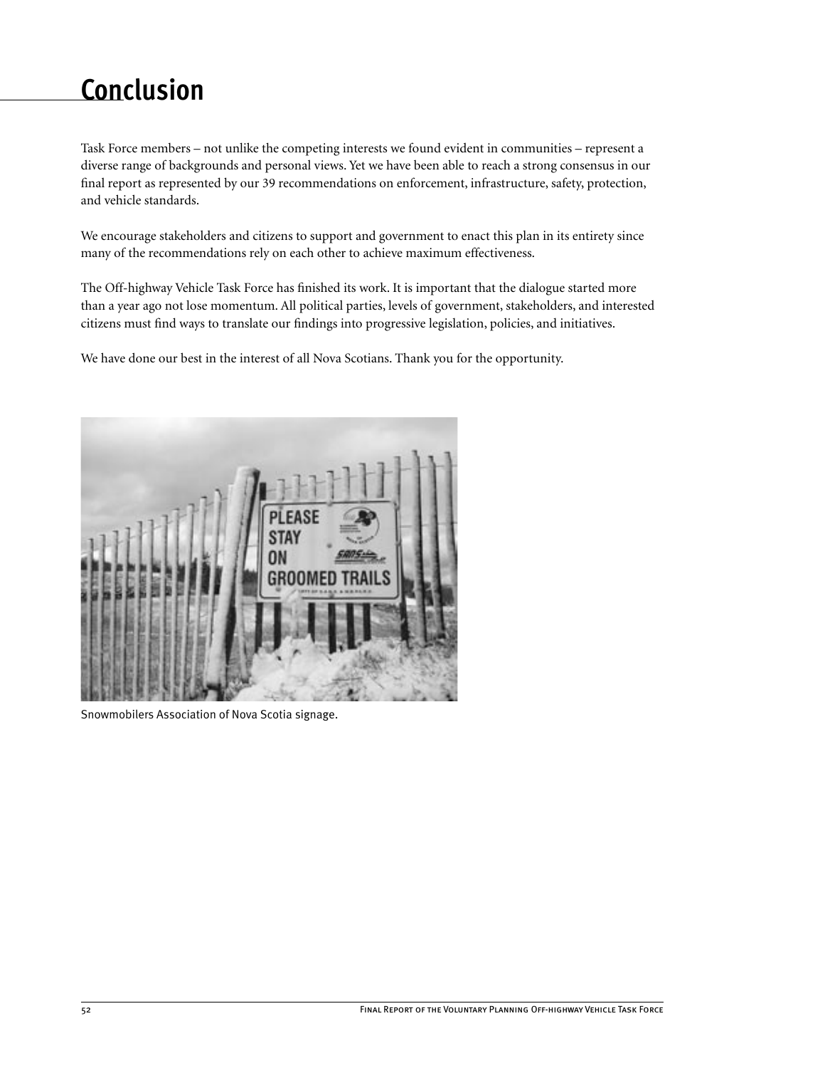# Conclusion

Task Force members – not unlike the competing interests we found evident in communities – represent a diverse range of backgrounds and personal views. Yet we have been able to reach a strong consensus in our final report as represented by our 39 recommendations on enforcement, infrastructure, safety, protection, and vehicle standards.

We encourage stakeholders and citizens to support and government to enact this plan in its entirety since many of the recommendations rely on each other to achieve maximum effectiveness.

The Off-highway Vehicle Task Force has finished its work. It is important that the dialogue started more than a year ago not lose momentum. All political parties, levels of government, stakeholders, and interested citizens must find ways to translate our findings into progressive legislation, policies, and initiatives.

We have done our best in the interest of all Nova Scotians. Thank you for the opportunity.

Snowmobilers Association of Nova Scotia signage.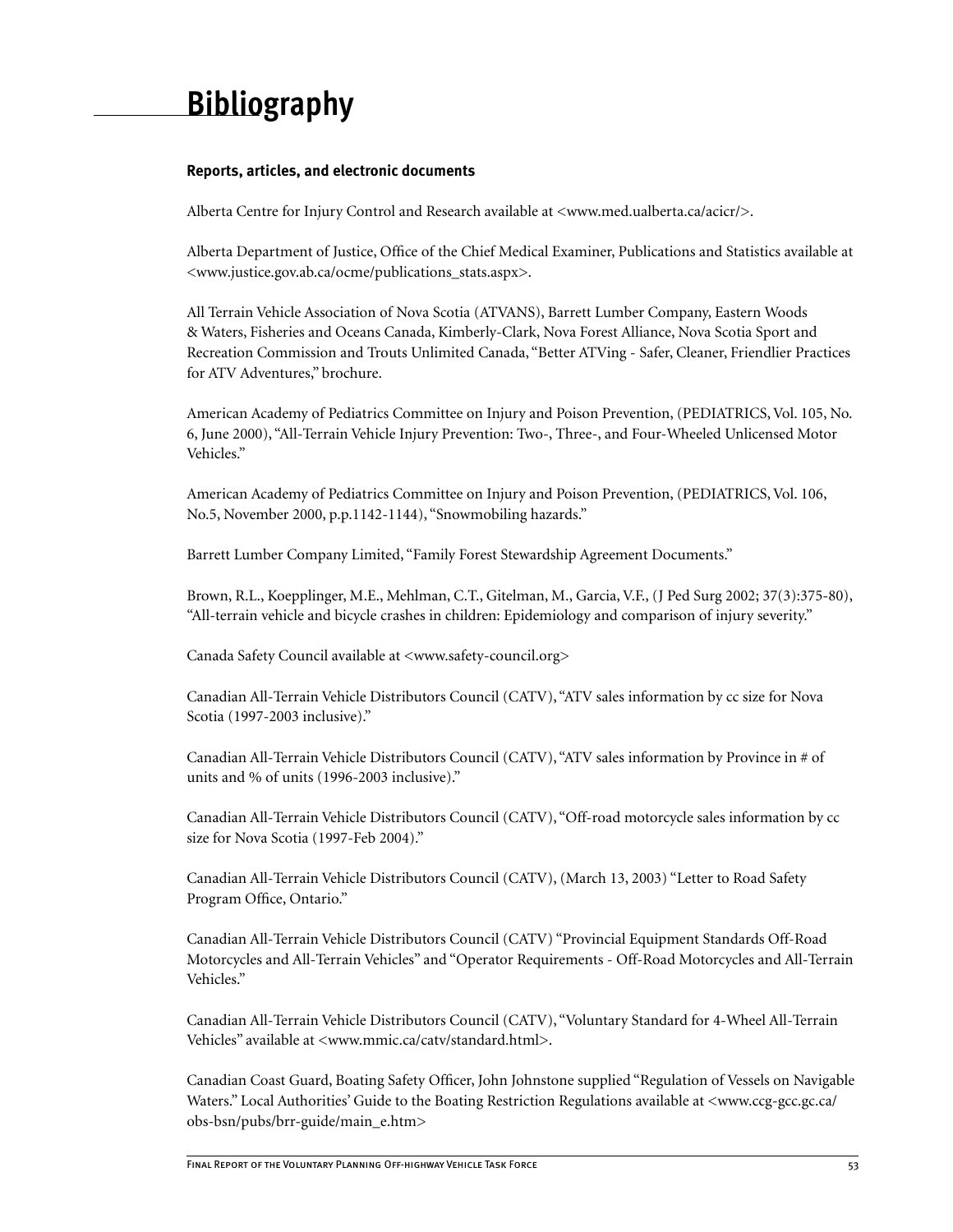# Bibliography

### Reports, articles, and electronic documents

Alberta Centre for Injury Control and Research available at <www.med.ualberta.ca/acicr/>.

Alberta Department of Justice, Office of the Chief Medical Examiner, Publications and Statistics available at <www.justice.gov.ab.ca/ocme/publications_stats.aspx>.

All Terrain Vehicle Association of Nova Scotia (ATVANS), Barrett Lumber Company, Eastern Woods & Waters, Fisheries and Oceans Canada, Kimberly-Clark, Nova Forest Alliance, Nova Scotia Sport and Recreation Commission and Trouts Unlimited Canada, "Better ATVing - Safer, Cleaner, Friendlier Practices for ATV Adventures," brochure.

American Academy of Pediatrics Committee on Injury and Poison Prevention, (PEDIATRICS, Vol. 105, No. 6, June 2000), "All-Terrain Vehicle Injury Prevention: Two-, Three-, and Four-Wheeled Unlicensed Motor Vehicles."

American Academy of Pediatrics Committee on Injury and Poison Prevention, (PEDIATRICS, Vol. 106, No.5, November 2000, p.p.1142-1144), "Snowmobiling hazards."

Barrett Lumber Company Limited, "Family Forest Stewardship Agreement Documents."

Brown, R.L., Koepplinger, M.E., Mehlman, C.T., Gitelman, M., Garcia, V.F., (J Ped Surg 2002; 37(3):375-80), "All-terrain vehicle and bicycle crashes in children: Epidemiology and comparison of injury severity."

Canada Safety Council available at <www.safety-council.org>

Canadian All-Terrain Vehicle Distributors Council (CATV), "ATV sales information by cc size for Nova Scotia (1997-2003 inclusive)."

Canadian All-Terrain Vehicle Distributors Council (CATV), "ATV sales information by Province in # of units and % of units (1996-2003 inclusive)."

Canadian All-Terrain Vehicle Distributors Council (CATV), "Off-road motorcycle sales information by cc size for Nova Scotia (1997-Feb 2004)."

Canadian All-Terrain Vehicle Distributors Council (CATV), (March 13, 2003) "Letter to Road Safety Program Office, Ontario."

Canadian All-Terrain Vehicle Distributors Council (CATV) "Provincial Equipment Standards Off-Road Motorcycles and All-Terrain Vehicles" and "Operator Requirements - Off-Road Motorcycles and All-Terrain Vehicles."

Canadian All-Terrain Vehicle Distributors Council (CATV), "Voluntary Standard for 4-Wheel All-Terrain Vehicles" available at <www.mmic.ca/catv/standard.html>.

Canadian Coast Guard, Boating Safety Officer, John Johnstone supplied "Regulation of Vessels on Navigable Waters." Local Authorities' Guide to the Boating Restriction Regulations available at <www.ccg-gcc.gc.ca/obs-bsn/pubs/brr-guide/main_e.htm>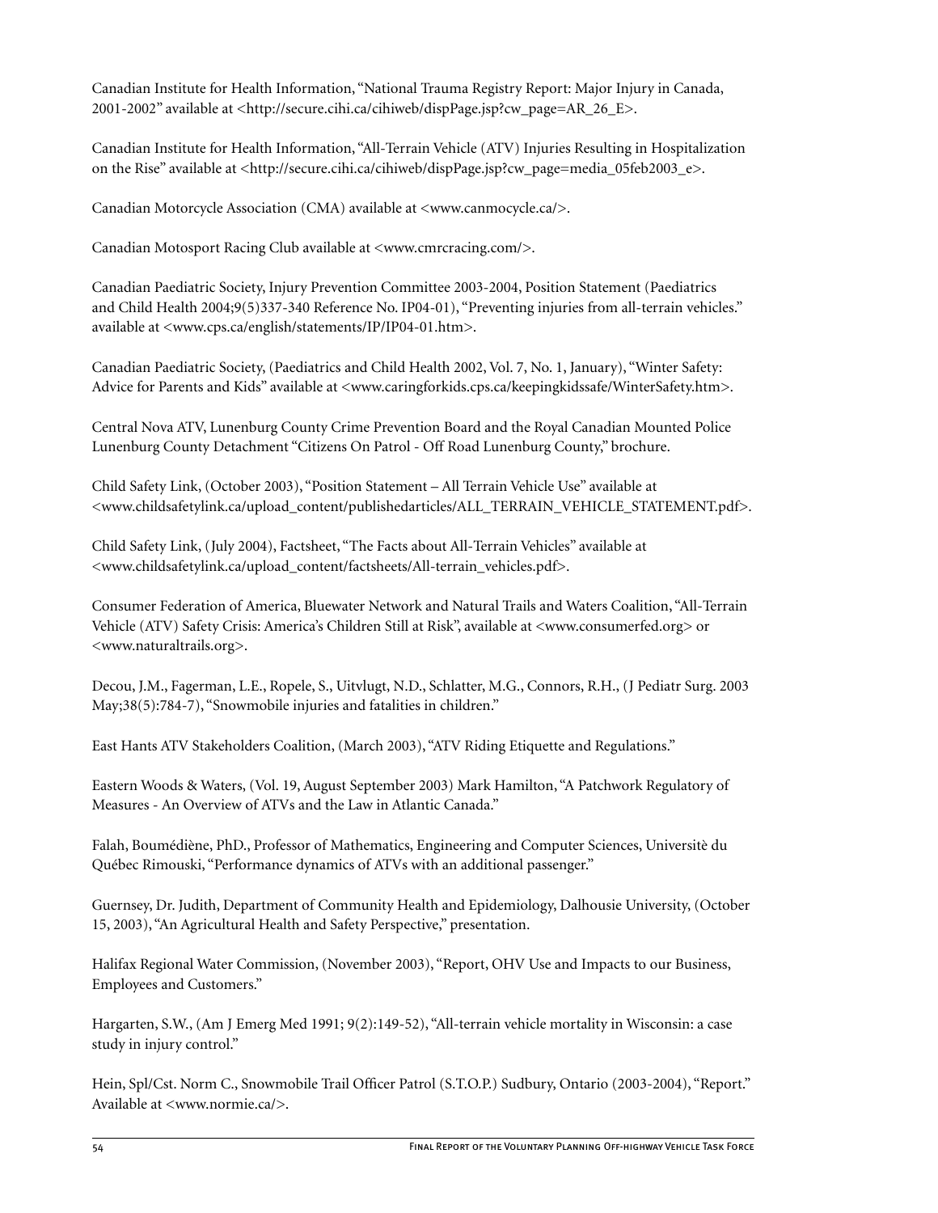Canadian Institute for Health Information, "National Trauma Registry Report: Major Injury in Canada, 2001-2002" available at <http://secure.cihi.ca/cihiweb/dispPage.jsp?cw_page=AR_26_E>.

Canadian Institute for Health Information, "All-Terrain Vehicle (ATV) Injuries Resulting in Hospitalization on the Rise" available at <http://secure.cihi.ca/cihiweb/dispPage.jsp?cw_page=media_05feb2003_e>.

Canadian Motorcycle Association (CMA) available at <www.canmocycle.ca/>.

Canadian Motosport Racing Club available at <www.cmrcracing.com/>.

Canadian Paediatric Society, Injury Prevention Committee 2003-2004, Position Statement (Paediatrics and Child Health 2004;9(5)337-340 Reference No. IP04-01), "Preventing injuries from all-terrain vehicles." available at <www.cps.ca/english/statements/IP/IP04-01.htm>.

Canadian Paediatric Society, (Paediatrics and Child Health 2002, Vol. 7, No. 1, January), "Winter Safety: Advice for Parents and Kids" available at <www.caringforkids.cps.ca/keepingkidssafe/WinterSafety.htm>.

Central Nova ATV, Lunenburg County Crime Prevention Board and the Royal Canadian Mounted Police Lunenburg County Detachment "Citizens On Patrol - Off Road Lunenburg County," brochure.

Child Safety Link, (October 2003), "Position Statement – All Terrain Vehicle Use" available at <www.childsafetylink.ca/upload_content/publishedarticles/ALL_TERRAIN_VEHICLE_STATEMENT.pdf>.

Child Safety Link, (July 2004), Factsheet, "The Facts about All-Terrain Vehicles" available at <www.childsafetylink.ca/upload_content/factsheets/All-terrain_vehicles.pdf>.

Consumer Federation of America, Bluewater Network and Natural Trails and Waters Coalition, "All-Terrain Vehicle (ATV) Safety Crisis: America's Children Still at Risk", available at <www.consumerfed.org> or <www.naturaltrails.org>.

Decou, J.M., Fagerman, L.E., Ropele, S., Uitvlugt, N.D., Schlatter, M.G., Connors, R.H., (J Pediatr Surg. 2003 May;38(5):784-7), "Snowmobile injuries and fatalities in children."

East Hants ATV Stakeholders Coalition, (March 2003), "ATV Riding Etiquette and Regulations."

Eastern Woods & Waters, (Vol. 19, August September 2003) Mark Hamilton, "A Patchwork Regulatory of Measures - An Overview of ATVs and the Law in Atlantic Canada."

Falah, Boumédiène, PhD., Professor of Mathematics, Engineering and Computer Sciences, Universitè du Québec Rimouski, "Performance dynamics of ATVs with an additional passenger."

Guernsey, Dr. Judith, Department of Community Health and Epidemiology, Dalhousie University, (October 15, 2003), "An Agricultural Health and Safety Perspective," presentation.

Halifax Regional Water Commission, (November 2003), "Report, OHV Use and Impacts to our Business, Employees and Customers."

Hargarten, S.W., (Am J Emerg Med 1991; 9(2):149-52), "All-terrain vehicle mortality in Wisconsin: a case study in injury control."

Hein, Spl/Cst. Norm C., Snowmobile Trail Officer Patrol (S.T.O.P.) Sudbury, Ontario (2003-2004), "Report." Available at <www.normie.ca/>.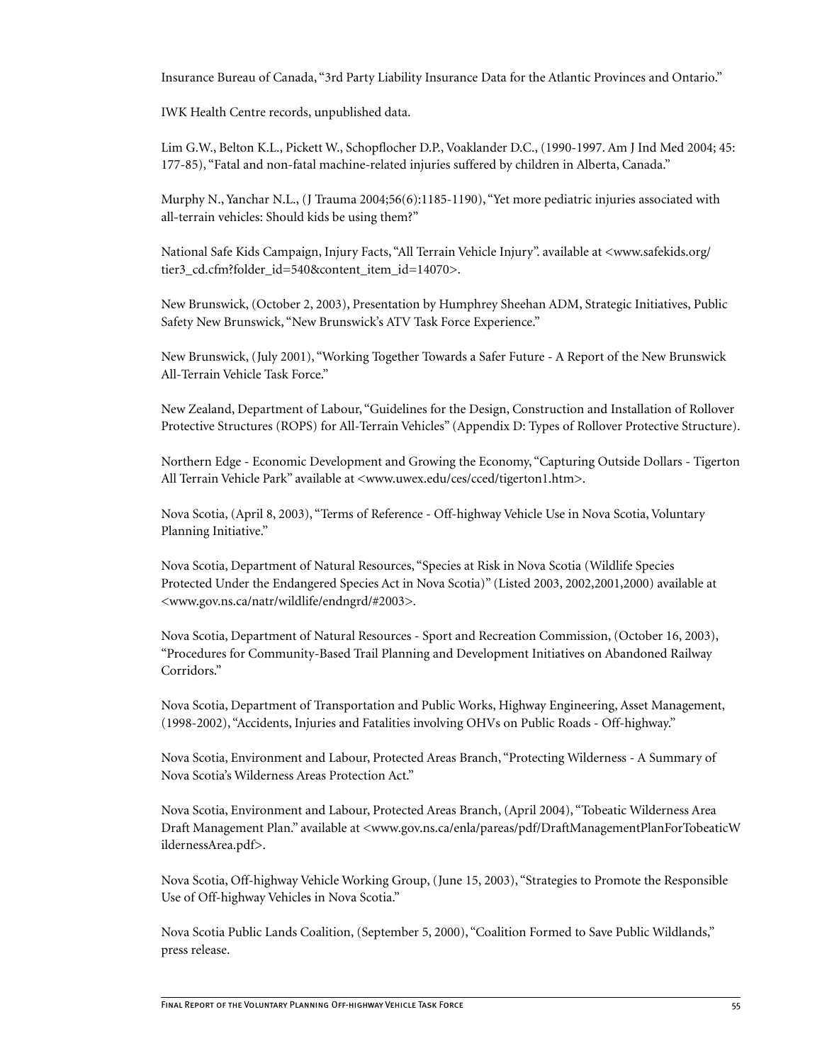Insurance Bureau of Canada, "3rd Party Liability Insurance Data for the Atlantic Provinces and Ontario."

IWK Health Centre records, unpublished data.

Lim G.W., Belton K.L., Pickett W., Schopflocher D.P., Voaklander D.C., (1990-1997. Am J Ind Med 2004; 45: 177-85), "Fatal and non-fatal machine-related injuries suffered by children in Alberta, Canada."

Murphy N., Yanchar N.L., (J Trauma 2004;56(6):1185-1190), "Yet more pediatric injuries associated with all-terrain vehicles: Should kids be using them?"

National Safe Kids Campaign, Injury Facts, "All Terrain Vehicle Injury". available at <www.safekids.org/tier3_cd.cfm?folder_id=540&content_item_id=14070>.

New Brunswick, (October 2, 2003), Presentation by Humphrey Sheehan ADM, Strategic Initiatives, Public Safety New Brunswick, "New Brunswick's ATV Task Force Experience."

New Brunswick, (July 2001), "Working Together Towards a Safer Future - A Report of the New Brunswick All-Terrain Vehicle Task Force."

New Zealand, Department of Labour, "Guidelines for the Design, Construction and Installation of Rollover Protective Structures (ROPS) for All-Terrain Vehicles" (Appendix D: Types of Rollover Protective Structure).

Northern Edge - Economic Development and Growing the Economy, "Capturing Outside Dollars - Tigerton All Terrain Vehicle Park" available at <www.uwex.edu/ces/cced/tigerton1.htm>.

Nova Scotia, (April 8, 2003), "Terms of Reference - Off-highway Vehicle Use in Nova Scotia, Voluntary Planning Initiative."

Nova Scotia, Department of Natural Resources, "Species at Risk in Nova Scotia (Wildlife Species Protected Under the Endangered Species Act in Nova Scotia)" (Listed 2003, 2002,2001,2000) available at <www.gov.ns.ca/natr/wildlife/endngrd/#2003>.

Nova Scotia, Department of Natural Resources - Sport and Recreation Commission, (October 16, 2003), "Procedures for Community-Based Trail Planning and Development Initiatives on Abandoned Railway Corridors."

Nova Scotia, Department of Transportation and Public Works, Highway Engineering, Asset Management, (1998-2002), "Accidents, Injuries and Fatalities involving OHVs on Public Roads - Off-highway."

Nova Scotia, Environment and Labour, Protected Areas Branch, "Protecting Wilderness - A Summary of Nova Scotia's Wilderness Areas Protection Act."

Nova Scotia, Environment and Labour, Protected Areas Branch, (April 2004), "Tobeatic Wilderness Area Draft Management Plan." available at <www.gov.ns.ca/enla/pareas/pdf/DraftManagementPlanForTobeaticWildernessArea.pdf>.

Nova Scotia, Off-highway Vehicle Working Group, (June 15, 2003), "Strategies to Promote the Responsible Use of Off-highway Vehicles in Nova Scotia."

Nova Scotia Public Lands Coalition, (September 5, 2000), "Coalition Formed to Save Public Wildlands," press release.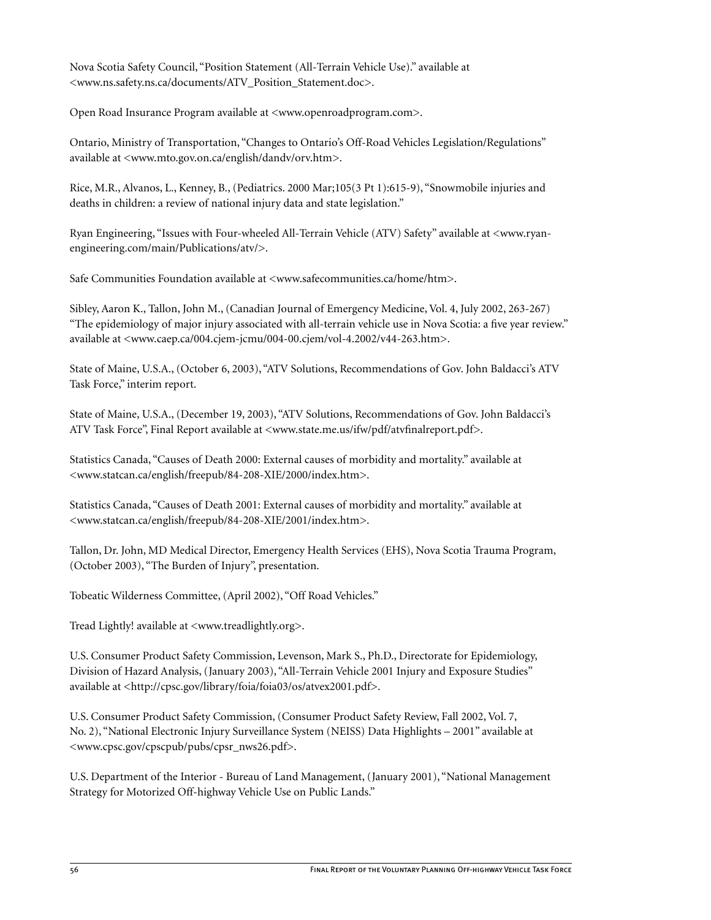Nova Scotia Safety Council, "Position Statement (All-Terrain Vehicle Use)." available at <www.ns.safety.ns.ca/documents/ATV_Position_Statement.doc>.

Open Road Insurance Program available at <www.openroadprogram.com>.

Ontario, Ministry of Transportation, "Changes to Ontario's Off-Road Vehicles Legislation/Regulations" available at <www.mto.gov.on.ca/english/dandv/orv.htm>.

Rice, M.R., Alvanos, L., Kenney, B., (Pediatrics. 2000 Mar;105(3 Pt 1):615-9), "Snowmobile injuries and deaths in children: a review of national injury data and state legislation."

Ryan Engineering, "Issues with Four-wheeled All-Terrain Vehicle (ATV) Safety" available at <www.ryan-engineering.com/main/Publications/atv/>.

Safe Communities Foundation available at <www.safecommunities.ca/home/htm>.

Sibley, Aaron K., Tallon, John M., (Canadian Journal of Emergency Medicine, Vol. 4, July 2002, 263-267) "The epidemiology of major injury associated with all-terrain vehicle use in Nova Scotia: a five year review." available at <www.caep.ca/004.cjem-jcmu/004-00.cjem/vol-4.2002/v44-263.htm>.

State of Maine, U.S.A., (October 6, 2003), "ATV Solutions, Recommendations of Gov. John Baldacci's ATV Task Force," interim report.

State of Maine, U.S.A., (December 19, 2003), "ATV Solutions, Recommendations of Gov. John Baldacci's ATV Task Force", Final Report available at <www.state.me.us/ifw/pdf/atvfinalreport.pdf>.

Statistics Canada, "Causes of Death 2000: External causes of morbidity and mortality." available at <www.statcan.ca/english/freepub/84-208-XIE/2000/index.htm>.

Statistics Canada, "Causes of Death 2001: External causes of morbidity and mortality." available at <www.statcan.ca/english/freepub/84-208-XIE/2001/index.htm>.

Tallon, Dr. John, MD Medical Director, Emergency Health Services (EHS), Nova Scotia Trauma Program, (October 2003), "The Burden of Injury", presentation.

Tobeatic Wilderness Committee, (April 2002), "Off Road Vehicles."

Tread Lightly! available at <www.treadlightly.org>.

U.S. Consumer Product Safety Commission, Levenson, Mark S., Ph.D., Directorate for Epidemiology, Division of Hazard Analysis, (January 2003), "All-Terrain Vehicle 2001 Injury and Exposure Studies" available at <http://cpsc.gov/library/foia/foia03/os/atvex2001.pdf>.

U.S. Consumer Product Safety Commission, (Consumer Product Safety Review, Fall 2002, Vol. 7, No. 2), "National Electronic Injury Surveillance System (NEISS) Data Highlights – 2001" available at <www.cpsc.gov/cpscpub/pubs/cpsr_nws26.pdf>.

U.S. Department of the Interior - Bureau of Land Management, (January 2001), "National Management Strategy for Motorized Off-highway Vehicle Use on Public Lands."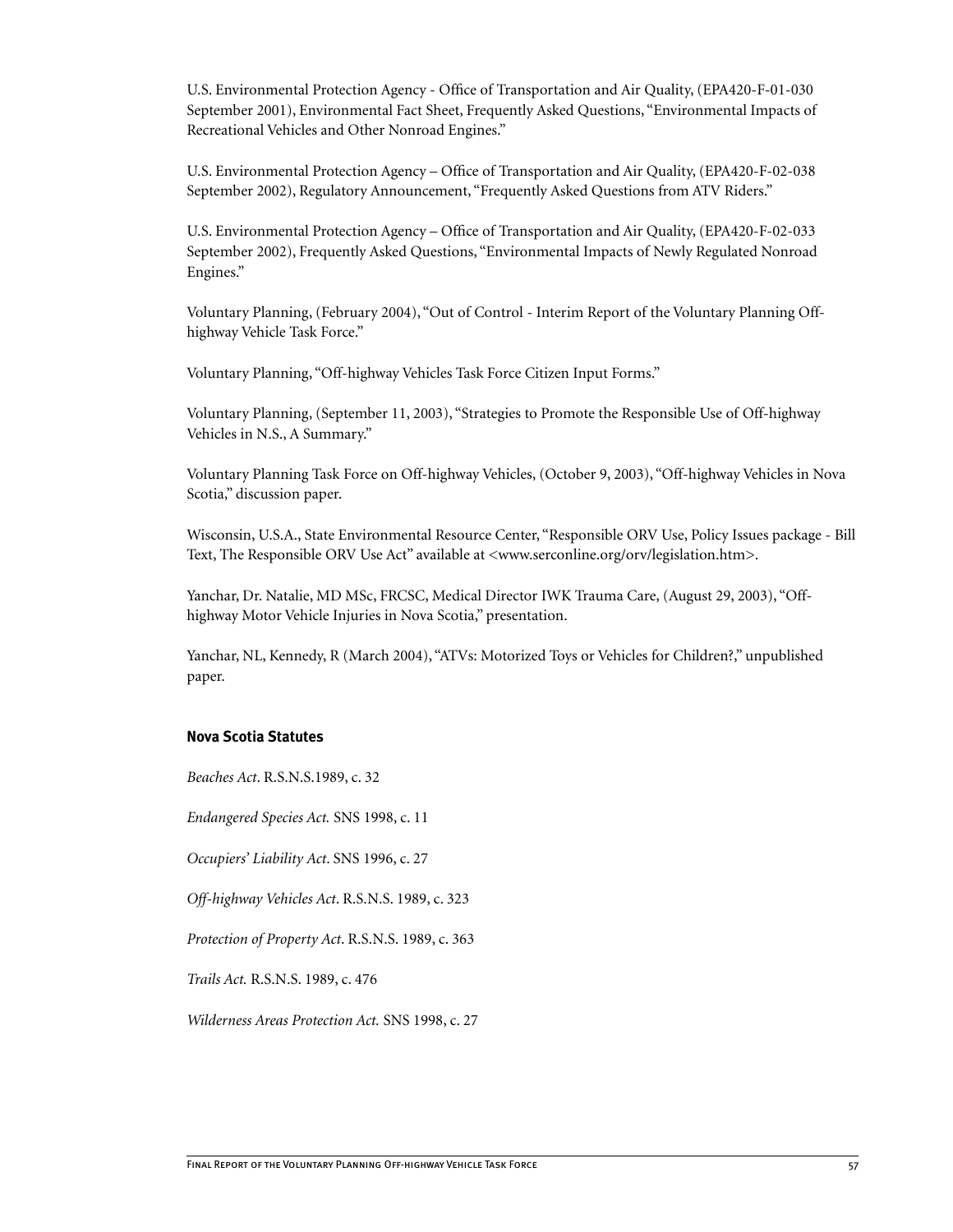U.S. Environmental Protection Agency - Office of Transportation and Air Quality, (EPA420-F-01-030 September 2001), Environmental Fact Sheet, Frequently Asked Questions, "Environmental Impacts of Recreational Vehicles and Other Nonroad Engines."

U.S. Environmental Protection Agency – Office of Transportation and Air Quality, (EPA420-F-02-038 September 2002), Regulatory Announcement, "Frequently Asked Questions from ATV Riders."

U.S. Environmental Protection Agency – Office of Transportation and Air Quality, (EPA420-F-02-033 September 2002), Frequently Asked Questions, "Environmental Impacts of Newly Regulated Nonroad Engines."

Voluntary Planning, (February 2004), "Out of Control - Interim Report of the Voluntary Planning Off-highway Vehicle Task Force."

Voluntary Planning, "Off-highway Vehicles Task Force Citizen Input Forms."

Voluntary Planning, (September 11, 2003), "Strategies to Promote the Responsible Use of Off-highway Vehicles in N.S., A Summary."

Voluntary Planning Task Force on Off-highway Vehicles, (October 9, 2003), "Off-highway Vehicles in Nova Scotia," discussion paper.

Wisconsin, U.S.A., State Environmental Resource Center, "Responsible ORV Use, Policy Issues package - Bill Text, The Responsible ORV Use Act" available at <www.serconline.org/orv/legislation.htm>.

Yanchar, Dr. Natalie, MD MSc, FRCSC, Medical Director IWK Trauma Care, (August 29, 2003), "Off-highway Motor Vehicle Injuries in Nova Scotia," presentation.

Yanchar, NL, Kennedy, R (March 2004), "ATVs: Motorized Toys or Vehicles for Children?," unpublished paper.

### Nova Scotia Statutes

*Beaches Act*. R.S.N.S.1989, c. 32

*Endangered Species Act.* SNS 1998, c. 11

*Occupiers' Liability Act*. SNS 1996, c. 27

*Off-highway Vehicles Act*. R.S.N.S. 1989, c. 323

*Protection of Property Act*. R.S.N.S. 1989, c. 363

*Trails Act.* R.S.N.S. 1989, c. 476

*Wilderness Areas Protection Act.* SNS 1998, c. 27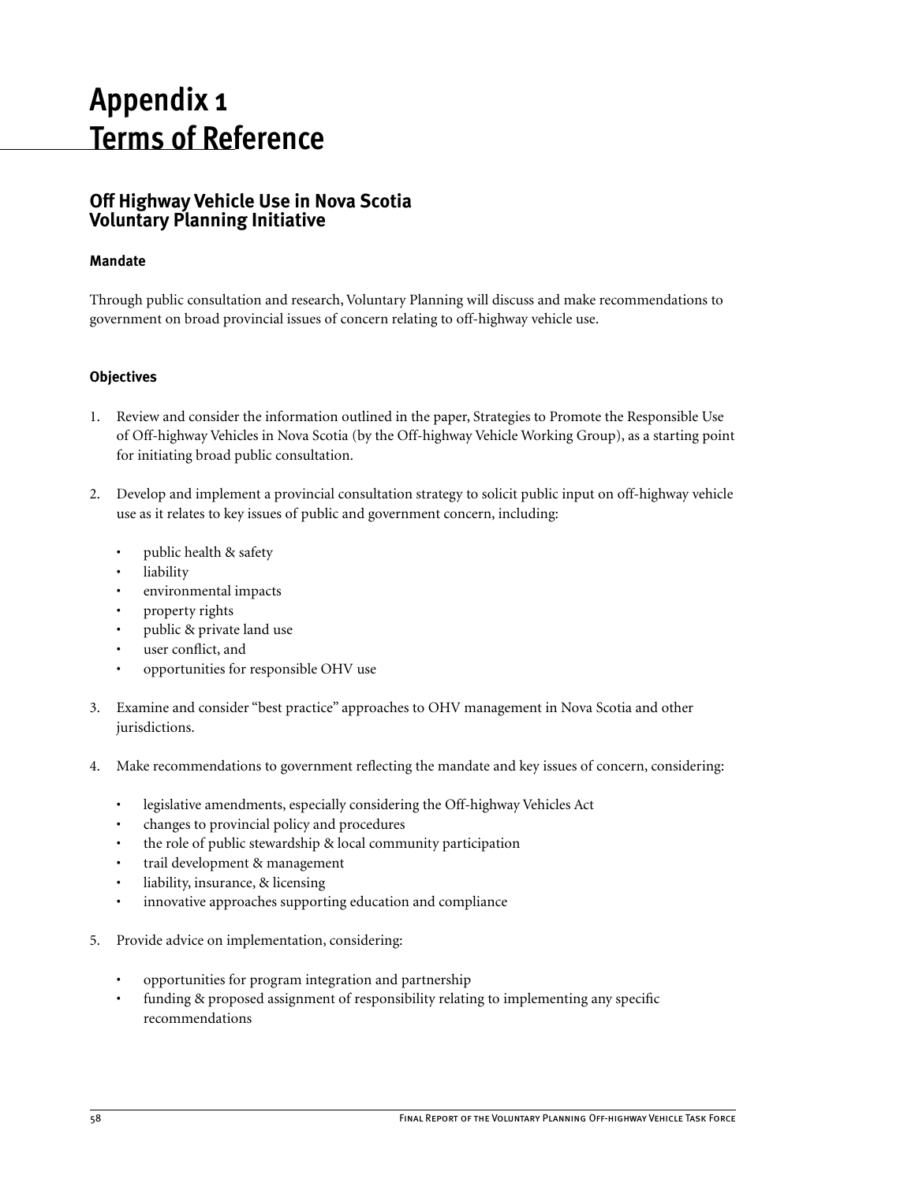# Appendix 1
# Terms of Reference

## Off Highway Vehicle Use in Nova Scotia Voluntary Planning Initiative

### Mandate

Through public consultation and research, Voluntary Planning will discuss and make recommendations to government on broad provincial issues of concern relating to off-highway vehicle use.

### Objectives

1. Review and consider the information outlined in the paper, Strategies to Promote the Responsible Use of Off-highway Vehicles in Nova Scotia (by the Off-highway Vehicle Working Group), as a starting point for initiating broad public consultation.

2. Develop and implement a provincial consultation strategy to solicit public input on off-highway vehicle use as it relates to key issues of public and government concern, including:

   - public health & safety
   - liability
   - environmental impacts
   - property rights
   - public & private land use
   - user conflict, and
   - opportunities for responsible OHV use

3. Examine and consider "best practice" approaches to OHV management in Nova Scotia and other jurisdictions.

4. Make recommendations to government reflecting the mandate and key issues of concern, considering:

   - legislative amendments, especially considering the Off-highway Vehicles Act
   - changes to provincial policy and procedures
   - the role of public stewardship & local community participation
   - trail development & management
   - liability, insurance, & licensing
   - innovative approaches supporting education and compliance

5. Provide advice on implementation, considering:

   - opportunities for program integration and partnership
   - funding & proposed assignment of responsibility relating to implementing any specific recommendations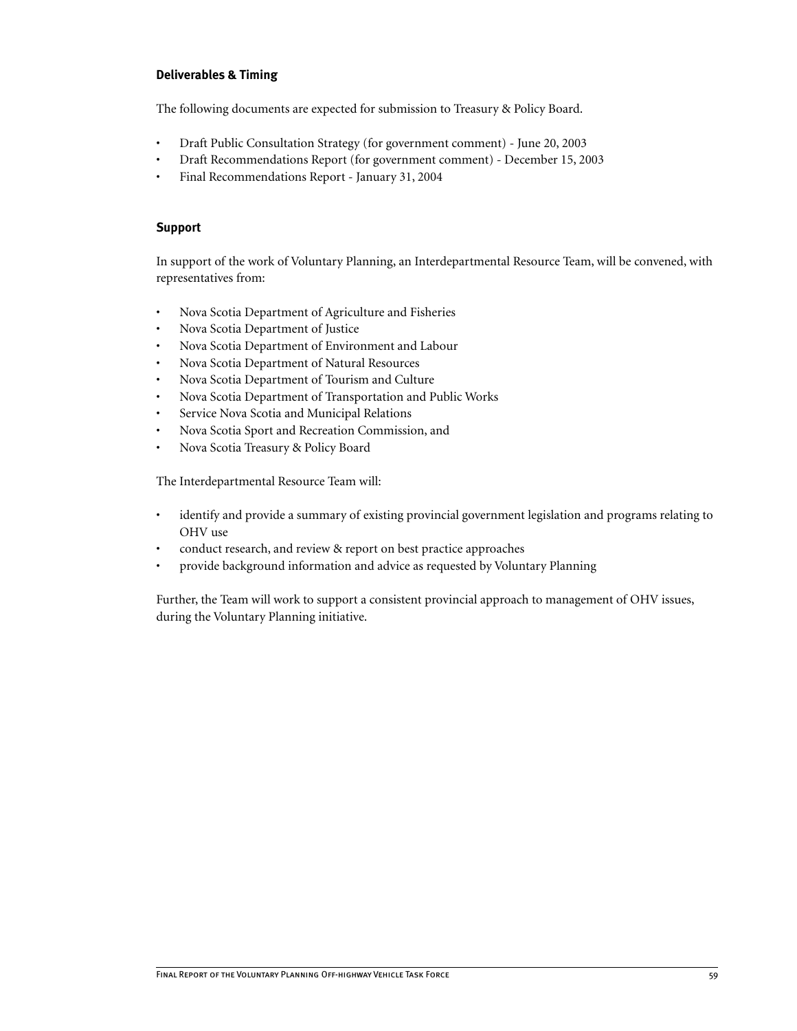#### Deliverables & Timing

The following documents are expected for submission to Treasury & Policy Board.

- Draft Public Consultation Strategy (for government comment) - June 20, 2003
- Draft Recommendations Report (for government comment) - December 15, 2003
- Final Recommendations Report - January 31, 2004

#### Support

In support of the work of Voluntary Planning, an Interdepartmental Resource Team, will be convened, with representatives from:

- Nova Scotia Department of Agriculture and Fisheries
- Nova Scotia Department of Justice
- Nova Scotia Department of Environment and Labour
- Nova Scotia Department of Natural Resources
- Nova Scotia Department of Tourism and Culture
- Nova Scotia Department of Transportation and Public Works
- Service Nova Scotia and Municipal Relations
- Nova Scotia Sport and Recreation Commission, and
- Nova Scotia Treasury & Policy Board

The Interdepartmental Resource Team will:

- identify and provide a summary of existing provincial government legislation and programs relating to OHV use
- conduct research, and review & report on best practice approaches
- provide background information and advice as requested by Voluntary Planning

Further, the Team will work to support a consistent provincial approach to management of OHV issues, during the Voluntary Planning initiative.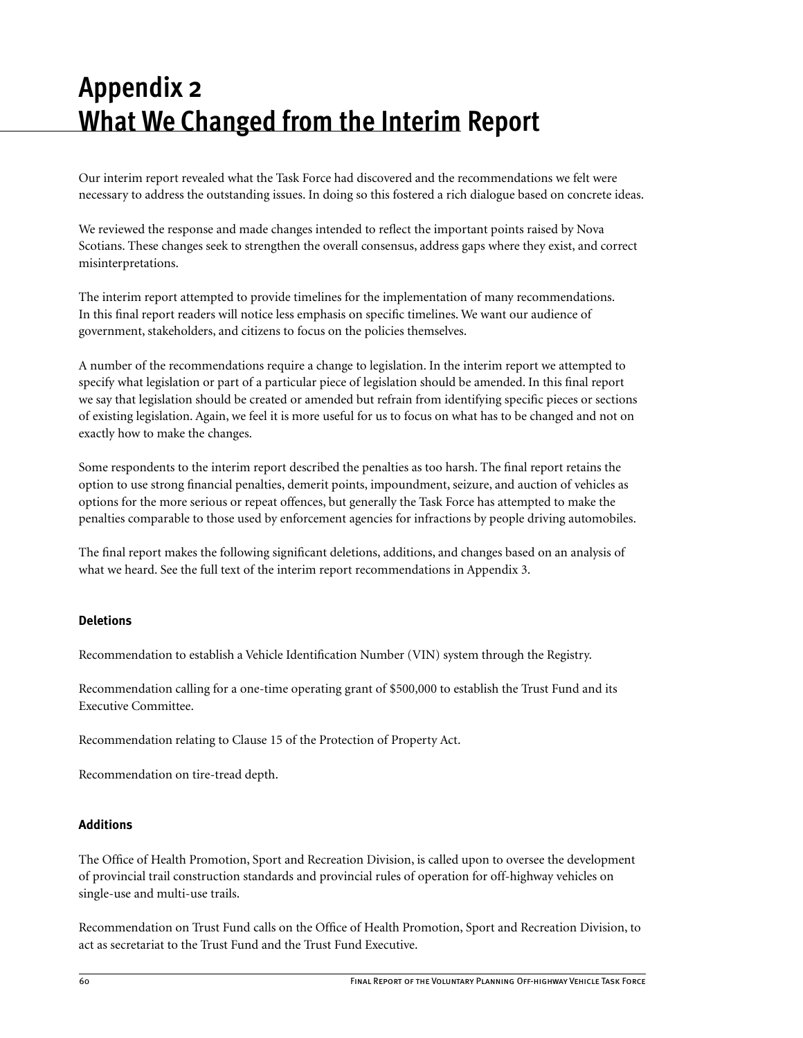# Appendix 2
# What We Changed from the Interim Report

Our interim report revealed what the Task Force had discovered and the recommendations we felt were necessary to address the outstanding issues. In doing so this fostered a rich dialogue based on concrete ideas.

We reviewed the response and made changes intended to reflect the important points raised by Nova Scotians. These changes seek to strengthen the overall consensus, address gaps where they exist, and correct misinterpretations.

The interim report attempted to provide timelines for the implementation of many recommendations. In this final report readers will notice less emphasis on specific timelines. We want our audience of government, stakeholders, and citizens to focus on the policies themselves.

A number of the recommendations require a change to legislation. In the interim report we attempted to specify what legislation or part of a particular piece of legislation should be amended. In this final report we say that legislation should be created or amended but refrain from identifying specific pieces or sections of existing legislation. Again, we feel it is more useful for us to focus on what has to be changed and not on exactly how to make the changes.

Some respondents to the interim report described the penalties as too harsh. The final report retains the option to use strong financial penalties, demerit points, impoundment, seizure, and auction of vehicles as options for the more serious or repeat offences, but generally the Task Force has attempted to make the penalties comparable to those used by enforcement agencies for infractions by people driving automobiles.

The final report makes the following significant deletions, additions, and changes based on an analysis of what we heard. See the full text of the interim report recommendations in Appendix 3.

#### Deletions

Recommendation to establish a Vehicle Identification Number (VIN) system through the Registry.

Recommendation calling for a one-time operating grant of $500,000 to establish the Trust Fund and its Executive Committee.

Recommendation relating to Clause 15 of the Protection of Property Act.

Recommendation on tire-tread depth.

#### Additions

The Office of Health Promotion, Sport and Recreation Division, is called upon to oversee the development of provincial trail construction standards and provincial rules of operation for off-highway vehicles on single-use and multi-use trails.

Recommendation on Trust Fund calls on the Office of Health Promotion, Sport and Recreation Division, to act as secretariat to the Trust Fund and the Trust Fund Executive.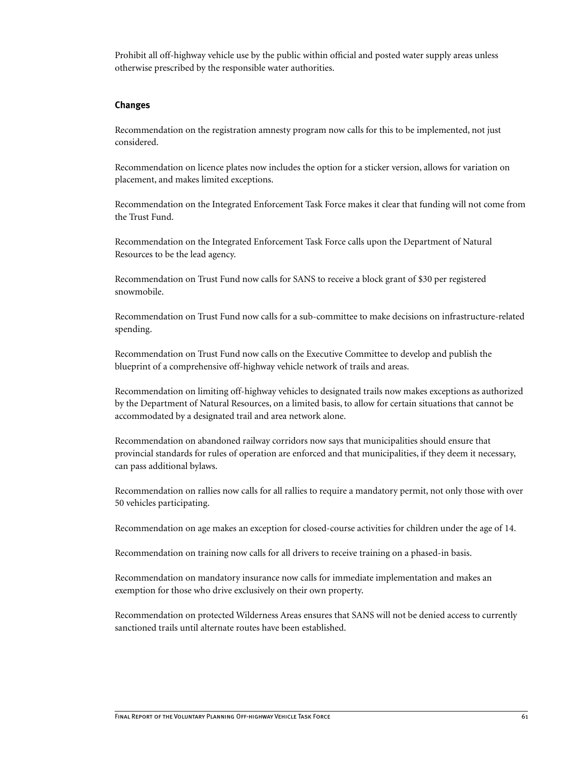Prohibit all off-highway vehicle use by the public within official and posted water supply areas unless otherwise prescribed by the responsible water authorities.

### Changes

Recommendation on the registration amnesty program now calls for this to be implemented, not just considered.

Recommendation on licence plates now includes the option for a sticker version, allows for variation on placement, and makes limited exceptions.

Recommendation on the Integrated Enforcement Task Force makes it clear that funding will not come from the Trust Fund.

Recommendation on the Integrated Enforcement Task Force calls upon the Department of Natural Resources to be the lead agency.

Recommendation on Trust Fund now calls for SANS to receive a block grant of $30 per registered snowmobile.

Recommendation on Trust Fund now calls for a sub-committee to make decisions on infrastructure-related spending.

Recommendation on Trust Fund now calls on the Executive Committee to develop and publish the blueprint of a comprehensive off-highway vehicle network of trails and areas.

Recommendation on limiting off-highway vehicles to designated trails now makes exceptions as authorized by the Department of Natural Resources, on a limited basis, to allow for certain situations that cannot be accommodated by a designated trail and area network alone.

Recommendation on abandoned railway corridors now says that municipalities should ensure that provincial standards for rules of operation are enforced and that municipalities, if they deem it necessary, can pass additional bylaws.

Recommendation on rallies now calls for all rallies to require a mandatory permit, not only those with over 50 vehicles participating.

Recommendation on age makes an exception for closed-course activities for children under the age of 14.

Recommendation on training now calls for all drivers to receive training on a phased-in basis.

Recommendation on mandatory insurance now calls for immediate implementation and makes an exemption for those who drive exclusively on their own property.

Recommendation on protected Wilderness Areas ensures that SANS will not be denied access to currently sanctioned trails until alternate routes have been established.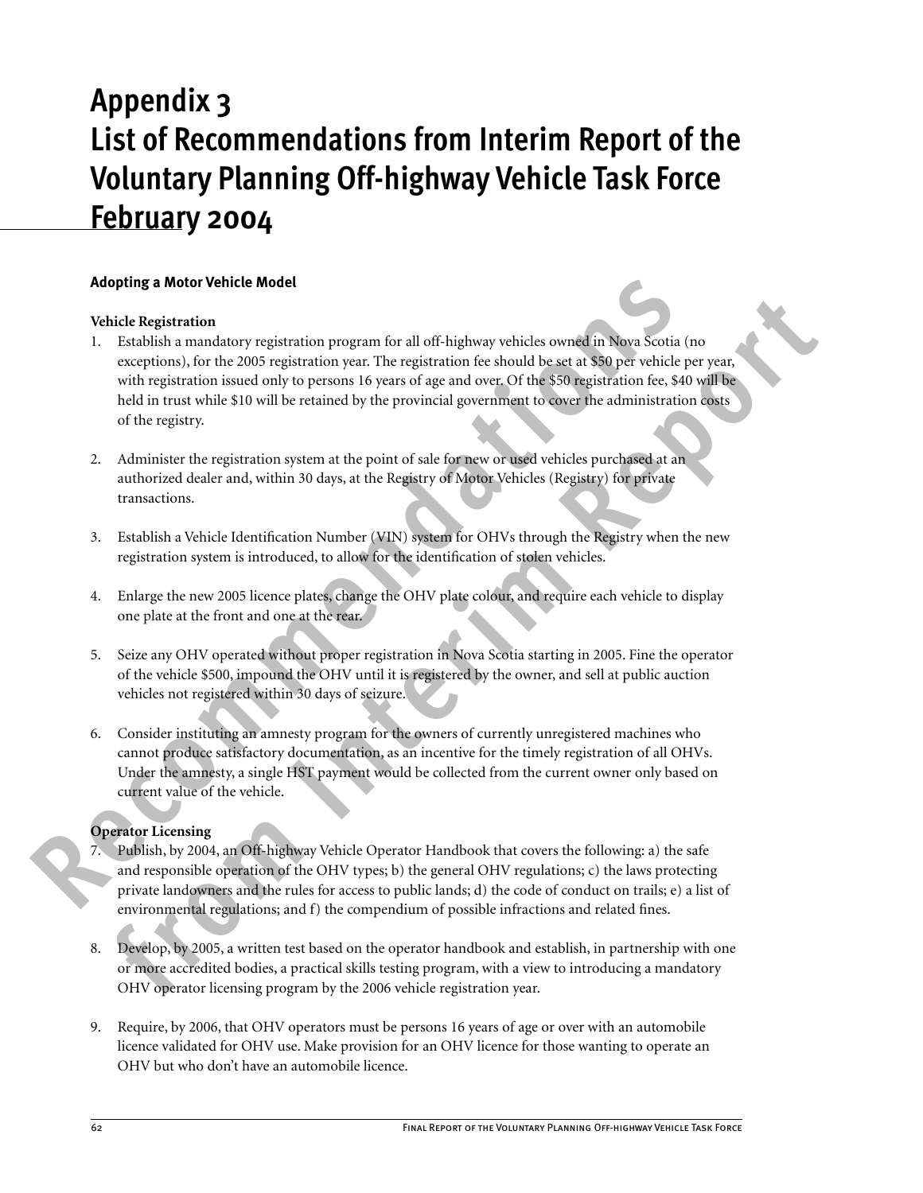# Appendix 3
# List of Recommendations from Interim Report of the Voluntary Planning Off-highway Vehicle Task Force February 2004

### Adopting a Motor Vehicle Model

**Vehicle Registration**

1. Establish a mandatory registration program for all off-highway vehicles owned in Nova Scotia (no exceptions), for the 2005 registration year. The registration fee should be set at $50 per vehicle per year, with registration issued only to persons 16 years of age and over. Of the $50 registration fee, $40 will be held in trust while $10 will be retained by the provincial government to cover the administration costs of the registry.

2. Administer the registration system at the point of sale for new or used vehicles purchased at an authorized dealer and, within 30 days, at the Registry of Motor Vehicles (Registry) for private transactions.

3. Establish a Vehicle Identification Number (VIN) system for OHVs through the Registry when the new registration system is introduced, to allow for the identification of stolen vehicles.

4. Enlarge the new 2005 licence plates, change the OHV plate colour, and require each vehicle to display one plate at the front and one at the rear.

5. Seize any OHV operated without proper registration in Nova Scotia starting in 2005. Fine the operator of the vehicle $500, impound the OHV until it is registered by the owner, and sell at public auction vehicles not registered within 30 days of seizure.

6. Consider instituting an amnesty program for the owners of currently unregistered machines who cannot produce satisfactory documentation, as an incentive for the timely registration of all OHVs. Under the amnesty, a single HST payment would be collected from the current owner only based on current value of the vehicle.

**Operator Licensing**

7. Publish, by 2004, an Off-highway Vehicle Operator Handbook that covers the following: a) the safe and responsible operation of the OHV types; b) the general OHV regulations; c) the laws protecting private landowners and the rules for access to public lands; d) the code of conduct on trails; e) a list of environmental regulations; and f) the compendium of possible infractions and related fines.

8. Develop, by 2005, a written test based on the operator handbook and establish, in partnership with one or more accredited bodies, a practical skills testing program, with a view to introducing a mandatory OHV operator licensing program by the 2006 vehicle registration year.

9. Require, by 2006, that OHV operators must be persons 16 years of age or over with an automobile licence validated for OHV use. Make provision for an OHV licence for those wanting to operate an OHV but who don't have an automobile licence.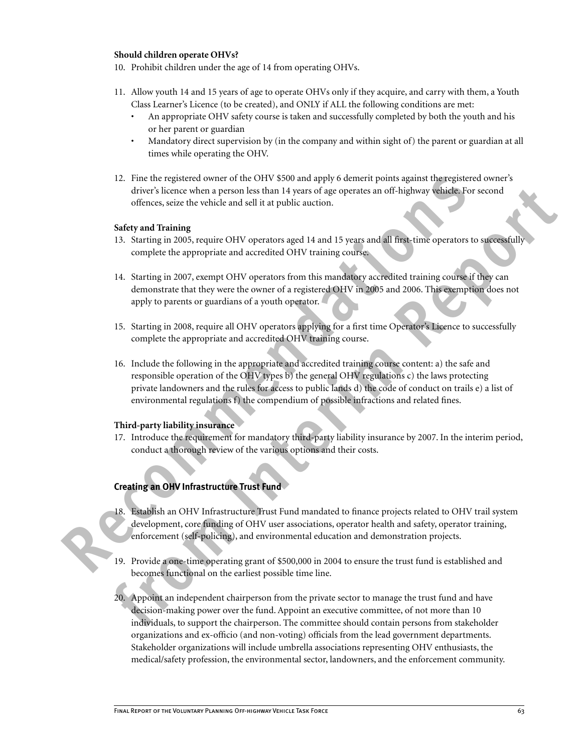**Should children operate OHVs?**

10. Prohibit children under the age of 14 from operating OHVs.

11. Allow youth 14 and 15 years of age to operate OHVs only if they acquire, and carry with them, a Youth Class Learner's Licence (to be created), and ONLY if ALL the following conditions are met:
    - An appropriate OHV safety course is taken and successfully completed by both the youth and his or her parent or guardian
    - Mandatory direct supervision by (in the company and within sight of) the parent or guardian at all times while operating the OHV.

12. Fine the registered owner of the OHV $500 and apply 6 demerit points against the registered owner's driver's licence when a person less than 14 years of age operates an off-highway vehicle. For second offences, seize the vehicle and sell it at public auction.

**Safety and Training**

13. Starting in 2005, require OHV operators aged 14 and 15 years and all first-time operators to successfully complete the appropriate and accredited OHV training course.

14. Starting in 2007, exempt OHV operators from this mandatory accredited training course if they can demonstrate that they were the owner of a registered OHV in 2005 and 2006. This exemption does not apply to parents or guardians of a youth operator.

15. Starting in 2008, require all OHV operators applying for a first time Operator's Licence to successfully complete the appropriate and accredited OHV training course.

16. Include the following in the appropriate and accredited training course content: a) the safe and responsible operation of the OHV types b) the general OHV regulations c) the laws protecting private landowners and the rules for access to public lands d) the code of conduct on trails e) a list of environmental regulations f) the compendium of possible infractions and related fines.

**Third-party liability insurance**

17. Introduce the requirement for mandatory third-party liability insurance by 2007. In the interim period, conduct a thorough review of the various options and their costs.

## Creating an OHV Infrastructure Trust Fund

18. Establish an OHV Infrastructure Trust Fund mandated to finance projects related to OHV trail system development, core funding of OHV user associations, operator health and safety, operator training, enforcement (self-policing), and environmental education and demonstration projects.

19. Provide a one-time operating grant of $500,000 in 2004 to ensure the trust fund is established and becomes functional on the earliest possible time line.

20. Appoint an independent chairperson from the private sector to manage the trust fund and have decision-making power over the fund. Appoint an executive committee, of not more than 10 individuals, to support the chairperson. The committee should contain persons from stakeholder organizations and ex-officio (and non-voting) officials from the lead government departments. Stakeholder organizations will include umbrella associations representing OHV enthusiasts, the medical/safety profession, the environmental sector, landowners, and the enforcement community.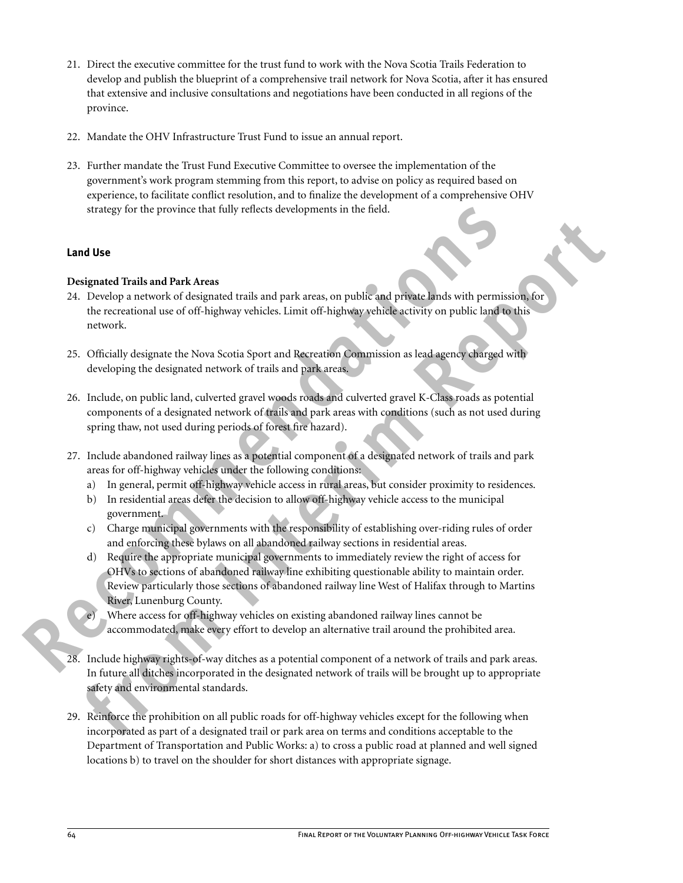21. Direct the executive committee for the trust fund to work with the Nova Scotia Trails Federation to develop and publish the blueprint of a comprehensive trail network for Nova Scotia, after it has ensured that extensive and inclusive consultations and negotiations have been conducted in all regions of the province.

22. Mandate the OHV Infrastructure Trust Fund to issue an annual report.

23. Further mandate the Trust Fund Executive Committee to oversee the implementation of the government's work program stemming from this report, to advise on policy as required based on experience, to facilitate conflict resolution, and to finalize the development of a comprehensive OHV strategy for the province that fully reflects developments in the field.

## Land Use

### Designated Trails and Park Areas

24. Develop a network of designated trails and park areas, on public and private lands with permission, for the recreational use of off-highway vehicles. Limit off-highway vehicle activity on public land to this network.

25. Officially designate the Nova Scotia Sport and Recreation Commission as lead agency charged with developing the designated network of trails and park areas.

26. Include, on public land, culverted gravel woods roads and culverted gravel K-Class roads as potential components of a designated network of trails and park areas with conditions (such as not used during spring thaw, not used during periods of forest fire hazard).

27. Include abandoned railway lines as a potential component of a designated network of trails and park areas for off-highway vehicles under the following conditions:
    a) In general, permit off-highway vehicle access in rural areas, but consider proximity to residences.
    b) In residential areas defer the decision to allow off-highway vehicle access to the municipal government.
    c) Charge municipal governments with the responsibility of establishing over-riding rules of order and enforcing these bylaws on all abandoned railway sections in residential areas.
    d) Require the appropriate municipal governments to immediately review the right of access for OHVs to sections of abandoned railway line exhibiting questionable ability to maintain order. Review particularly those sections of abandoned railway line West of Halifax through to Martins River, Lunenburg County.
    e) Where access for off-highway vehicles on existing abandoned railway lines cannot be accommodated, make every effort to develop an alternative trail around the prohibited area.

28. Include highway rights-of-way ditches as a potential component of a network of trails and park areas. In future all ditches incorporated in the designated network of trails will be brought up to appropriate safety and environmental standards.

29. Reinforce the prohibition on all public roads for off-highway vehicles except for the following when incorporated as part of a designated trail or park area on terms and conditions acceptable to the Department of Transportation and Public Works: a) to cross a public road at planned and well signed locations b) to travel on the shoulder for short distances with appropriate signage.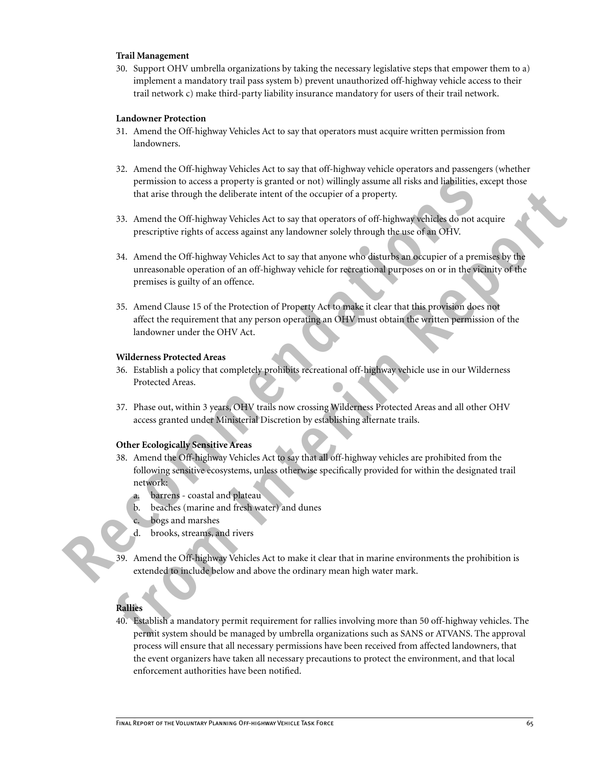**Trail Management**

30. Support OHV umbrella organizations by taking the necessary legislative steps that empower them to a) implement a mandatory trail pass system b) prevent unauthorized off-highway vehicle access to their trail network c) make third-party liability insurance mandatory for users of their trail network.

**Landowner Protection**

31. Amend the Off-highway Vehicles Act to say that operators must acquire written permission from landowners.

32. Amend the Off-highway Vehicles Act to say that off-highway vehicle operators and passengers (whether permission to access a property is granted or not) willingly assume all risks and liabilities, except those that arise through the deliberate intent of the occupier of a property.

33. Amend the Off-highway Vehicles Act to say that operators of off-highway vehicles do not acquire prescriptive rights of access against any landowner solely through the use of an OHV.

34. Amend the Off-highway Vehicles Act to say that anyone who disturbs an occupier of a premises by the unreasonable operation of an off-highway vehicle for recreational purposes on or in the vicinity of the premises is guilty of an offence.

35. Amend Clause 15 of the Protection of Property Act to make it clear that this provision does not affect the requirement that any person operating an OHV must obtain the written permission of the landowner under the OHV Act.

**Wilderness Protected Areas**

36. Establish a policy that completely prohibits recreational off-highway vehicle use in our Wilderness Protected Areas.

37. Phase out, within 3 years, OHV trails now crossing Wilderness Protected Areas and all other OHV access granted under Ministerial Discretion by establishing alternate trails.

**Other Ecologically Sensitive Areas**

38. Amend the Off-highway Vehicles Act to say that all off-highway vehicles are prohibited from the following sensitive ecosystems, unless otherwise specifically provided for within the designated trail network:
    a. barrens - coastal and plateau
    b. beaches (marine and fresh water) and dunes
    c. bogs and marshes
    d. brooks, streams, and rivers

39. Amend the Off-highway Vehicles Act to make it clear that in marine environments the prohibition is extended to include below and above the ordinary mean high water mark.

**Rallies**

40. Establish a mandatory permit requirement for rallies involving more than 50 off-highway vehicles. The permit system should be managed by umbrella organizations such as SANS or ATVANS. The approval process will ensure that all necessary permissions have been received from affected landowners, that the event organizers have taken all necessary precautions to protect the environment, and that local enforcement authorities have been notified.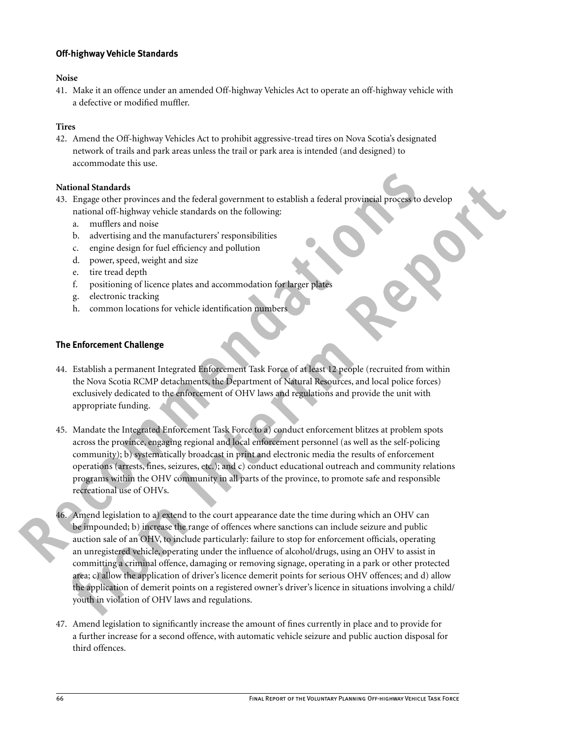### Off-highway Vehicle Standards

**Noise**

41. Make it an offence under an amended Off-highway Vehicles Act to operate an off-highway vehicle with a defective or modified muffler.

**Tires**

42. Amend the Off-highway Vehicles Act to prohibit aggressive-tread tires on Nova Scotia's designated network of trails and park areas unless the trail or park area is intended (and designed) to accommodate this use.

**National Standards**

43. Engage other provinces and the federal government to establish a federal provincial process to develop national off-highway vehicle standards on the following:
    a. mufflers and noise
    b. advertising and the manufacturers' responsibilities
    c. engine design for fuel efficiency and pollution
    d. power, speed, weight and size
    e. tire tread depth
    f. positioning of licence plates and accommodation for larger plates
    g. electronic tracking
    h. common locations for vehicle identification numbers

### The Enforcement Challenge

44. Establish a permanent Integrated Enforcement Task Force of at least 12 people (recruited from within the Nova Scotia RCMP detachments, the Department of Natural Resources, and local police forces) exclusively dedicated to the enforcement of OHV laws and regulations and provide the unit with appropriate funding.

45. Mandate the Integrated Enforcement Task Force to a) conduct enforcement blitzes at problem spots across the province, engaging regional and local enforcement personnel (as well as the self-policing community); b) systematically broadcast in print and electronic media the results of enforcement operations (arrests, fines, seizures, etc.); and c) conduct educational outreach and community relations programs within the OHV community in all parts of the province, to promote safe and responsible recreational use of OHVs.

46. Amend legislation to a) extend to the court appearance date the time during which an OHV can be impounded; b) increase the range of offences where sanctions can include seizure and public auction sale of an OHV, to include particularly: failure to stop for enforcement officials, operating an unregistered vehicle, operating under the influence of alcohol/drugs, using an OHV to assist in committing a criminal offence, damaging or removing signage, operating in a park or other protected area; c) allow the application of driver's licence demerit points for serious OHV offences; and d) allow the application of demerit points on a registered owner's driver's licence in situations involving a child/youth in violation of OHV laws and regulations.

47. Amend legislation to significantly increase the amount of fines currently in place and to provide for a further increase for a second offence, with automatic vehicle seizure and public auction disposal for third offences.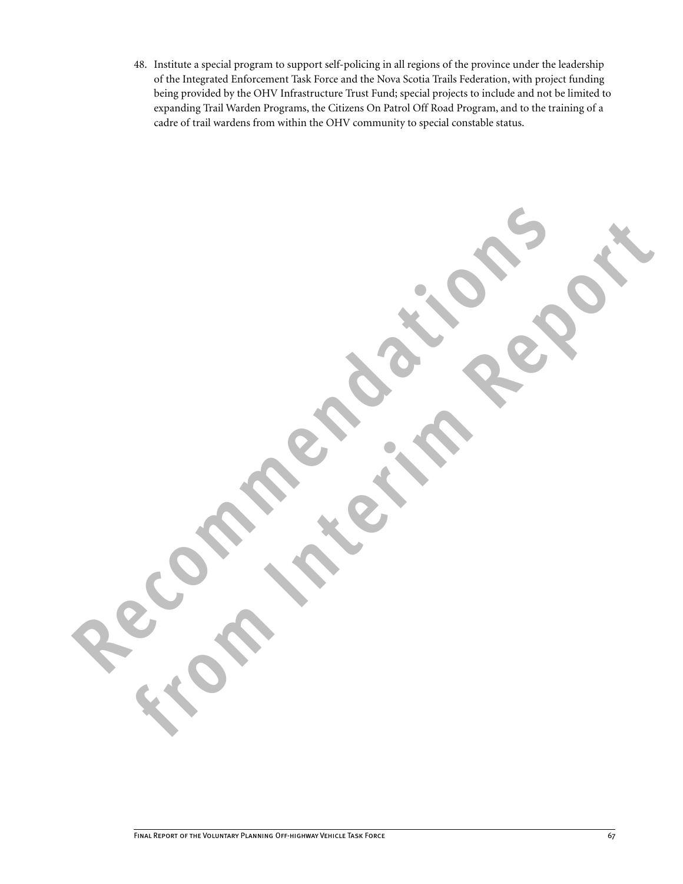48. Institute a special program to support self-policing in all regions of the province under the leadership of the Integrated Enforcement Task Force and the Nova Scotia Trails Federation, with project funding being provided by the OHV Infrastructure Trust Fund; special projects to include and not be limited to expanding Trail Warden Programs, the Citizens On Patrol Off Road Program, and to the training of a cadre of trail wardens from within the OHV community to special constable status.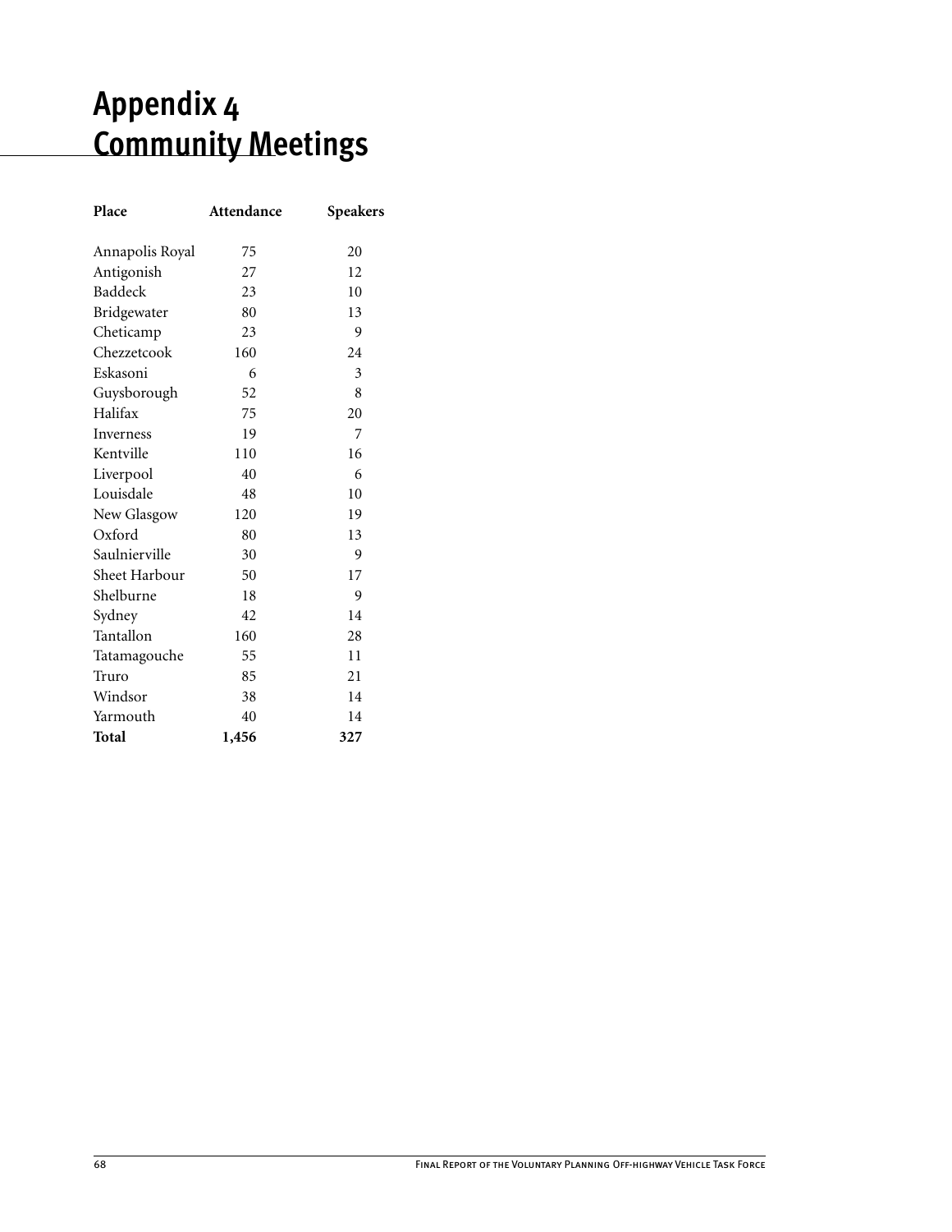# Appendix 4
# Community Meetings

| Place | Attendance | Speakers |
|---|---|---|
| Annapolis Royal | 75 | 20 |
| Antigonish | 27 | 12 |
| Baddeck | 23 | 10 |
| Bridgewater | 80 | 13 |
| Cheticamp | 23 | 9 |
| Chezzetcook | 160 | 24 |
| Eskasoni | 6 | 3 |
| Guysborough | 52 | 8 |
| Halifax | 75 | 20 |
| Inverness | 19 | 7 |
| Kentville | 110 | 16 |
| Liverpool | 40 | 6 |
| Louisdale | 48 | 10 |
| New Glasgow | 120 | 19 |
| Oxford | 80 | 13 |
| Saulnierville | 30 | 9 |
| Sheet Harbour | 50 | 17 |
| Shelburne | 18 | 9 |
| Sydney | 42 | 14 |
| Tantallon | 160 | 28 |
| Tatamagouche | 55 | 11 |
| Truro | 85 | 21 |
| Windsor | 38 | 14 |
| Yarmouth | 40 | 14 |
| **Total** | **1,456** | **327** |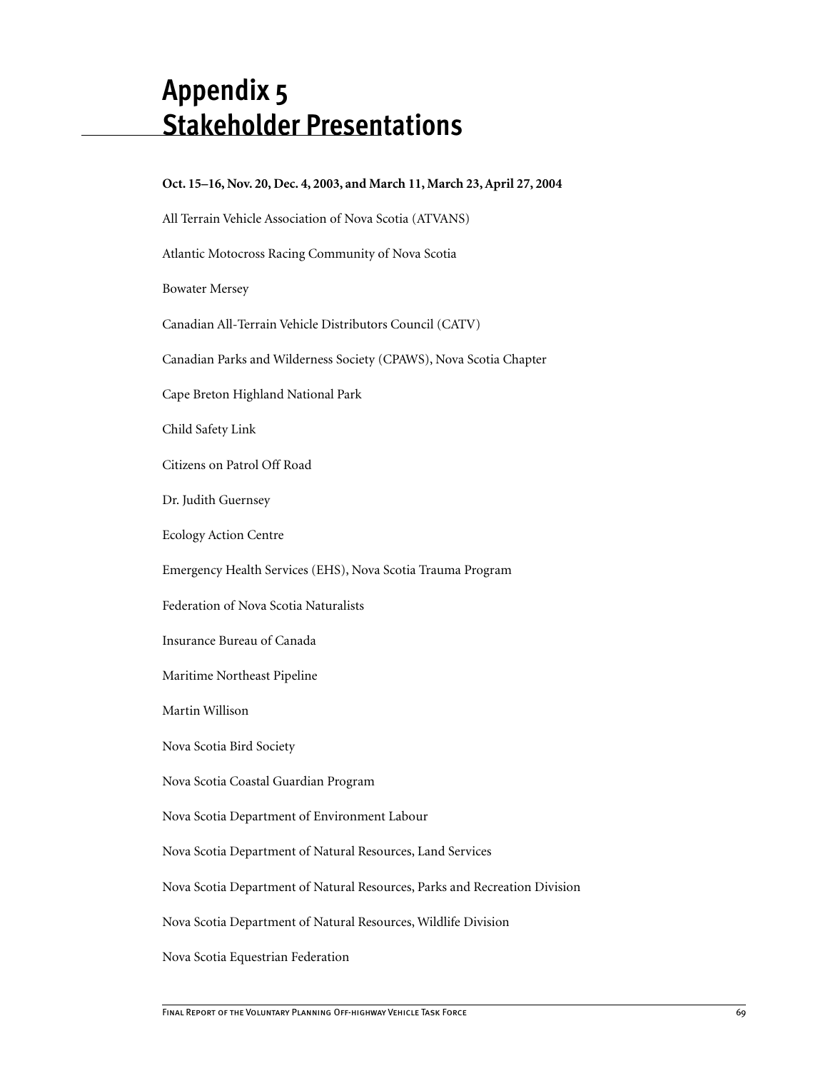# Appendix 5
# Stakeholder Presentations

**Oct. 15–16, Nov. 20, Dec. 4, 2003, and March 11, March 23, April 27, 2004**

All Terrain Vehicle Association of Nova Scotia (ATVANS)

Atlantic Motocross Racing Community of Nova Scotia

Bowater Mersey

Canadian All-Terrain Vehicle Distributors Council (CATV)

Canadian Parks and Wilderness Society (CPAWS), Nova Scotia Chapter

Cape Breton Highland National Park

Child Safety Link

Citizens on Patrol Off Road

Dr. Judith Guernsey

Ecology Action Centre

Emergency Health Services (EHS), Nova Scotia Trauma Program

Federation of Nova Scotia Naturalists

Insurance Bureau of Canada

Maritime Northeast Pipeline

Martin Willison

Nova Scotia Bird Society

Nova Scotia Coastal Guardian Program

Nova Scotia Department of Environment Labour

Nova Scotia Department of Natural Resources, Land Services

Nova Scotia Department of Natural Resources, Parks and Recreation Division

Nova Scotia Department of Natural Resources, Wildlife Division

Nova Scotia Equestrian Federation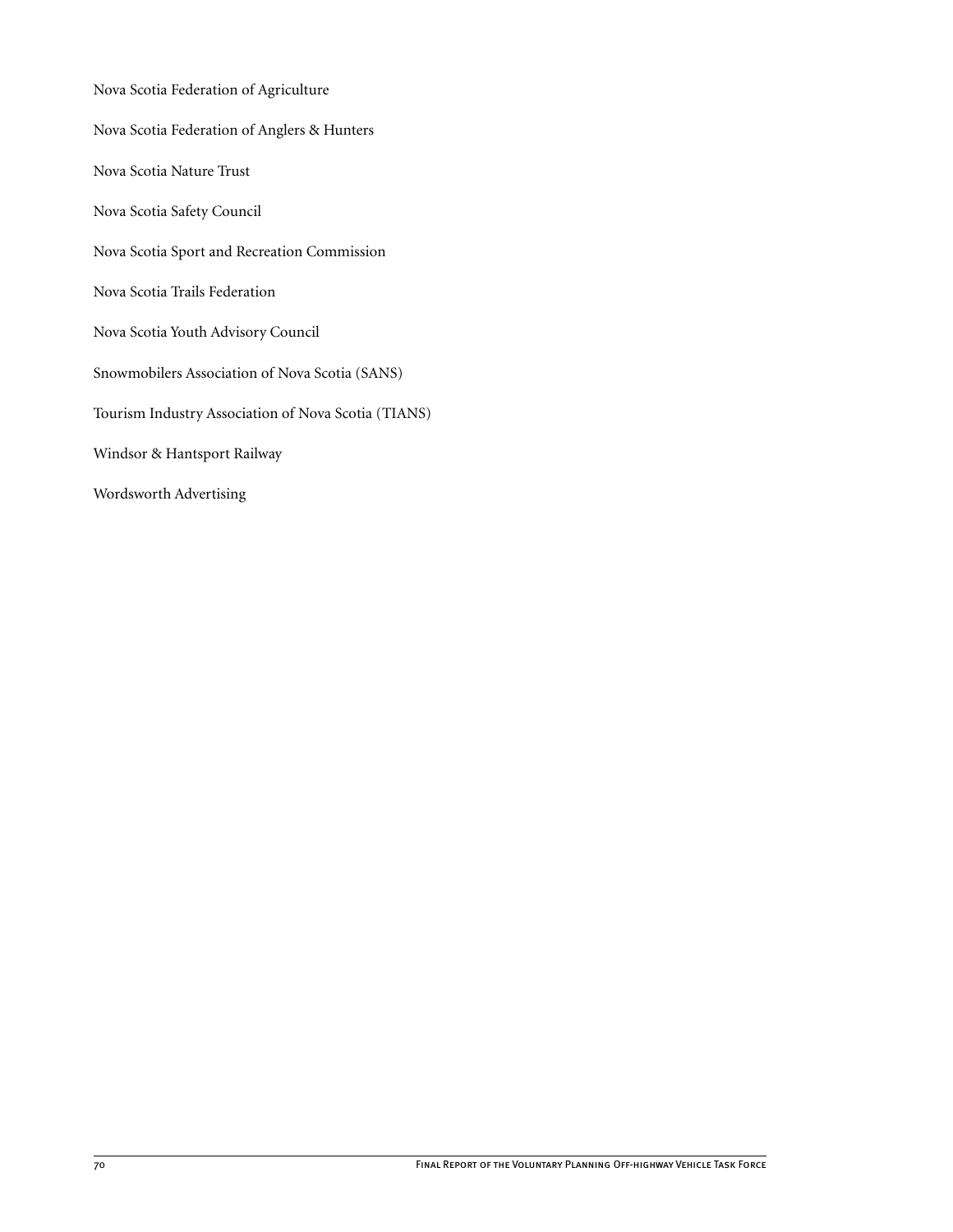Nova Scotia Federation of Agriculture

Nova Scotia Federation of Anglers & Hunters

Nova Scotia Nature Trust

Nova Scotia Safety Council

Nova Scotia Sport and Recreation Commission

Nova Scotia Trails Federation

Nova Scotia Youth Advisory Council

Snowmobilers Association of Nova Scotia (SANS)

Tourism Industry Association of Nova Scotia (TIANS)

Windsor & Hantsport Railway

Wordsworth Advertising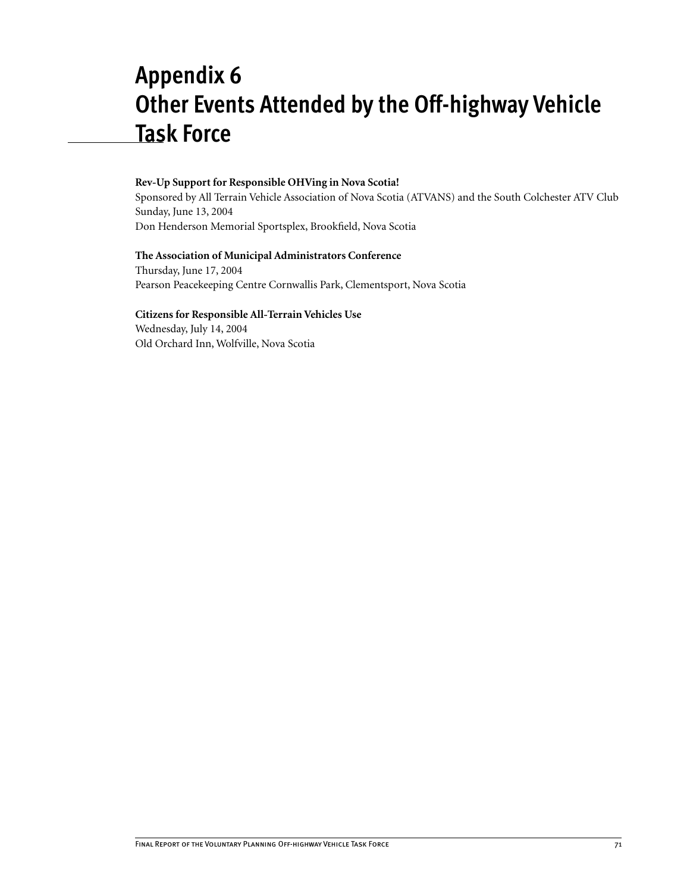# Appendix 6
# Other Events Attended by the Off-highway Vehicle Task Force

**Rev-Up Support for Responsible OHVing in Nova Scotia!**
Sponsored by All Terrain Vehicle Association of Nova Scotia (ATVANS) and the South Colchester ATV Club
Sunday, June 13, 2004
Don Henderson Memorial Sportsplex, Brookfield, Nova Scotia

**The Association of Municipal Administrators Conference**
Thursday, June 17, 2004
Pearson Peacekeeping Centre Cornwallis Park, Clementsport, Nova Scotia

**Citizens for Responsible All-Terrain Vehicles Use**
Wednesday, July 14, 2004
Old Orchard Inn, Wolfville, Nova Scotia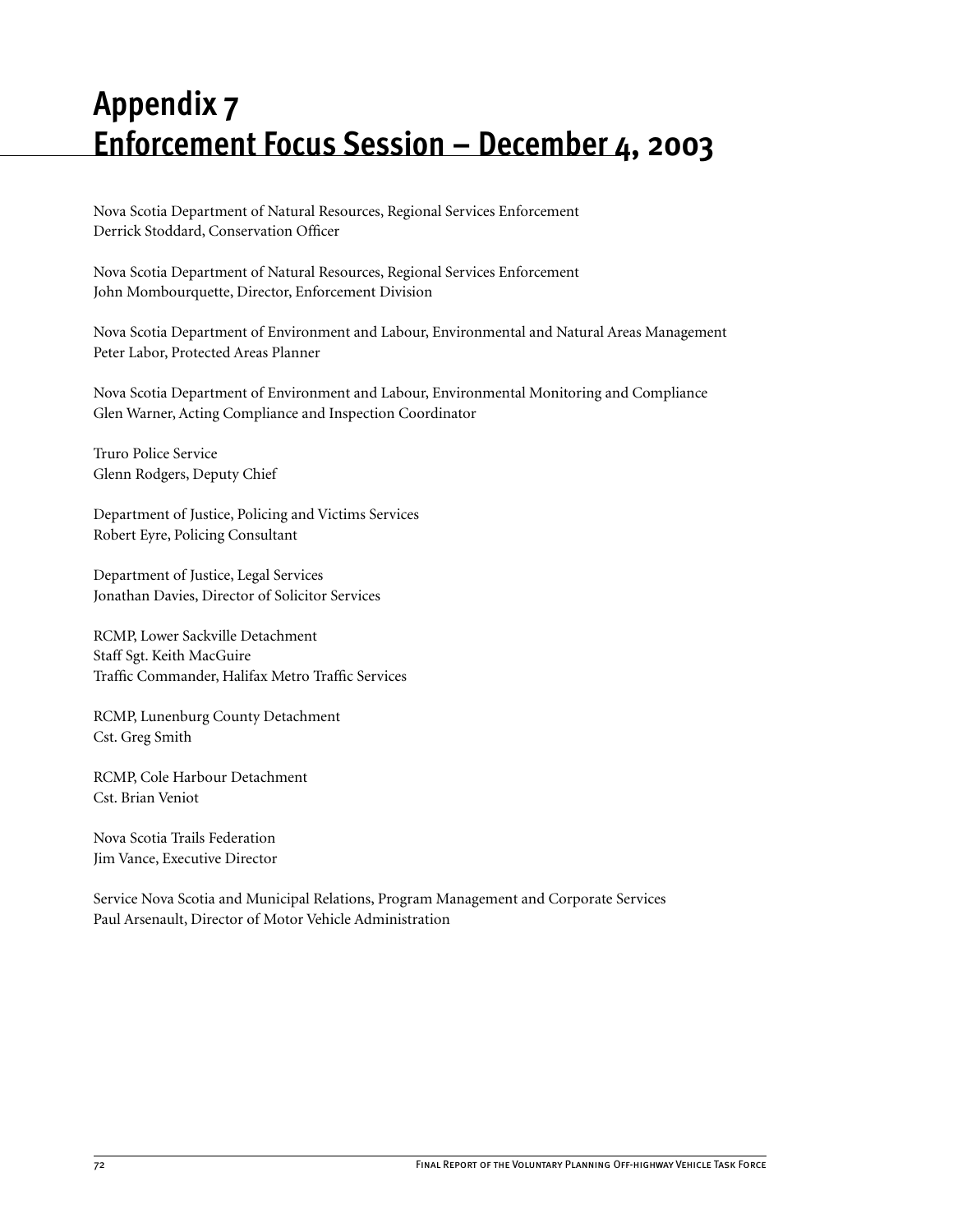# Appendix 7
# Enforcement Focus Session – December 4, 2003

Nova Scotia Department of Natural Resources, Regional Services Enforcement
Derrick Stoddard, Conservation Officer

Nova Scotia Department of Natural Resources, Regional Services Enforcement
John Mombourquette, Director, Enforcement Division

Nova Scotia Department of Environment and Labour, Environmental and Natural Areas Management
Peter Labor, Protected Areas Planner

Nova Scotia Department of Environment and Labour, Environmental Monitoring and Compliance
Glen Warner, Acting Compliance and Inspection Coordinator

Truro Police Service
Glenn Rodgers, Deputy Chief

Department of Justice, Policing and Victims Services
Robert Eyre, Policing Consultant

Department of Justice, Legal Services
Jonathan Davies, Director of Solicitor Services

RCMP, Lower Sackville Detachment
Staff Sgt. Keith MacGuire
Traffic Commander, Halifax Metro Traffic Services

RCMP, Lunenburg County Detachment
Cst. Greg Smith

RCMP, Cole Harbour Detachment
Cst. Brian Veniot

Nova Scotia Trails Federation
Jim Vance, Executive Director

Service Nova Scotia and Municipal Relations, Program Management and Corporate Services
Paul Arsenault, Director of Motor Vehicle Administration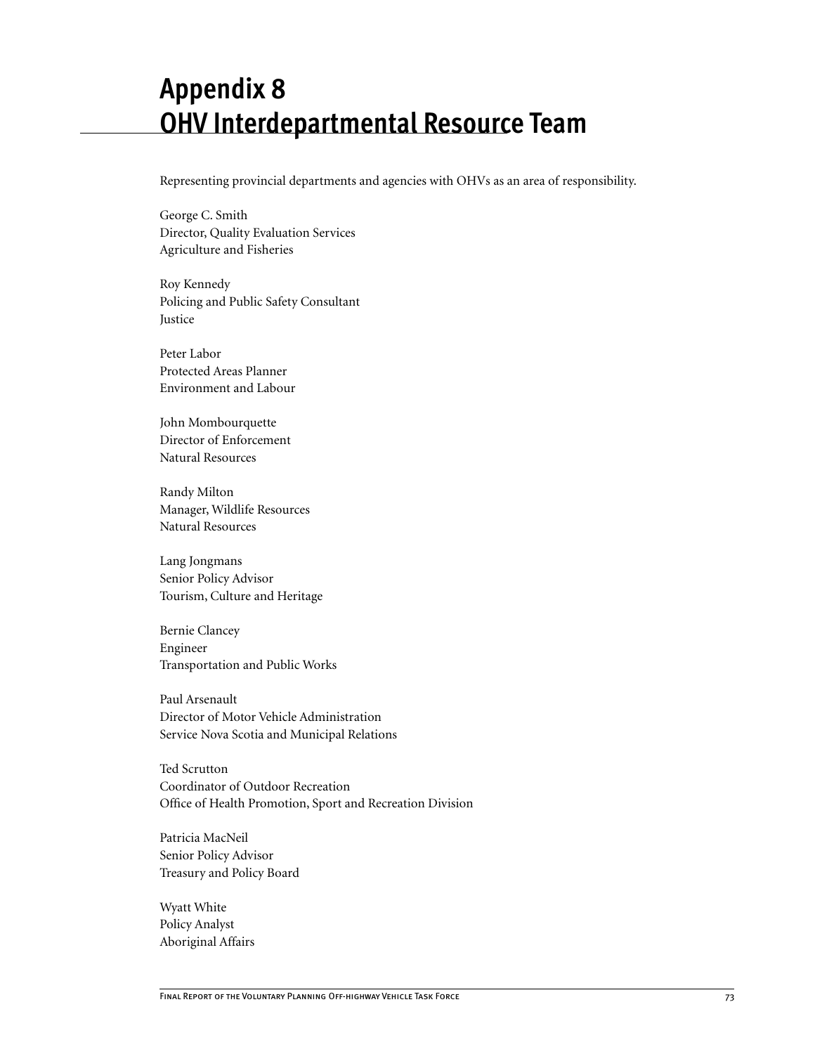# Appendix 8
# OHV Interdepartmental Resource Team

Representing provincial departments and agencies with OHVs as an area of responsibility.

George C. Smith
Director, Quality Evaluation Services
Agriculture and Fisheries

Roy Kennedy
Policing and Public Safety Consultant
Justice

Peter Labor
Protected Areas Planner
Environment and Labour

John Mombourquette
Director of Enforcement
Natural Resources

Randy Milton
Manager, Wildlife Resources
Natural Resources

Lang Jongmans
Senior Policy Advisor
Tourism, Culture and Heritage

Bernie Clancey
Engineer
Transportation and Public Works

Paul Arsenault
Director of Motor Vehicle Administration
Service Nova Scotia and Municipal Relations

Ted Scrutton
Coordinator of Outdoor Recreation
Office of Health Promotion, Sport and Recreation Division

Patricia MacNeil
Senior Policy Advisor
Treasury and Policy Board

Wyatt White
Policy Analyst
Aboriginal Affairs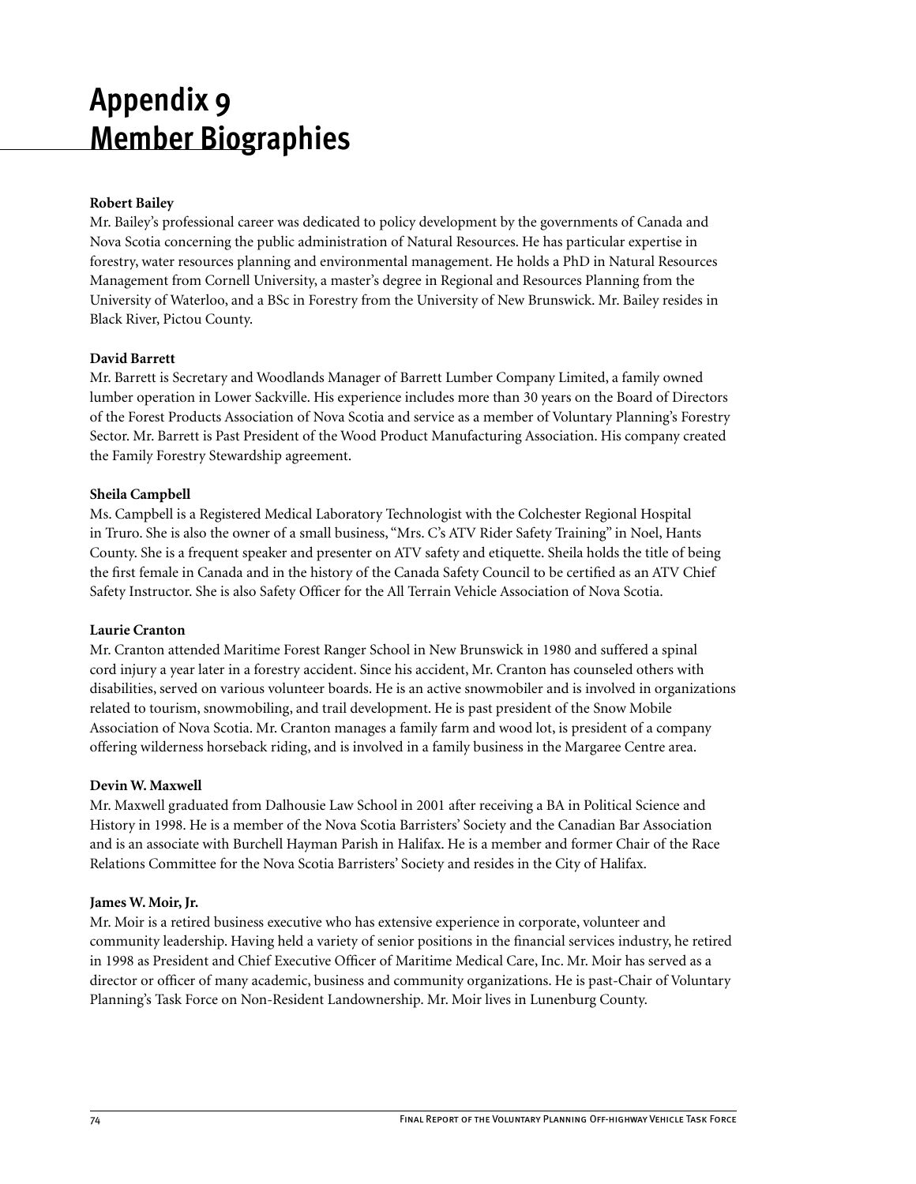# Appendix 9
# Member Biographies

**Robert Bailey**

Mr. Bailey's professional career was dedicated to policy development by the governments of Canada and Nova Scotia concerning the public administration of Natural Resources. He has particular expertise in forestry, water resources planning and environmental management. He holds a PhD in Natural Resources Management from Cornell University, a master's degree in Regional and Resources Planning from the University of Waterloo, and a BSc in Forestry from the University of New Brunswick. Mr. Bailey resides in Black River, Pictou County.

**David Barrett**

Mr. Barrett is Secretary and Woodlands Manager of Barrett Lumber Company Limited, a family owned lumber operation in Lower Sackville. His experience includes more than 30 years on the Board of Directors of the Forest Products Association of Nova Scotia and service as a member of Voluntary Planning's Forestry Sector. Mr. Barrett is Past President of the Wood Product Manufacturing Association. His company created the Family Forestry Stewardship agreement.

**Sheila Campbell**

Ms. Campbell is a Registered Medical Laboratory Technologist with the Colchester Regional Hospital in Truro. She is also the owner of a small business, "Mrs. C's ATV Rider Safety Training" in Noel, Hants County. She is a frequent speaker and presenter on ATV safety and etiquette. Sheila holds the title of being the first female in Canada and in the history of the Canada Safety Council to be certified as an ATV Chief Safety Instructor. She is also Safety Officer for the All Terrain Vehicle Association of Nova Scotia.

**Laurie Cranton**

Mr. Cranton attended Maritime Forest Ranger School in New Brunswick in 1980 and suffered a spinal cord injury a year later in a forestry accident. Since his accident, Mr. Cranton has counseled others with disabilities, served on various volunteer boards. He is an active snowmobiler and is involved in organizations related to tourism, snowmobiling, and trail development. He is past president of the Snow Mobile Association of Nova Scotia. Mr. Cranton manages a family farm and wood lot, is president of a company offering wilderness horseback riding, and is involved in a family business in the Margaree Centre area.

**Devin W. Maxwell**

Mr. Maxwell graduated from Dalhousie Law School in 2001 after receiving a BA in Political Science and History in 1998. He is a member of the Nova Scotia Barristers' Society and the Canadian Bar Association and is an associate with Burchell Hayman Parish in Halifax. He is a member and former Chair of the Race Relations Committee for the Nova Scotia Barristers' Society and resides in the City of Halifax.

**James W. Moir, Jr.**

Mr. Moir is a retired business executive who has extensive experience in corporate, volunteer and community leadership. Having held a variety of senior positions in the financial services industry, he retired in 1998 as President and Chief Executive Officer of Maritime Medical Care, Inc. Mr. Moir has served as a director or officer of many academic, business and community organizations. He is past-Chair of Voluntary Planning's Task Force on Non-Resident Landownership. Mr. Moir lives in Lunenburg County.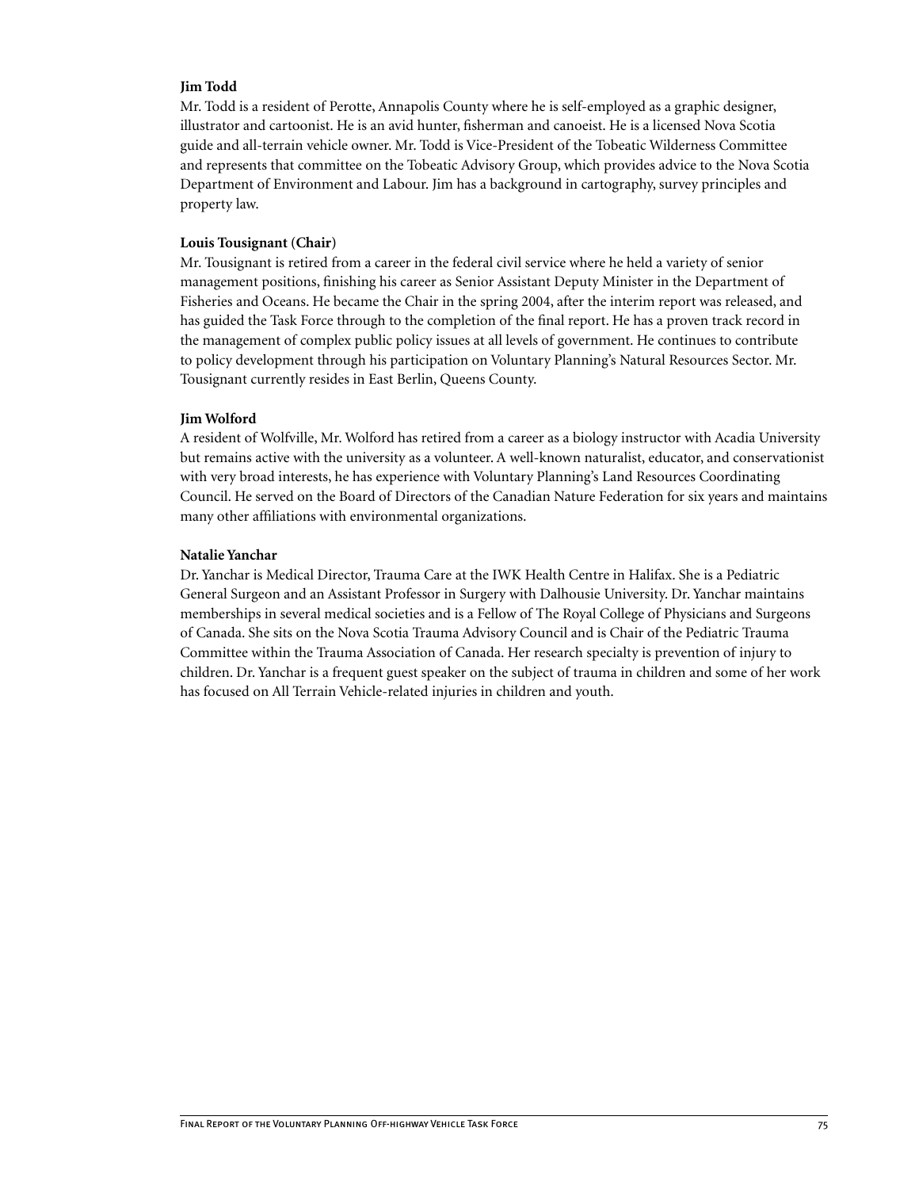**Jim Todd**

Mr. Todd is a resident of Perotte, Annapolis County where he is self-employed as a graphic designer, illustrator and cartoonist. He is an avid hunter, fisherman and canoeist. He is a licensed Nova Scotia guide and all-terrain vehicle owner. Mr. Todd is Vice-President of the Tobeatic Wilderness Committee and represents that committee on the Tobeatic Advisory Group, which provides advice to the Nova Scotia Department of Environment and Labour. Jim has a background in cartography, survey principles and property law.

**Louis Tousignant (Chair)**

Mr. Tousignant is retired from a career in the federal civil service where he held a variety of senior management positions, finishing his career as Senior Assistant Deputy Minister in the Department of Fisheries and Oceans. He became the Chair in the spring 2004, after the interim report was released, and has guided the Task Force through to the completion of the final report. He has a proven track record in the management of complex public policy issues at all levels of government. He continues to contribute to policy development through his participation on Voluntary Planning's Natural Resources Sector. Mr. Tousignant currently resides in East Berlin, Queens County.

**Jim Wolford**

A resident of Wolfville, Mr. Wolford has retired from a career as a biology instructor with Acadia University but remains active with the university as a volunteer. A well-known naturalist, educator, and conservationist with very broad interests, he has experience with Voluntary Planning's Land Resources Coordinating Council. He served on the Board of Directors of the Canadian Nature Federation for six years and maintains many other affiliations with environmental organizations.

**Natalie Yanchar**

Dr. Yanchar is Medical Director, Trauma Care at the IWK Health Centre in Halifax. She is a Pediatric General Surgeon and an Assistant Professor in Surgery with Dalhousie University. Dr. Yanchar maintains memberships in several medical societies and is a Fellow of The Royal College of Physicians and Surgeons of Canada. She sits on the Nova Scotia Trauma Advisory Council and is Chair of the Pediatric Trauma Committee within the Trauma Association of Canada. Her research specialty is prevention of injury to children. Dr. Yanchar is a frequent guest speaker on the subject of trauma in children and some of her work has focused on All Terrain Vehicle-related injuries in children and youth.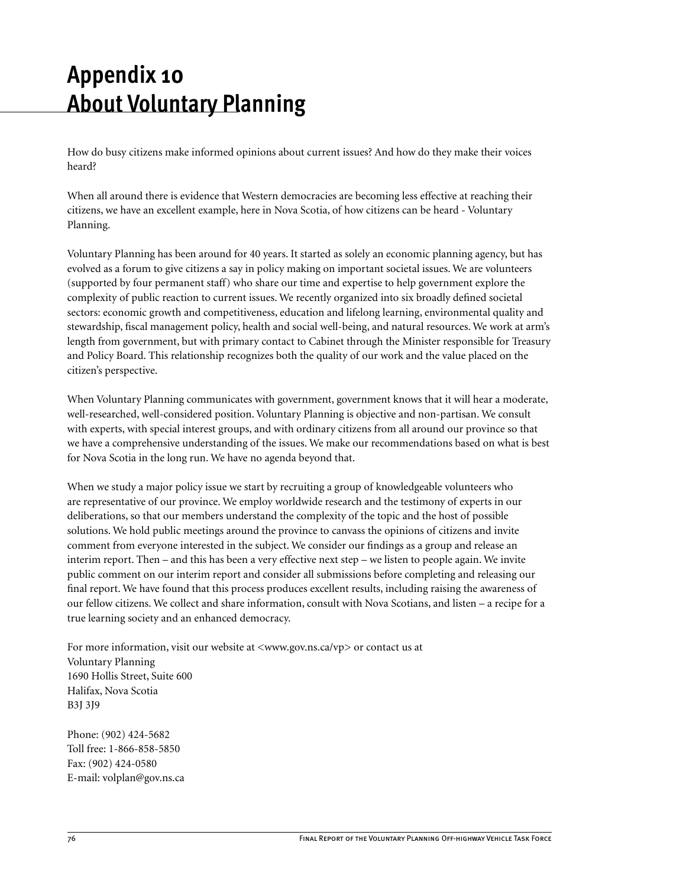# Appendix 10
# About Voluntary Planning

How do busy citizens make informed opinions about current issues? And how do they make their voices heard?

When all around there is evidence that Western democracies are becoming less effective at reaching their citizens, we have an excellent example, here in Nova Scotia, of how citizens can be heard - Voluntary Planning.

Voluntary Planning has been around for 40 years. It started as solely an economic planning agency, but has evolved as a forum to give citizens a say in policy making on important societal issues. We are volunteers (supported by four permanent staff) who share our time and expertise to help government explore the complexity of public reaction to current issues. We recently organized into six broadly defined societal sectors: economic growth and competitiveness, education and lifelong learning, environmental quality and stewardship, fiscal management policy, health and social well-being, and natural resources. We work at arm's length from government, but with primary contact to Cabinet through the Minister responsible for Treasury and Policy Board. This relationship recognizes both the quality of our work and the value placed on the citizen's perspective.

When Voluntary Planning communicates with government, government knows that it will hear a moderate, well-researched, well-considered position. Voluntary Planning is objective and non-partisan. We consult with experts, with special interest groups, and with ordinary citizens from all around our province so that we have a comprehensive understanding of the issues. We make our recommendations based on what is best for Nova Scotia in the long run. We have no agenda beyond that.

When we study a major policy issue we start by recruiting a group of knowledgeable volunteers who are representative of our province. We employ worldwide research and the testimony of experts in our deliberations, so that our members understand the complexity of the topic and the host of possible solutions. We hold public meetings around the province to canvass the opinions of citizens and invite comment from everyone interested in the subject. We consider our findings as a group and release an interim report. Then – and this has been a very effective next step – we listen to people again. We invite public comment on our interim report and consider all submissions before completing and releasing our final report. We have found that this process produces excellent results, including raising the awareness of our fellow citizens. We collect and share information, consult with Nova Scotians, and listen – a recipe for a true learning society and an enhanced democracy.

For more information, visit our website at <www.gov.ns.ca/vp> or contact us at
Voluntary Planning
1690 Hollis Street, Suite 600
Halifax, Nova Scotia
B3J 3J9

Phone: (902) 424-5682
Toll free: 1-866-858-5850
Fax: (902) 424-0580
E-mail: volplan@gov.ns.ca